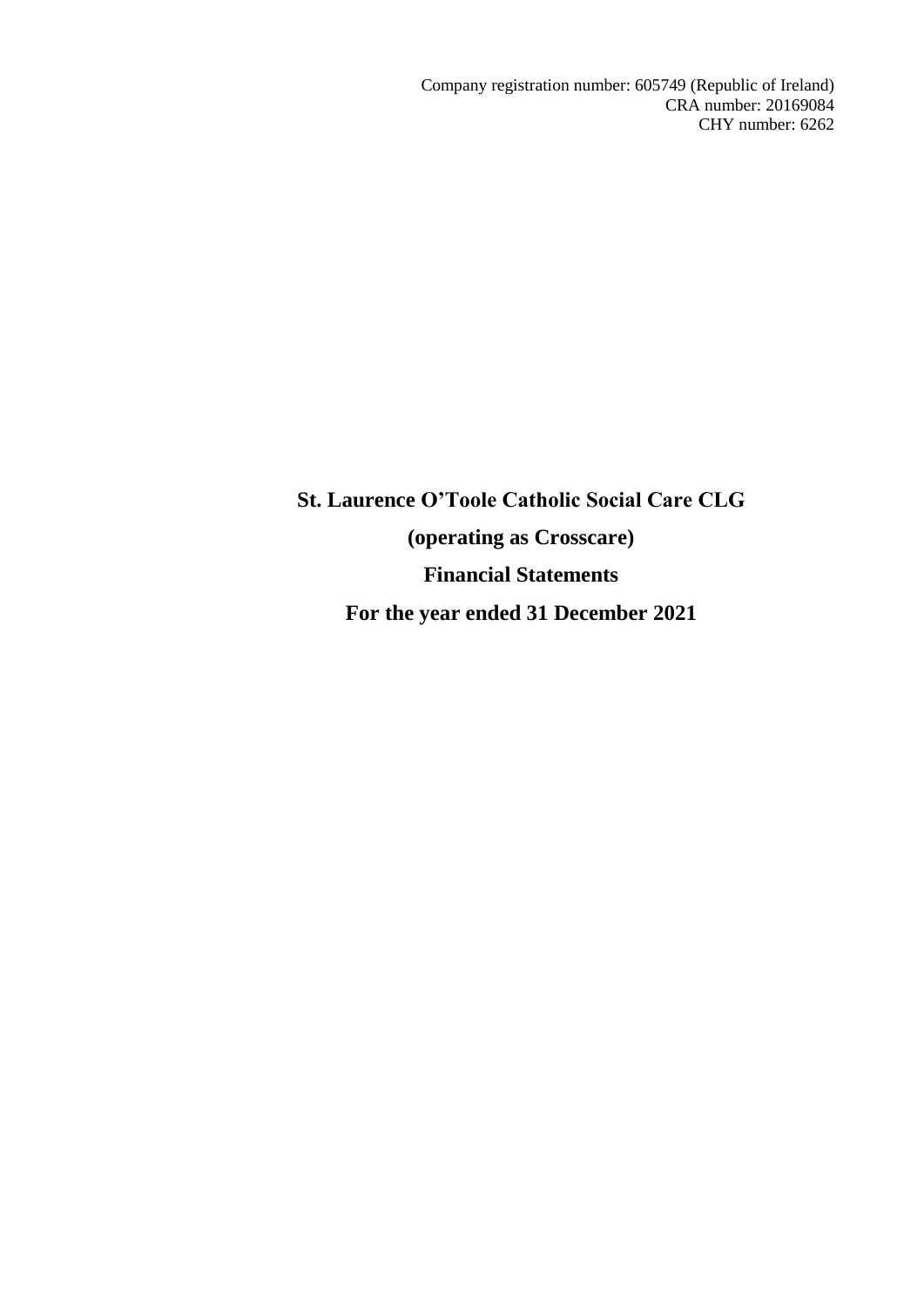Company registration number: 605749 (Republic of Ireland)
CRA number: 20169084
CHY number: 6262

# St. Laurence O'Toole Catholic Social Care CLG

## (operating as Crosscare)

## Financial Statements

## For the year ended 31 December 2021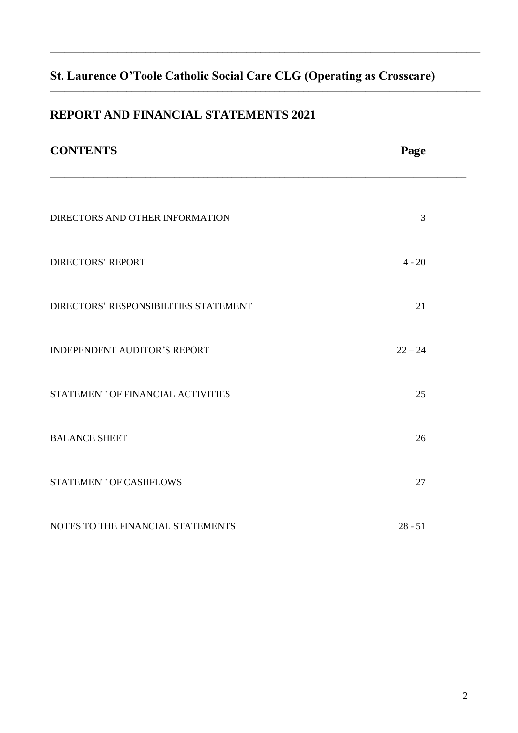# St. Laurence O'Toole Catholic Social Care CLG (Operating as Crosscare)

## REPORT AND FINANCIAL STATEMENTS 2021

| CONTENTS | Page |
|---|---|
| DIRECTORS AND OTHER INFORMATION | 3 |
| DIRECTORS' REPORT | 4 - 20 |
| DIRECTORS' RESPONSIBILITIES STATEMENT | 21 |
| INDEPENDENT AUDITOR'S REPORT | 22 – 24 |
| STATEMENT OF FINANCIAL ACTIVITIES | 25 |
| BALANCE SHEET | 26 |
| STATEMENT OF CASHFLOWS | 27 |
| NOTES TO THE FINANCIAL STATEMENTS | 28 - 51 |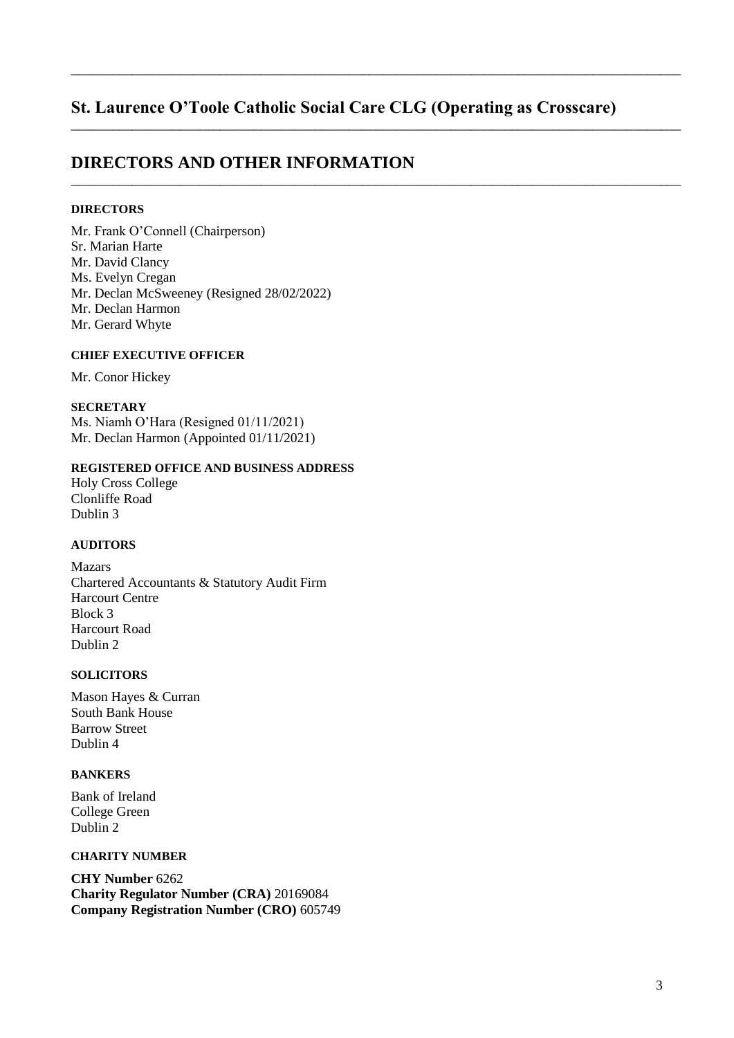# St. Laurence O'Toole Catholic Social Care CLG (Operating as Crosscare)

## DIRECTORS AND OTHER INFORMATION

#### DIRECTORS

Mr. Frank O'Connell (Chairperson)
Sr. Marian Harte
Mr. David Clancy
Ms. Evelyn Cregan
Mr. Declan McSweeney (Resigned 28/02/2022)
Mr. Declan Harmon
Mr. Gerard Whyte

#### CHIEF EXECUTIVE OFFICER

Mr. Conor Hickey

#### SECRETARY

Ms. Niamh O'Hara (Resigned 01/11/2021)
Mr. Declan Harmon (Appointed 01/11/2021)

#### REGISTERED OFFICE AND BUSINESS ADDRESS

Holy Cross College
Clonliffe Road
Dublin 3

#### AUDITORS

Mazars
Chartered Accountants & Statutory Audit Firm
Harcourt Centre
Block 3
Harcourt Road
Dublin 2

#### SOLICITORS

Mason Hayes & Curran
South Bank House
Barrow Street
Dublin 4

#### BANKERS

Bank of Ireland
College Green
Dublin 2

#### CHARITY NUMBER

**CHY Number** 6262
**Charity Regulator Number (CRA)** 20169084
**Company Registration Number (CRO)** 605749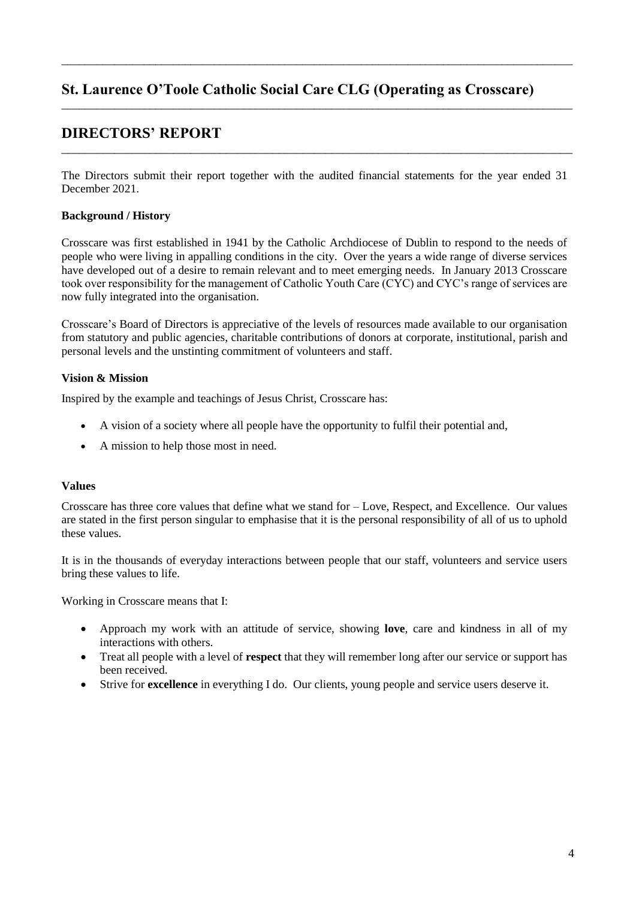# St. Laurence O'Toole Catholic Social Care CLG (Operating as Crosscare)

## DIRECTORS' REPORT

The Directors submit their report together with the audited financial statements for the year ended 31 December 2021.

**Background / History**

Crosscare was first established in 1941 by the Catholic Archdiocese of Dublin to respond to the needs of people who were living in appalling conditions in the city. Over the years a wide range of diverse services have developed out of a desire to remain relevant and to meet emerging needs. In January 2013 Crosscare took over responsibility for the management of Catholic Youth Care (CYC) and CYC's range of services are now fully integrated into the organisation.

Crosscare's Board of Directors is appreciative of the levels of resources made available to our organisation from statutory and public agencies, charitable contributions of donors at corporate, institutional, parish and personal levels and the unstinting commitment of volunteers and staff.

**Vision & Mission**

Inspired by the example and teachings of Jesus Christ, Crosscare has:

- A vision of a society where all people have the opportunity to fulfil their potential and,
- A mission to help those most in need.

**Values**

Crosscare has three core values that define what we stand for – Love, Respect, and Excellence. Our values are stated in the first person singular to emphasise that it is the personal responsibility of all of us to uphold these values.

It is in the thousands of everyday interactions between people that our staff, volunteers and service users bring these values to life.

Working in Crosscare means that I:

- Approach my work with an attitude of service, showing **love**, care and kindness in all of my interactions with others.
- Treat all people with a level of **respect** that they will remember long after our service or support has been received.
- Strive for **excellence** in everything I do. Our clients, young people and service users deserve it.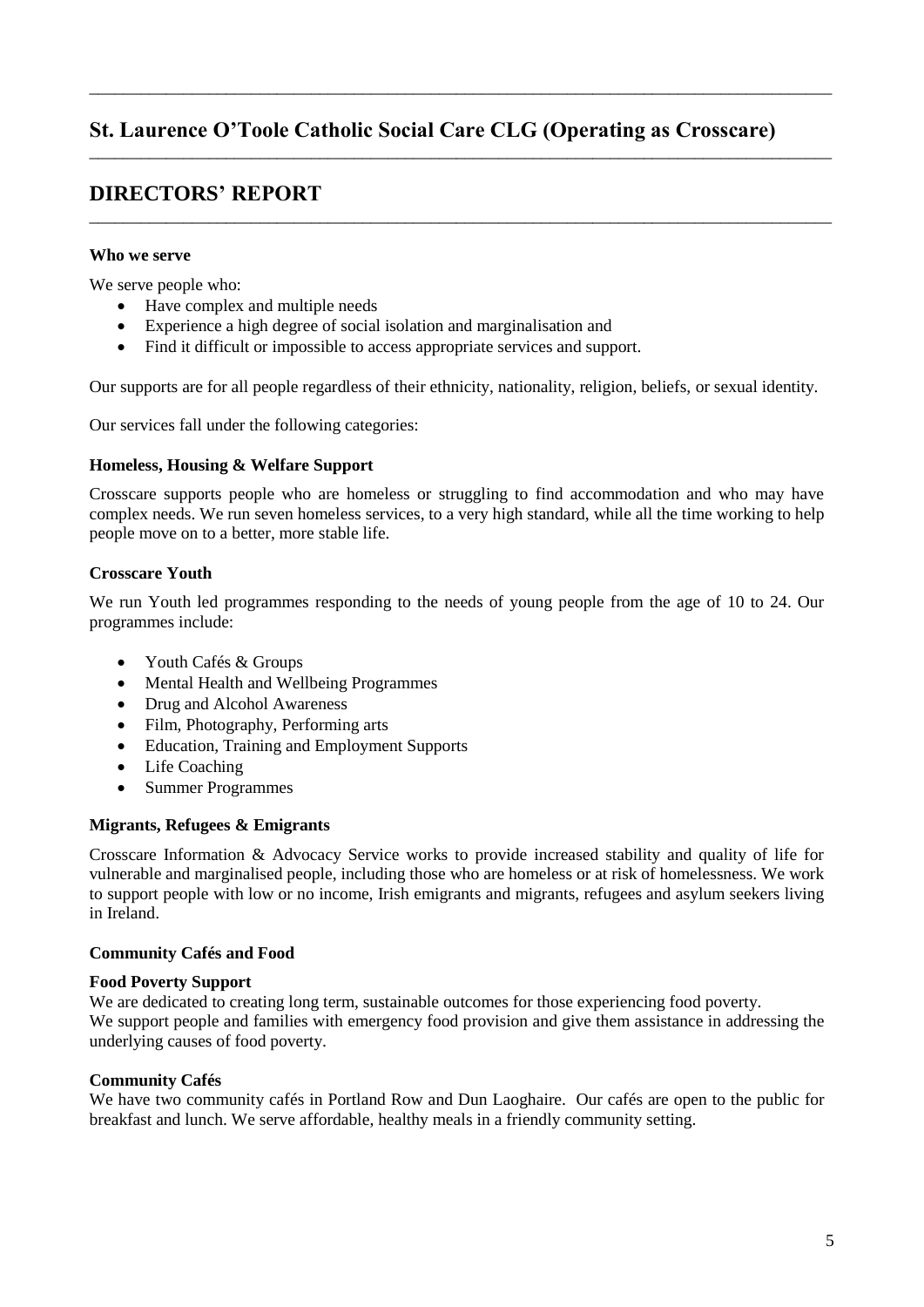# St. Laurence O'Toole Catholic Social Care CLG (Operating as Crosscare)

## DIRECTORS' REPORT

**Who we serve**

We serve people who:

- Have complex and multiple needs
- Experience a high degree of social isolation and marginalisation and
- Find it difficult or impossible to access appropriate services and support.

Our supports are for all people regardless of their ethnicity, nationality, religion, beliefs, or sexual identity.

Our services fall under the following categories:

**Homeless, Housing & Welfare Support**

Crosscare supports people who are homeless or struggling to find accommodation and who may have complex needs. We run seven homeless services, to a very high standard, while all the time working to help people move on to a better, more stable life.

**Crosscare Youth**

We run Youth led programmes responding to the needs of young people from the age of 10 to 24. Our programmes include:

- Youth Cafés & Groups
- Mental Health and Wellbeing Programmes
- Drug and Alcohol Awareness
- Film, Photography, Performing arts
- Education, Training and Employment Supports
- Life Coaching
- Summer Programmes

**Migrants, Refugees & Emigrants**

Crosscare Information & Advocacy Service works to provide increased stability and quality of life for vulnerable and marginalised people, including those who are homeless or at risk of homelessness. We work to support people with low or no income, Irish emigrants and migrants, refugees and asylum seekers living in Ireland.

**Community Cafés and Food**

**Food Poverty Support**

We are dedicated to creating long term, sustainable outcomes for those experiencing food poverty.
We support people and families with emergency food provision and give them assistance in addressing the underlying causes of food poverty.

**Community Cafés**

We have two community cafés in Portland Row and Dun Laoghaire. Our cafés are open to the public for breakfast and lunch. We serve affordable, healthy meals in a friendly community setting.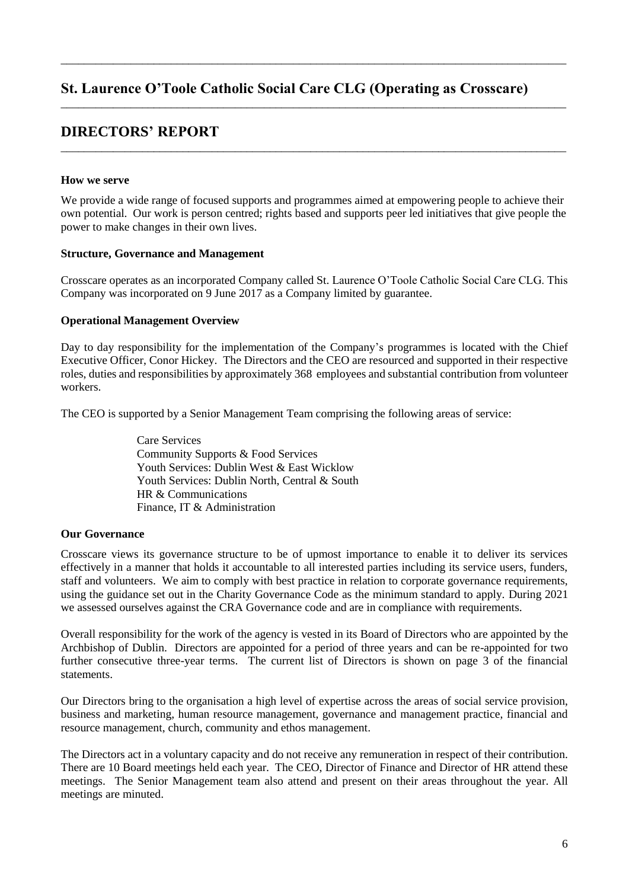# St. Laurence O'Toole Catholic Social Care CLG (Operating as Crosscare)

## DIRECTORS' REPORT

**How we serve**

We provide a wide range of focused supports and programmes aimed at empowering people to achieve their own potential. Our work is person centred; rights based and supports peer led initiatives that give people the power to make changes in their own lives.

**Structure, Governance and Management**

Crosscare operates as an incorporated Company called St. Laurence O'Toole Catholic Social Care CLG. This Company was incorporated on 9 June 2017 as a Company limited by guarantee.

**Operational Management Overview**

Day to day responsibility for the implementation of the Company's programmes is located with the Chief Executive Officer, Conor Hickey. The Directors and the CEO are resourced and supported in their respective roles, duties and responsibilities by approximately 368 employees and substantial contribution from volunteer workers.

The CEO is supported by a Senior Management Team comprising the following areas of service:

Care Services
Community Supports & Food Services
Youth Services: Dublin West & East Wicklow
Youth Services: Dublin North, Central & South
HR & Communications
Finance, IT & Administration

**Our Governance**

Crosscare views its governance structure to be of upmost importance to enable it to deliver its services effectively in a manner that holds it accountable to all interested parties including its service users, funders, staff and volunteers. We aim to comply with best practice in relation to corporate governance requirements, using the guidance set out in the Charity Governance Code as the minimum standard to apply. During 2021 we assessed ourselves against the CRA Governance code and are in compliance with requirements.

Overall responsibility for the work of the agency is vested in its Board of Directors who are appointed by the Archbishop of Dublin. Directors are appointed for a period of three years and can be re-appointed for two further consecutive three-year terms. The current list of Directors is shown on page 3 of the financial statements.

Our Directors bring to the organisation a high level of expertise across the areas of social service provision, business and marketing, human resource management, governance and management practice, financial and resource management, church, community and ethos management.

The Directors act in a voluntary capacity and do not receive any remuneration in respect of their contribution. There are 10 Board meetings held each year. The CEO, Director of Finance and Director of HR attend these meetings. The Senior Management team also attend and present on their areas throughout the year. All meetings are minuted.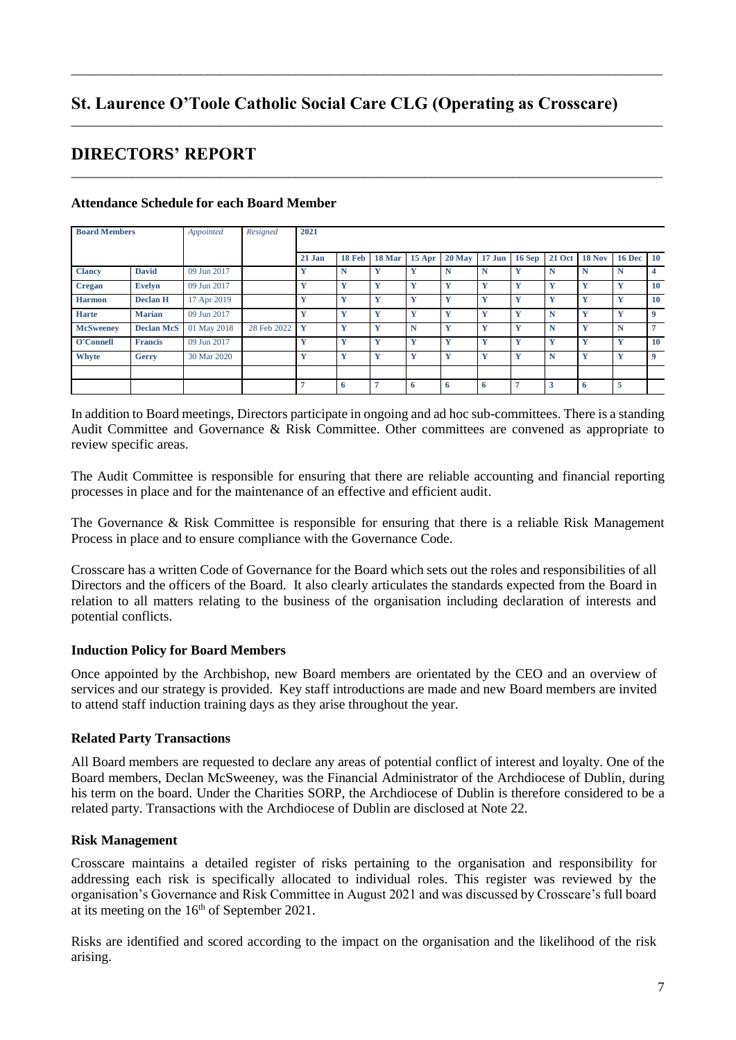# St. Laurence O'Toole Catholic Social Care CLG (Operating as Crosscare)

## DIRECTORS' REPORT

### Attendance Schedule for each Board Member

| Board Members | | Appointed | Resigned | 2021 | | | | | | | | | | |
|---|---|---|---|---|---|---|---|---|---|---|---|---|---|---|
| | | | | 21 Jan | 18 Feb | 18 Mar | 15 Apr | 20 May | 17 Jun | 16 Sep | 21 Oct | 18 Nov | 16 Dec | 10 |
| Clancy | David | 09 Jun 2017 | | Y | N | Y | Y | N | N | Y | N | N | N | 4 |
| Cregan | Evelyn | 09 Jun 2017 | | Y | Y | Y | Y | Y | Y | Y | Y | Y | Y | 10 |
| Harmon | Declan H | 17 Apr 2019 | | Y | Y | Y | Y | Y | Y | Y | Y | Y | Y | 10 |
| Harte | Marian | 09 Jun 2017 | | Y | Y | Y | Y | Y | Y | Y | N | Y | Y | 9 |
| McSweeney | Declan McS | 01 May 2018 | 28 Feb 2022 | Y | Y | Y | N | Y | Y | Y | N | Y | N | 7 |
| O'Connell | Francis | 09 Jun 2017 | | Y | Y | Y | Y | Y | Y | Y | Y | Y | Y | 10 |
| Whyte | Gerry | 30 Mar 2020 | | Y | Y | Y | Y | Y | Y | Y | N | Y | Y | 9 |
| | | | | | | | | | | | | | | |
| | | | | 7 | 6 | 7 | 6 | 6 | 6 | 7 | 3 | 6 | 5 | |

In addition to Board meetings, Directors participate in ongoing and ad hoc sub-committees. There is a standing Audit Committee and Governance & Risk Committee. Other committees are convened as appropriate to review specific areas.

The Audit Committee is responsible for ensuring that there are reliable accounting and financial reporting processes in place and for the maintenance of an effective and efficient audit.

The Governance & Risk Committee is responsible for ensuring that there is a reliable Risk Management Process in place and to ensure compliance with the Governance Code.

Crosscare has a written Code of Governance for the Board which sets out the roles and responsibilities of all Directors and the officers of the Board. It also clearly articulates the standards expected from the Board in relation to all matters relating to the business of the organisation including declaration of interests and potential conflicts.

### Induction Policy for Board Members

Once appointed by the Archbishop, new Board members are orientated by the CEO and an overview of services and our strategy is provided. Key staff introductions are made and new Board members are invited to attend staff induction training days as they arise throughout the year.

### Related Party Transactions

All Board members are requested to declare any areas of potential conflict of interest and loyalty. One of the Board members, Declan McSweeney, was the Financial Administrator of the Archdiocese of Dublin, during his term on the board. Under the Charities SORP, the Archdiocese of Dublin is therefore considered to be a related party. Transactions with the Archdiocese of Dublin are disclosed at Note 22.

### Risk Management

Crosscare maintains a detailed register of risks pertaining to the organisation and responsibility for addressing each risk is specifically allocated to individual roles. This register was reviewed by the organisation's Governance and Risk Committee in August 2021 and was discussed by Crosscare's full board at its meeting on the 16th of September 2021.

Risks are identified and scored according to the impact on the organisation and the likelihood of the risk arising.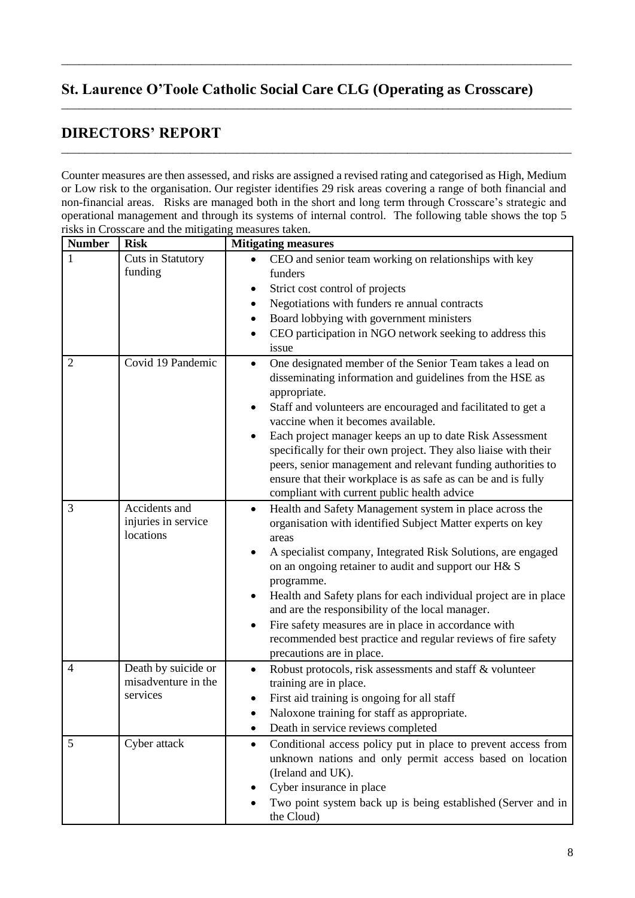## St. Laurence O'Toole Catholic Social Care CLG (Operating as Crosscare)

## DIRECTORS' REPORT

Counter measures are then assessed, and risks are assigned a revised rating and categorised as High, Medium or Low risk to the organisation. Our register identifies 29 risk areas covering a range of both financial and non-financial areas. Risks are managed both in the short and long term through Crosscare's strategic and operational management and through its systems of internal control. The following table shows the top 5 risks in Crosscare and the mitigating measures taken.

| Number | Risk | Mitigating measures |
|---|---|---|
| 1 | Cuts in Statutory funding | • CEO and senior team working on relationships with key funders<br>• Strict cost control of projects<br>• Negotiations with funders re annual contracts<br>• Board lobbying with government ministers<br>• CEO participation in NGO network seeking to address this issue |
| 2 | Covid 19 Pandemic | • One designated member of the Senior Team takes a lead on disseminating information and guidelines from the HSE as appropriate.<br>• Staff and volunteers are encouraged and facilitated to get a vaccine when it becomes available.<br>• Each project manager keeps an up to date Risk Assessment specifically for their own project. They also liaise with their peers, senior management and relevant funding authorities to ensure that their workplace is as safe as can be and is fully compliant with current public health advice |
| 3 | Accidents and injuries in service locations | • Health and Safety Management system in place across the organisation with identified Subject Matter experts on key areas<br>• A specialist company, Integrated Risk Solutions, are engaged on an ongoing retainer to audit and support our H& S programme.<br>• Health and Safety plans for each individual project are in place and are the responsibility of the local manager.<br>• Fire safety measures are in place in accordance with recommended best practice and regular reviews of fire safety precautions are in place. |
| 4 | Death by suicide or misadventure in the services | • Robust protocols, risk assessments and staff & volunteer training are in place.<br>• First aid training is ongoing for all staff<br>• Naloxone training for staff as appropriate.<br>• Death in service reviews completed |
| 5 | Cyber attack | • Conditional access policy put in place to prevent access from unknown nations and only permit access based on location (Ireland and UK).<br>• Cyber insurance in place<br>• Two point system back up is being established (Server and in the Cloud) |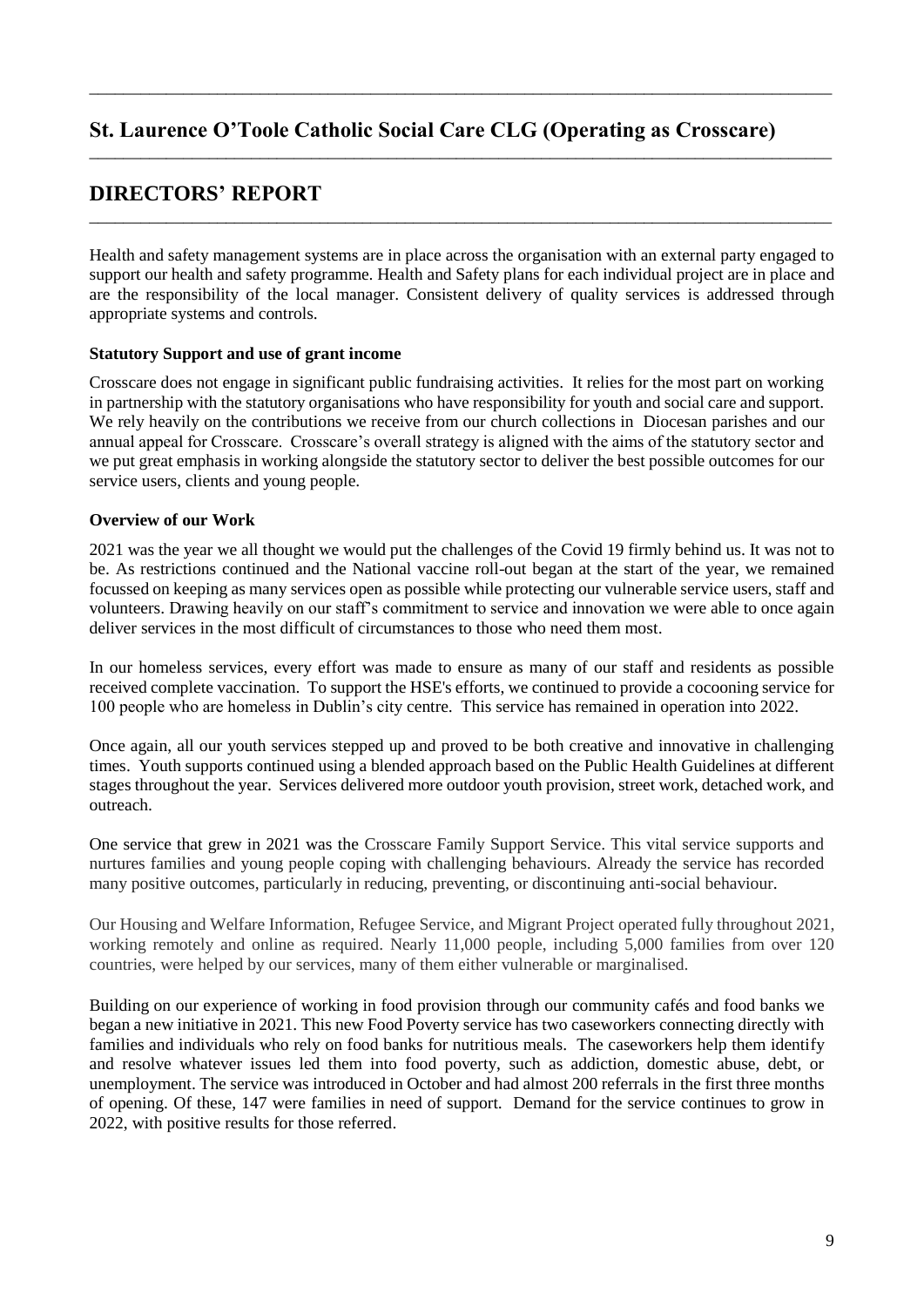# St. Laurence O'Toole Catholic Social Care CLG (Operating as Crosscare)

## DIRECTORS' REPORT

Health and safety management systems are in place across the organisation with an external party engaged to support our health and safety programme. Health and Safety plans for each individual project are in place and are the responsibility of the local manager. Consistent delivery of quality services is addressed through appropriate systems and controls.

**Statutory Support and use of grant income**

Crosscare does not engage in significant public fundraising activities. It relies for the most part on working in partnership with the statutory organisations who have responsibility for youth and social care and support. We rely heavily on the contributions we receive from our church collections in Diocesan parishes and our annual appeal for Crosscare. Crosscare's overall strategy is aligned with the aims of the statutory sector and we put great emphasis in working alongside the statutory sector to deliver the best possible outcomes for our service users, clients and young people.

**Overview of our Work**

2021 was the year we all thought we would put the challenges of the Covid 19 firmly behind us. It was not to be. As restrictions continued and the National vaccine roll-out began at the start of the year, we remained focussed on keeping as many services open as possible while protecting our vulnerable service users, staff and volunteers. Drawing heavily on our staff's commitment to service and innovation we were able to once again deliver services in the most difficult of circumstances to those who need them most.

In our homeless services, every effort was made to ensure as many of our staff and residents as possible received complete vaccination. To support the HSE's efforts, we continued to provide a cocooning service for 100 people who are homeless in Dublin's city centre. This service has remained in operation into 2022.

Once again, all our youth services stepped up and proved to be both creative and innovative in challenging times. Youth supports continued using a blended approach based on the Public Health Guidelines at different stages throughout the year. Services delivered more outdoor youth provision, street work, detached work, and outreach.

One service that grew in 2021 was the Crosscare Family Support Service. This vital service supports and nurtures families and young people coping with challenging behaviours. Already the service has recorded many positive outcomes, particularly in reducing, preventing, or discontinuing anti-social behaviour.

Our Housing and Welfare Information, Refugee Service, and Migrant Project operated fully throughout 2021, working remotely and online as required. Nearly 11,000 people, including 5,000 families from over 120 countries, were helped by our services, many of them either vulnerable or marginalised.

Building on our experience of working in food provision through our community cafés and food banks we began a new initiative in 2021. This new Food Poverty service has two caseworkers connecting directly with families and individuals who rely on food banks for nutritious meals. The caseworkers help them identify and resolve whatever issues led them into food poverty, such as addiction, domestic abuse, debt, or unemployment. The service was introduced in October and had almost 200 referrals in the first three months of opening. Of these, 147 were families in need of support. Demand for the service continues to grow in 2022, with positive results for those referred.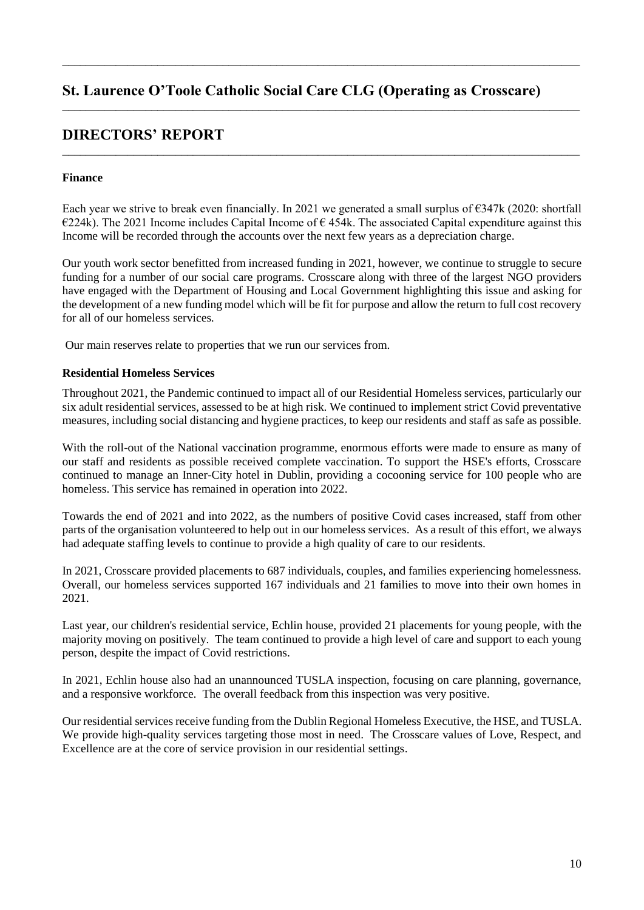## St. Laurence O'Toole Catholic Social Care CLG (Operating as Crosscare)

## DIRECTORS' REPORT

**Finance**

Each year we strive to break even financially. In 2021 we generated a small surplus of €347k (2020: shortfall €224k). The 2021 Income includes Capital Income of € 454k. The associated Capital expenditure against this Income will be recorded through the accounts over the next few years as a depreciation charge.

Our youth work sector benefitted from increased funding in 2021, however, we continue to struggle to secure funding for a number of our social care programs. Crosscare along with three of the largest NGO providers have engaged with the Department of Housing and Local Government highlighting this issue and asking for the development of a new funding model which will be fit for purpose and allow the return to full cost recovery for all of our homeless services.

Our main reserves relate to properties that we run our services from.

**Residential Homeless Services**

Throughout 2021, the Pandemic continued to impact all of our Residential Homeless services, particularly our six adult residential services, assessed to be at high risk. We continued to implement strict Covid preventative measures, including social distancing and hygiene practices, to keep our residents and staff as safe as possible.

With the roll-out of the National vaccination programme, enormous efforts were made to ensure as many of our staff and residents as possible received complete vaccination. To support the HSE's efforts, Crosscare continued to manage an Inner-City hotel in Dublin, providing a cocooning service for 100 people who are homeless. This service has remained in operation into 2022.

Towards the end of 2021 and into 2022, as the numbers of positive Covid cases increased, staff from other parts of the organisation volunteered to help out in our homeless services. As a result of this effort, we always had adequate staffing levels to continue to provide a high quality of care to our residents.

In 2021, Crosscare provided placements to 687 individuals, couples, and families experiencing homelessness. Overall, our homeless services supported 167 individuals and 21 families to move into their own homes in 2021.

Last year, our children's residential service, Echlin house, provided 21 placements for young people, with the majority moving on positively. The team continued to provide a high level of care and support to each young person, despite the impact of Covid restrictions.

In 2021, Echlin house also had an unannounced TUSLA inspection, focusing on care planning, governance, and a responsive workforce. The overall feedback from this inspection was very positive.

Our residential services receive funding from the Dublin Regional Homeless Executive, the HSE, and TUSLA. We provide high-quality services targeting those most in need. The Crosscare values of Love, Respect, and Excellence are at the core of service provision in our residential settings.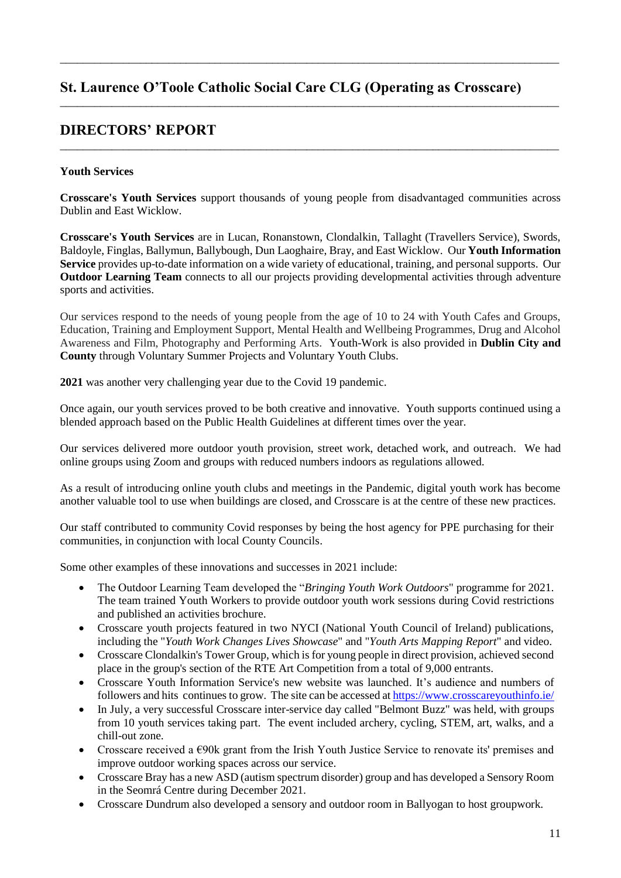# St. Laurence O'Toole Catholic Social Care CLG (Operating as Crosscare)

## DIRECTORS' REPORT

**Youth Services**

**Crosscare's Youth Services** support thousands of young people from disadvantaged communities across Dublin and East Wicklow.

**Crosscare's Youth Services** are in Lucan, Ronanstown, Clondalkin, Tallaght (Travellers Service), Swords, Baldoyle, Finglas, Ballymun, Ballybough, Dun Laoghaire, Bray, and East Wicklow. Our **Youth Information Service** provides up-to-date information on a wide variety of educational, training, and personal supports. Our **Outdoor Learning Team** connects to all our projects providing developmental activities through adventure sports and activities.

Our services respond to the needs of young people from the age of 10 to 24 with Youth Cafes and Groups, Education, Training and Employment Support, Mental Health and Wellbeing Programmes, Drug and Alcohol Awareness and Film, Photography and Performing Arts. Youth-Work is also provided in **Dublin City and County** through Voluntary Summer Projects and Voluntary Youth Clubs.

**2021** was another very challenging year due to the Covid 19 pandemic.

Once again, our youth services proved to be both creative and innovative. Youth supports continued using a blended approach based on the Public Health Guidelines at different times over the year.

Our services delivered more outdoor youth provision, street work, detached work, and outreach. We had online groups using Zoom and groups with reduced numbers indoors as regulations allowed.

As a result of introducing online youth clubs and meetings in the Pandemic, digital youth work has become another valuable tool to use when buildings are closed, and Crosscare is at the centre of these new practices.

Our staff contributed to community Covid responses by being the host agency for PPE purchasing for their communities, in conjunction with local County Councils.

Some other examples of these innovations and successes in 2021 include:

- The Outdoor Learning Team developed the "*Bringing Youth Work Outdoors*" programme for 2021. The team trained Youth Workers to provide outdoor youth work sessions during Covid restrictions and published an activities brochure.
- Crosscare youth projects featured in two NYCI (National Youth Council of Ireland) publications, including the "*Youth Work Changes Lives Showcase*" and "*Youth Arts Mapping Report*" and video.
- Crosscare Clondalkin's Tower Group, which is for young people in direct provision, achieved second place in the group's section of the RTE Art Competition from a total of 9,000 entrants.
- Crosscare Youth Information Service's new website was launched. It's audience and numbers of followers and hits continues to grow. The site can be accessed at https://www.crosscareyouthinfo.ie/
- In July, a very successful Crosscare inter-service day called "Belmont Buzz" was held, with groups from 10 youth services taking part. The event included archery, cycling, STEM, art, walks, and a chill-out zone.
- Crosscare received a €90k grant from the Irish Youth Justice Service to renovate its' premises and improve outdoor working spaces across our service.
- Crosscare Bray has a new ASD (autism spectrum disorder) group and has developed a Sensory Room in the Seomrá Centre during December 2021.
- Crosscare Dundrum also developed a sensory and outdoor room in Ballyogan to host groupwork.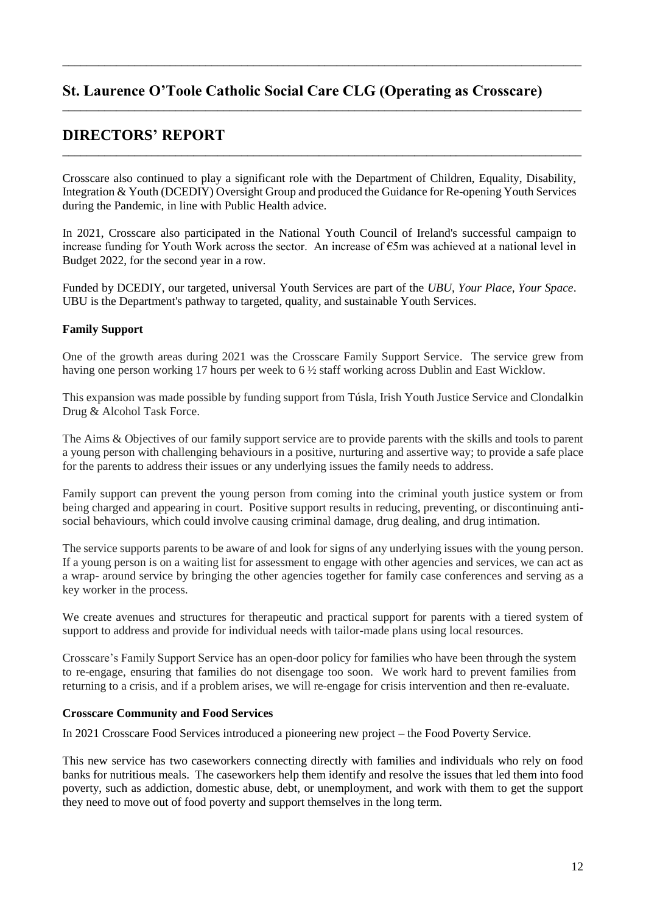# St. Laurence O'Toole Catholic Social Care CLG (Operating as Crosscare)

## DIRECTORS' REPORT

Crosscare also continued to play a significant role with the Department of Children, Equality, Disability, Integration & Youth (DCEDIY) Oversight Group and produced the Guidance for Re-opening Youth Services during the Pandemic, in line with Public Health advice.

In 2021, Crosscare also participated in the National Youth Council of Ireland's successful campaign to increase funding for Youth Work across the sector. An increase of €5m was achieved at a national level in Budget 2022, for the second year in a row.

Funded by DCEDIY, our targeted, universal Youth Services are part of the *UBU, Your Place, Your Space*. UBU is the Department's pathway to targeted, quality, and sustainable Youth Services.

**Family Support**

One of the growth areas during 2021 was the Crosscare Family Support Service. The service grew from having one person working 17 hours per week to 6 ½ staff working across Dublin and East Wicklow.

This expansion was made possible by funding support from Túsla, Irish Youth Justice Service and Clondalkin Drug & Alcohol Task Force.

The Aims & Objectives of our family support service are to provide parents with the skills and tools to parent a young person with challenging behaviours in a positive, nurturing and assertive way; to provide a safe place for the parents to address their issues or any underlying issues the family needs to address.

Family support can prevent the young person from coming into the criminal youth justice system or from being charged and appearing in court. Positive support results in reducing, preventing, or discontinuing anti-social behaviours, which could involve causing criminal damage, drug dealing, and drug intimation.

The service supports parents to be aware of and look for signs of any underlying issues with the young person. If a young person is on a waiting list for assessment to engage with other agencies and services, we can act as a wrap- around service by bringing the other agencies together for family case conferences and serving as a key worker in the process.

We create avenues and structures for therapeutic and practical support for parents with a tiered system of support to address and provide for individual needs with tailor-made plans using local resources.

Crosscare's Family Support Service has an open-door policy for families who have been through the system to re-engage, ensuring that families do not disengage too soon. We work hard to prevent families from returning to a crisis, and if a problem arises, we will re-engage for crisis intervention and then re-evaluate.

**Crosscare Community and Food Services**

In 2021 Crosscare Food Services introduced a pioneering new project – the Food Poverty Service.

This new service has two caseworkers connecting directly with families and individuals who rely on food banks for nutritious meals. The caseworkers help them identify and resolve the issues that led them into food poverty, such as addiction, domestic abuse, debt, or unemployment, and work with them to get the support they need to move out of food poverty and support themselves in the long term.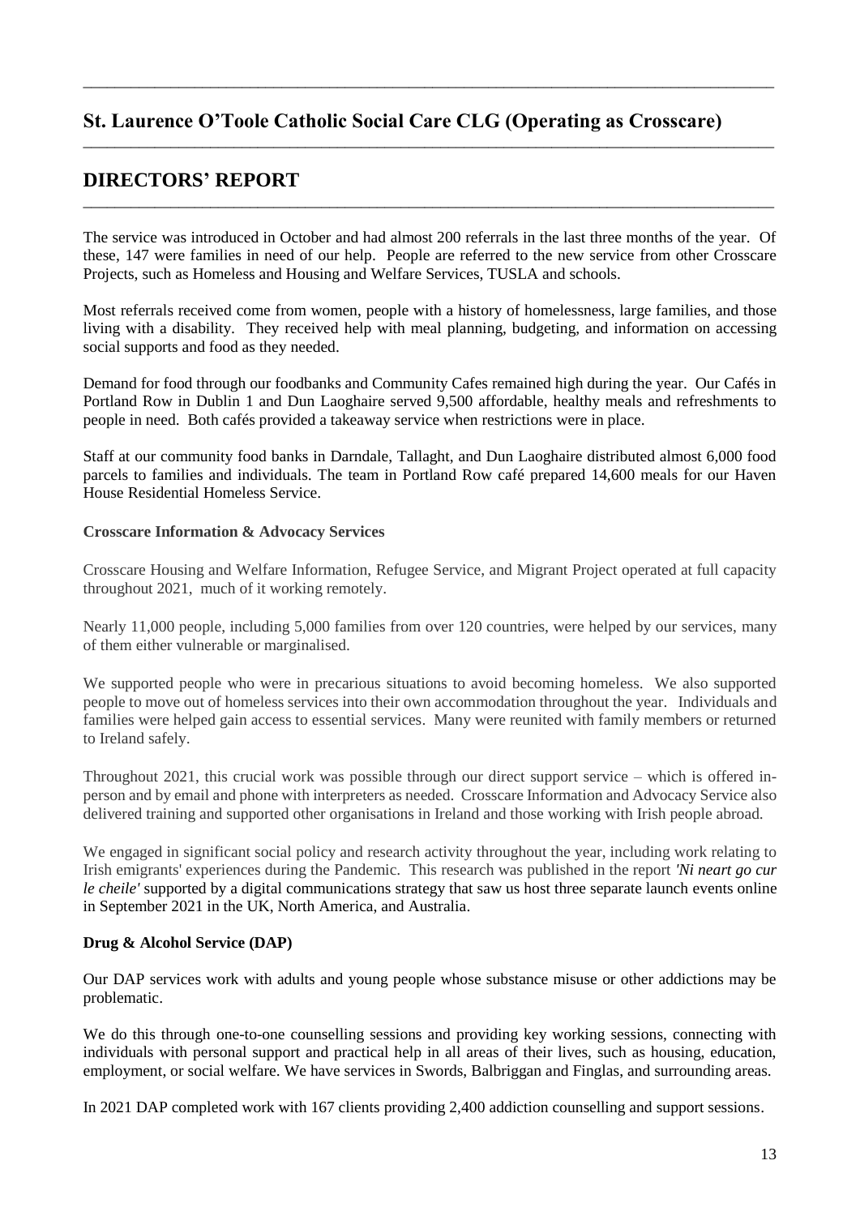The service was introduced in October and had almost 200 referrals in the last three months of the year. Of these, 147 were families in need of our help. People are referred to the new service from other Crosscare Projects, such as Homeless and Housing and Welfare Services, TUSLA and schools.

Most referrals received come from women, people with a history of homelessness, large families, and those living with a disability. They received help with meal planning, budgeting, and information on accessing social supports and food as they needed.

Demand for food through our foodbanks and Community Cafes remained high during the year. Our Cafés in Portland Row in Dublin 1 and Dun Laoghaire served 9,500 affordable, healthy meals and refreshments to people in need. Both cafés provided a takeaway service when restrictions were in place.

Staff at our community food banks in Darndale, Tallaght, and Dun Laoghaire distributed almost 6,000 food parcels to families and individuals. The team in Portland Row café prepared 14,600 meals for our Haven House Residential Homeless Service.

**Crosscare Information & Advocacy Services**

Crosscare Housing and Welfare Information, Refugee Service, and Migrant Project operated at full capacity throughout 2021, much of it working remotely.

Nearly 11,000 people, including 5,000 families from over 120 countries, were helped by our services, many of them either vulnerable or marginalised.

We supported people who were in precarious situations to avoid becoming homeless. We also supported people to move out of homeless services into their own accommodation throughout the year. Individuals and families were helped gain access to essential services. Many were reunited with family members or returned to Ireland safely.

Throughout 2021, this crucial work was possible through our direct support service – which is offered in-person and by email and phone with interpreters as needed. Crosscare Information and Advocacy Service also delivered training and supported other organisations in Ireland and those working with Irish people abroad.

We engaged in significant social policy and research activity throughout the year, including work relating to Irish emigrants' experiences during the Pandemic. This research was published in the report *'Ni neart go cur le cheile'* supported by a digital communications strategy that saw us host three separate launch events online in September 2021 in the UK, North America, and Australia.

**Drug & Alcohol Service (DAP)**

Our DAP services work with adults and young people whose substance misuse or other addictions may be problematic.

We do this through one-to-one counselling sessions and providing key working sessions, connecting with individuals with personal support and practical help in all areas of their lives, such as housing, education, employment, or social welfare. We have services in Swords, Balbriggan and Finglas, and surrounding areas.

In 2021 DAP completed work with 167 clients providing 2,400 addiction counselling and support sessions.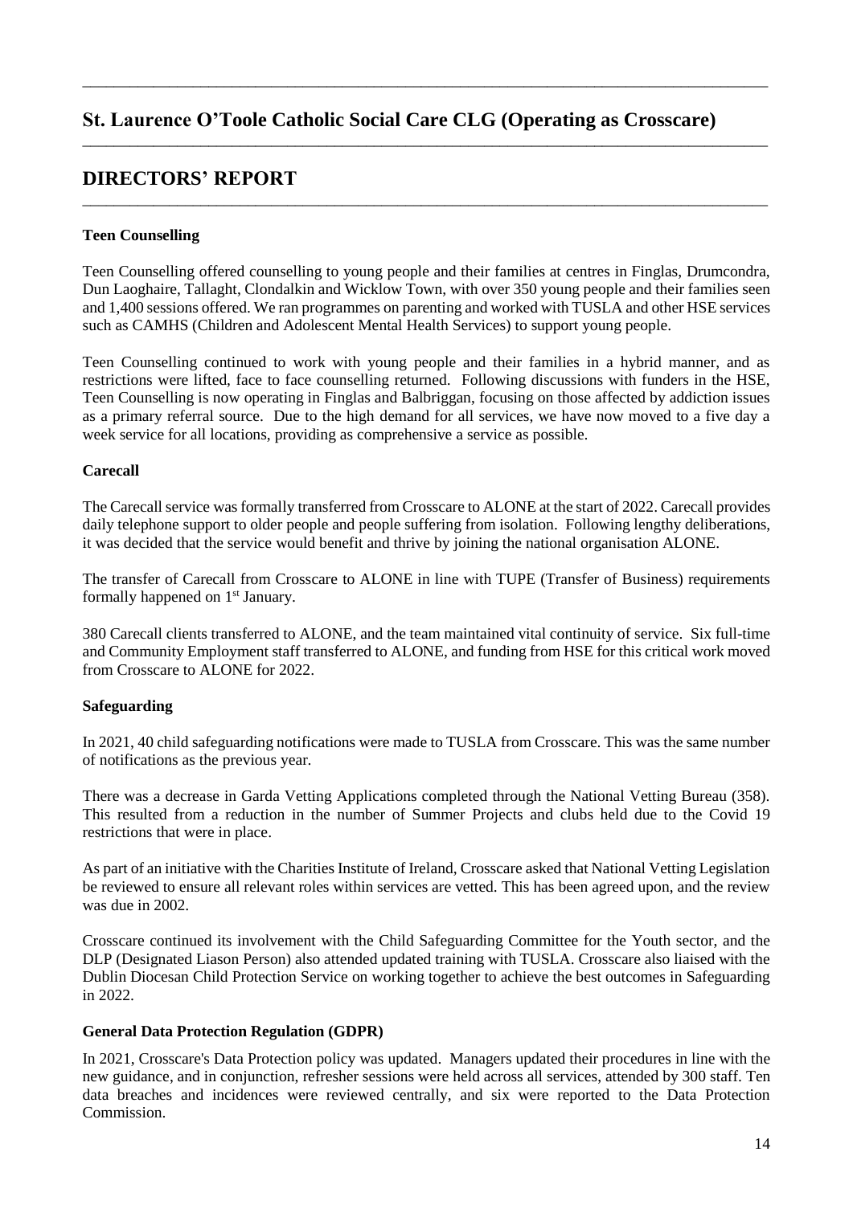# St. Laurence O'Toole Catholic Social Care CLG (Operating as Crosscare)

## DIRECTORS' REPORT

### Teen Counselling

Teen Counselling offered counselling to young people and their families at centres in Finglas, Drumcondra, Dun Laoghaire, Tallaght, Clondalkin and Wicklow Town, with over 350 young people and their families seen and 1,400 sessions offered. We ran programmes on parenting and worked with TUSLA and other HSE services such as CAMHS (Children and Adolescent Mental Health Services) to support young people.

Teen Counselling continued to work with young people and their families in a hybrid manner, and as restrictions were lifted, face to face counselling returned. Following discussions with funders in the HSE, Teen Counselling is now operating in Finglas and Balbriggan, focusing on those affected by addiction issues as a primary referral source. Due to the high demand for all services, we have now moved to a five day a week service for all locations, providing as comprehensive a service as possible.

### Carecall

The Carecall service was formally transferred from Crosscare to ALONE at the start of 2022. Carecall provides daily telephone support to older people and people suffering from isolation. Following lengthy deliberations, it was decided that the service would benefit and thrive by joining the national organisation ALONE.

The transfer of Carecall from Crosscare to ALONE in line with TUPE (Transfer of Business) requirements formally happened on 1st January.

380 Carecall clients transferred to ALONE, and the team maintained vital continuity of service. Six full-time and Community Employment staff transferred to ALONE, and funding from HSE for this critical work moved from Crosscare to ALONE for 2022.

### Safeguarding

In 2021, 40 child safeguarding notifications were made to TUSLA from Crosscare. This was the same number of notifications as the previous year.

There was a decrease in Garda Vetting Applications completed through the National Vetting Bureau (358). This resulted from a reduction in the number of Summer Projects and clubs held due to the Covid 19 restrictions that were in place.

As part of an initiative with the Charities Institute of Ireland, Crosscare asked that National Vetting Legislation be reviewed to ensure all relevant roles within services are vetted. This has been agreed upon, and the review was due in 2002.

Crosscare continued its involvement with the Child Safeguarding Committee for the Youth sector, and the DLP (Designated Liason Person) also attended updated training with TUSLA. Crosscare also liaised with the Dublin Diocesan Child Protection Service on working together to achieve the best outcomes in Safeguarding in 2022.

### General Data Protection Regulation (GDPR)

In 2021, Crosscare's Data Protection policy was updated. Managers updated their procedures in line with the new guidance, and in conjunction, refresher sessions were held across all services, attended by 300 staff. Ten data breaches and incidences were reviewed centrally, and six were reported to the Data Protection Commission.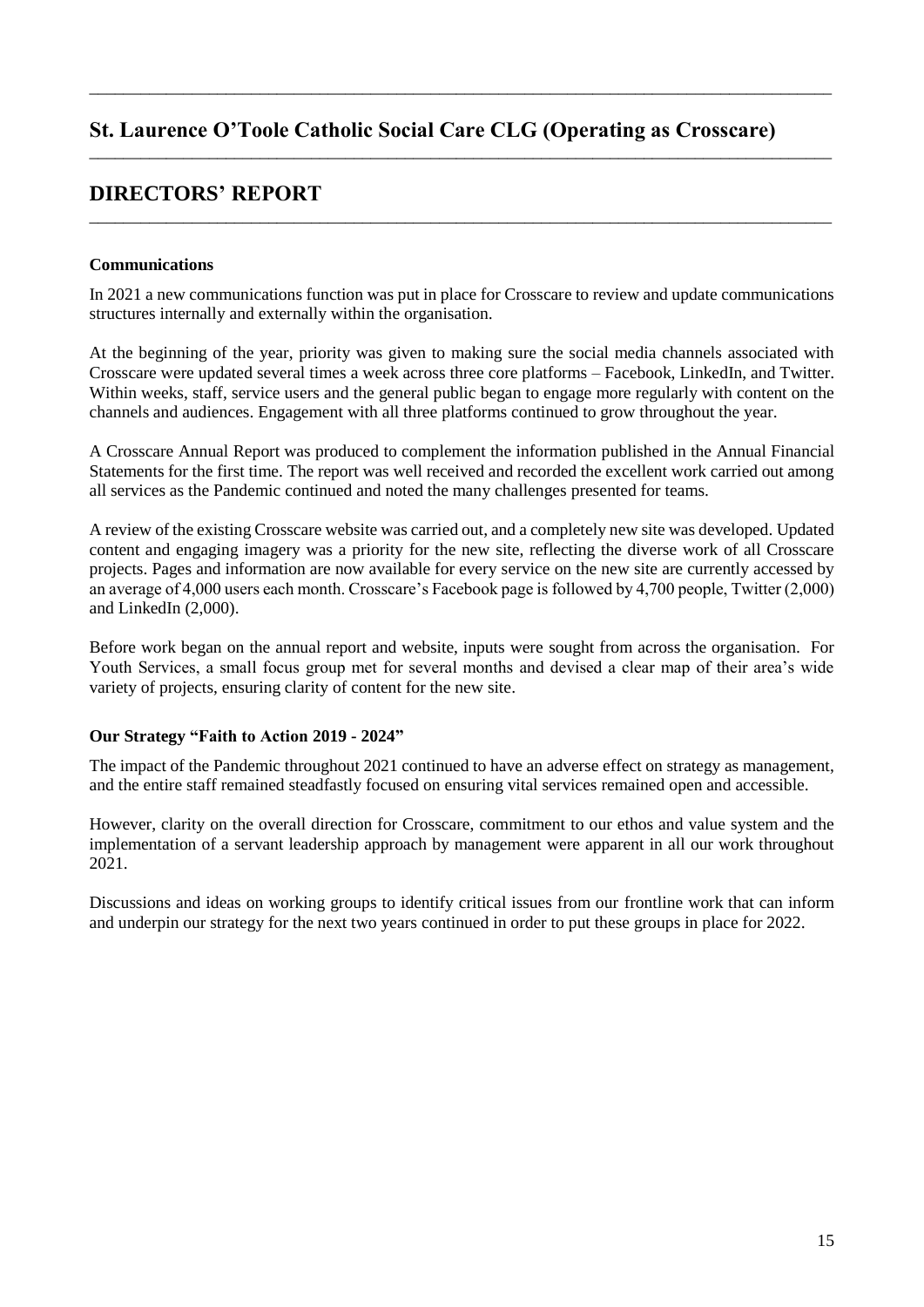# St. Laurence O'Toole Catholic Social Care CLG (Operating as Crosscare)

# DIRECTORS' REPORT

**Communications**

In 2021 a new communications function was put in place for Crosscare to review and update communications structures internally and externally within the organisation.

At the beginning of the year, priority was given to making sure the social media channels associated with Crosscare were updated several times a week across three core platforms – Facebook, LinkedIn, and Twitter. Within weeks, staff, service users and the general public began to engage more regularly with content on the channels and audiences. Engagement with all three platforms continued to grow throughout the year.

A Crosscare Annual Report was produced to complement the information published in the Annual Financial Statements for the first time. The report was well received and recorded the excellent work carried out among all services as the Pandemic continued and noted the many challenges presented for teams.

A review of the existing Crosscare website was carried out, and a completely new site was developed. Updated content and engaging imagery was a priority for the new site, reflecting the diverse work of all Crosscare projects. Pages and information are now available for every service on the new site are currently accessed by an average of 4,000 users each month. Crosscare's Facebook page is followed by 4,700 people, Twitter (2,000) and LinkedIn (2,000).

Before work began on the annual report and website, inputs were sought from across the organisation. For Youth Services, a small focus group met for several months and devised a clear map of their area's wide variety of projects, ensuring clarity of content for the new site.

**Our Strategy "Faith to Action 2019 - 2024"**

The impact of the Pandemic throughout 2021 continued to have an adverse effect on strategy as management, and the entire staff remained steadfastly focused on ensuring vital services remained open and accessible.

However, clarity on the overall direction for Crosscare, commitment to our ethos and value system and the implementation of a servant leadership approach by management were apparent in all our work throughout 2021.

Discussions and ideas on working groups to identify critical issues from our frontline work that can inform and underpin our strategy for the next two years continued in order to put these groups in place for 2022.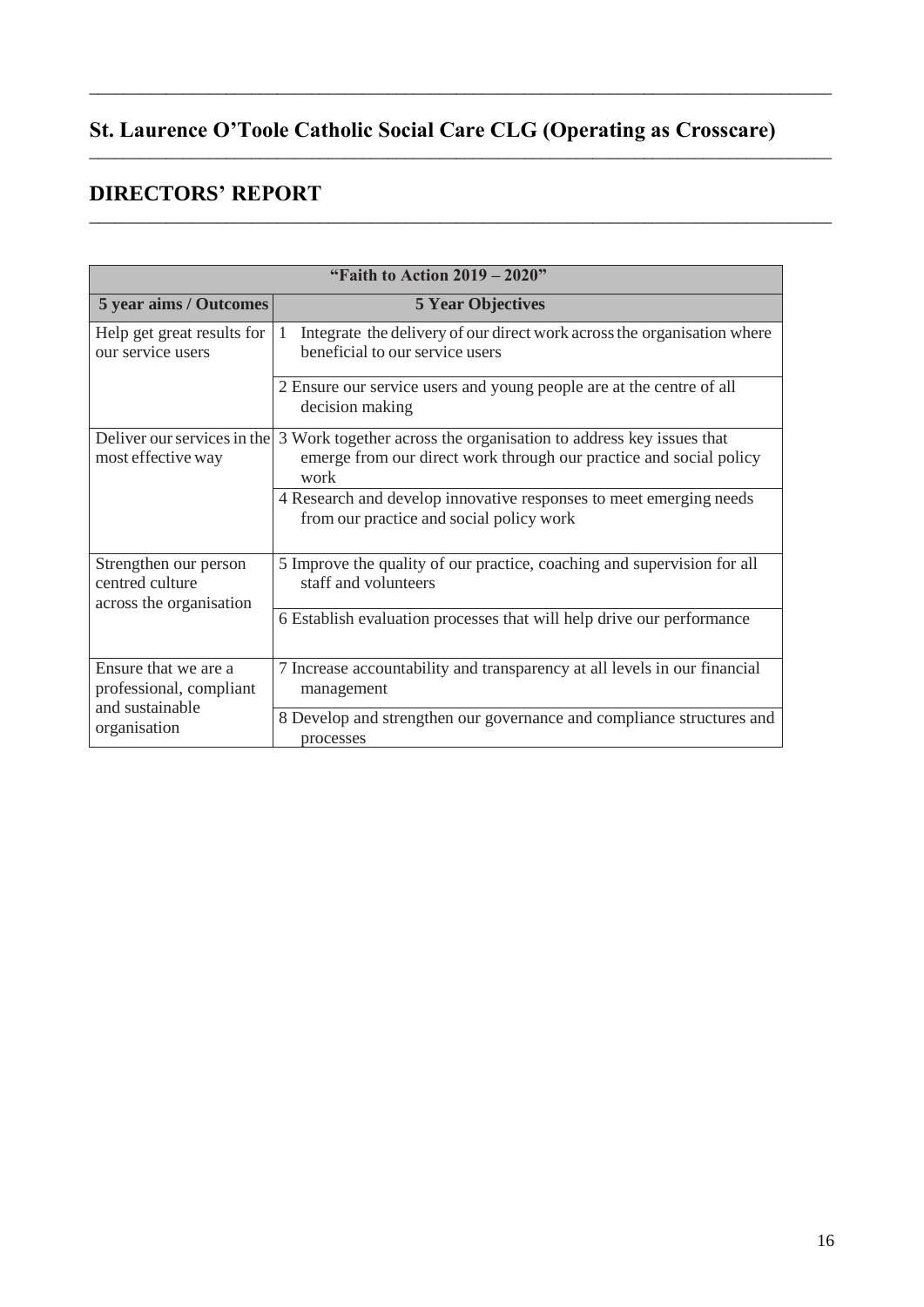# St. Laurence O'Toole Catholic Social Care CLG (Operating as Crosscare)

## DIRECTORS' REPORT

| "Faith to Action 2019 – 2020" | |
|---|---|
| **5 year aims / Outcomes** | **5 Year Objectives** |
| Help get great results for our service users | 1 Integrate the delivery of our direct work across the organisation where beneficial to our service users |
| | 2 Ensure our service users and young people are at the centre of all decision making |
| Deliver our services in the most effective way | 3 Work together across the organisation to address key issues that emerge from our direct work through our practice and social policy work |
| | 4 Research and develop innovative responses to meet emerging needs from our practice and social policy work |
| Strengthen our person centred culture across the organisation | 5 Improve the quality of our practice, coaching and supervision for all staff and volunteers |
| | 6 Establish evaluation processes that will help drive our performance |
| Ensure that we are a professional, compliant and sustainable organisation | 7 Increase accountability and transparency at all levels in our financial management |
| | 8 Develop and strengthen our governance and compliance structures and processes |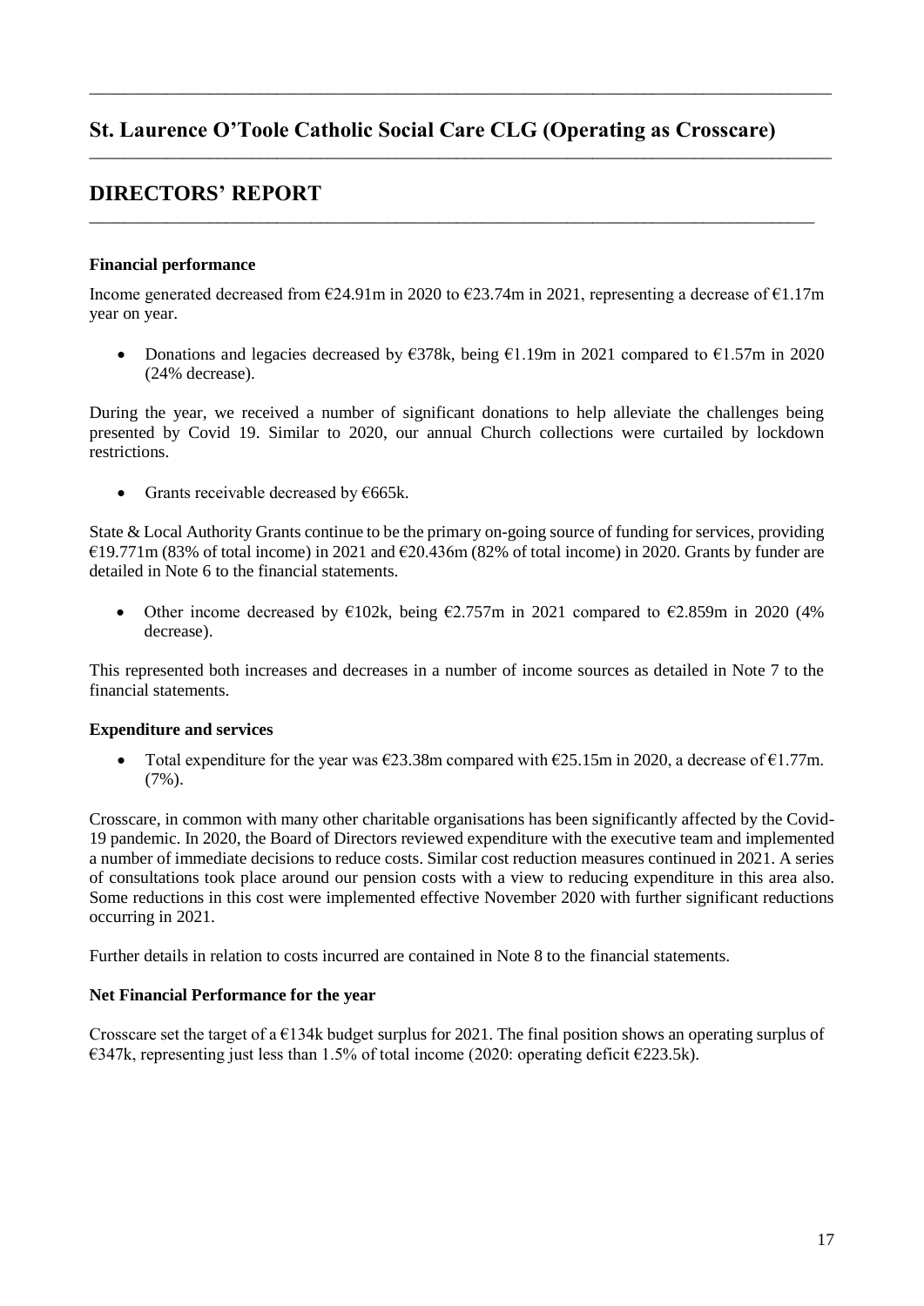# St. Laurence O'Toole Catholic Social Care CLG (Operating as Crosscare)

## DIRECTORS' REPORT

### Financial performance

Income generated decreased from €24.91m in 2020 to €23.74m in 2021, representing a decrease of €1.17m year on year.

- Donations and legacies decreased by €378k, being €1.19m in 2021 compared to €1.57m in 2020 (24% decrease).

During the year, we received a number of significant donations to help alleviate the challenges being presented by Covid 19. Similar to 2020, our annual Church collections were curtailed by lockdown restrictions.

- Grants receivable decreased by €665k.

State & Local Authority Grants continue to be the primary on-going source of funding for services, providing €19.771m (83% of total income) in 2021 and €20.436m (82% of total income) in 2020. Grants by funder are detailed in Note 6 to the financial statements.

- Other income decreased by €102k, being €2.757m in 2021 compared to €2.859m in 2020 (4% decrease).

This represented both increases and decreases in a number of income sources as detailed in Note 7 to the financial statements.

### Expenditure and services

- Total expenditure for the year was €23.38m compared with €25.15m in 2020, a decrease of €1.77m. (7%).

Crosscare, in common with many other charitable organisations has been significantly affected by the Covid-19 pandemic. In 2020, the Board of Directors reviewed expenditure with the executive team and implemented a number of immediate decisions to reduce costs. Similar cost reduction measures continued in 2021. A series of consultations took place around our pension costs with a view to reducing expenditure in this area also. Some reductions in this cost were implemented effective November 2020 with further significant reductions occurring in 2021.

Further details in relation to costs incurred are contained in Note 8 to the financial statements.

### Net Financial Performance for the year

Crosscare set the target of a €134k budget surplus for 2021. The final position shows an operating surplus of €347k, representing just less than 1.5% of total income (2020: operating deficit €223.5k).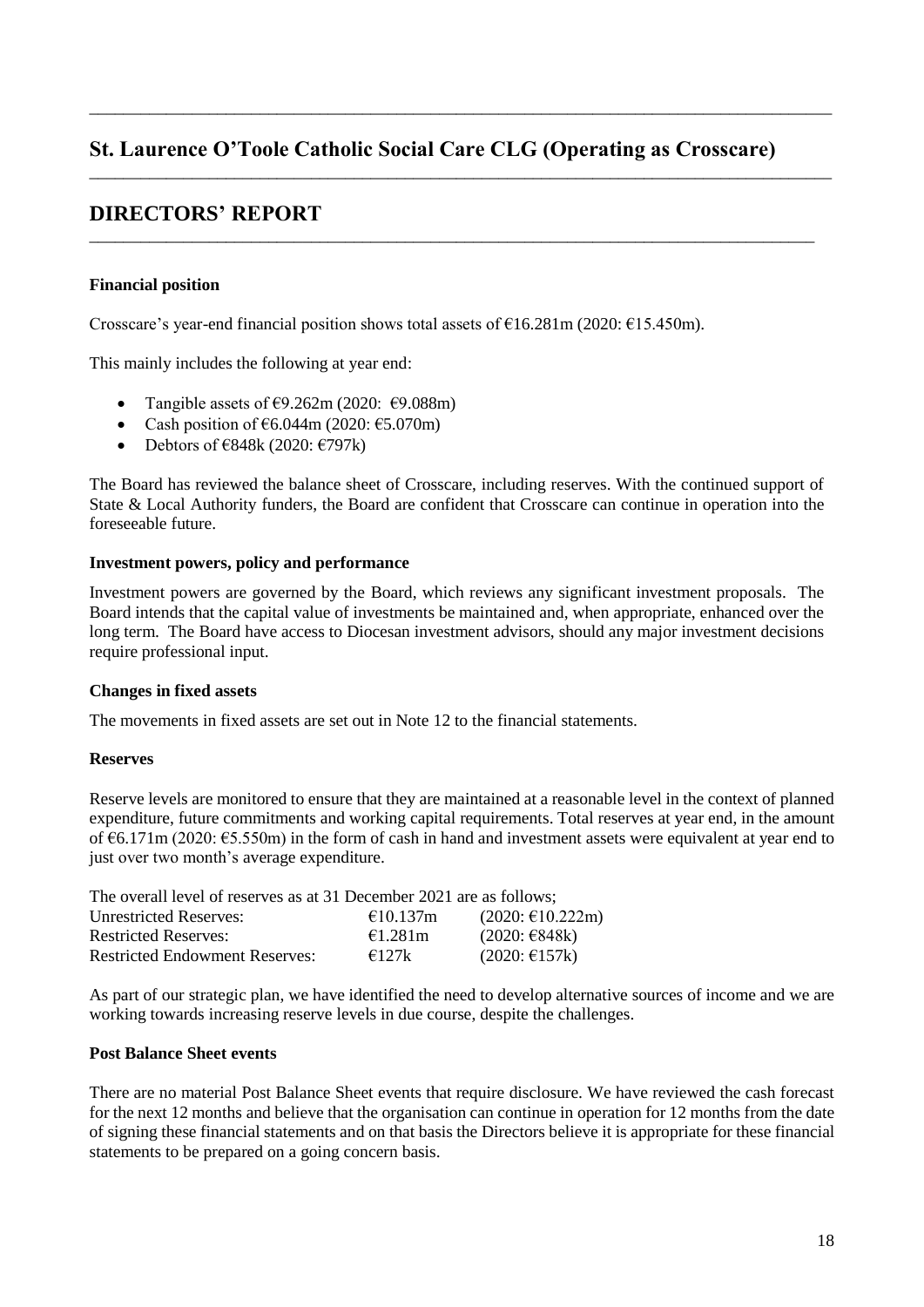# St. Laurence O'Toole Catholic Social Care CLG (Operating as Crosscare)

## DIRECTORS' REPORT

**Financial position**

Crosscare's year-end financial position shows total assets of €16.281m (2020: €15.450m).

This mainly includes the following at year end:

- Tangible assets of €9.262m (2020: €9.088m)
- Cash position of €6.044m (2020: €5.070m)
- Debtors of €848k (2020: €797k)

The Board has reviewed the balance sheet of Crosscare, including reserves. With the continued support of State & Local Authority funders, the Board are confident that Crosscare can continue in operation into the foreseeable future.

**Investment powers, policy and performance**

Investment powers are governed by the Board, which reviews any significant investment proposals. The Board intends that the capital value of investments be maintained and, when appropriate, enhanced over the long term. The Board have access to Diocesan investment advisors, should any major investment decisions require professional input.

**Changes in fixed assets**

The movements in fixed assets are set out in Note 12 to the financial statements.

**Reserves**

Reserve levels are monitored to ensure that they are maintained at a reasonable level in the context of planned expenditure, future commitments and working capital requirements. Total reserves at year end, in the amount of €6.171m (2020: €5.550m) in the form of cash in hand and investment assets were equivalent at year end to just over two month's average expenditure.

The overall level of reserves as at 31 December 2021 are as follows;

| | | |
|---|---|---|
| Unrestricted Reserves: | €10.137m | (2020: €10.222m) |
| Restricted Reserves: | €1.281m | (2020: €848k) |
| Restricted Endowment Reserves: | €127k | (2020: €157k) |

As part of our strategic plan, we have identified the need to develop alternative sources of income and we are working towards increasing reserve levels in due course, despite the challenges.

**Post Balance Sheet events**

There are no material Post Balance Sheet events that require disclosure. We have reviewed the cash forecast for the next 12 months and believe that the organisation can continue in operation for 12 months from the date of signing these financial statements and on that basis the Directors believe it is appropriate for these financial statements to be prepared on a going concern basis.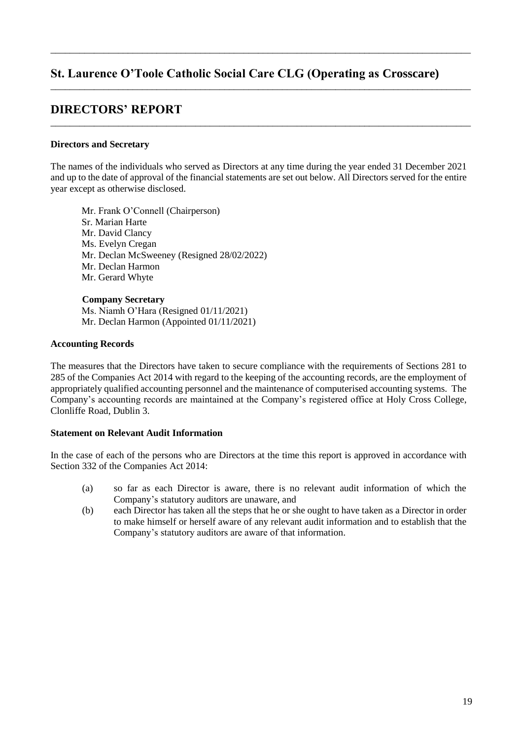# St. Laurence O'Toole Catholic Social Care CLG (Operating as Crosscare)

## DIRECTORS' REPORT

**Directors and Secretary**

The names of the individuals who served as Directors at any time during the year ended 31 December 2021 and up to the date of approval of the financial statements are set out below. All Directors served for the entire year except as otherwise disclosed.

Mr. Frank O'Connell (Chairperson)
Sr. Marian Harte
Mr. David Clancy
Ms. Evelyn Cregan
Mr. Declan McSweeney (Resigned 28/02/2022)
Mr. Declan Harmon
Mr. Gerard Whyte

**Company Secretary**
Ms. Niamh O'Hara (Resigned 01/11/2021)
Mr. Declan Harmon (Appointed 01/11/2021)

**Accounting Records**

The measures that the Directors have taken to secure compliance with the requirements of Sections 281 to 285 of the Companies Act 2014 with regard to the keeping of the accounting records, are the employment of appropriately qualified accounting personnel and the maintenance of computerised accounting systems. The Company's accounting records are maintained at the Company's registered office at Holy Cross College, Clonliffe Road, Dublin 3.

**Statement on Relevant Audit Information**

In the case of each of the persons who are Directors at the time this report is approved in accordance with Section 332 of the Companies Act 2014:

(a) so far as each Director is aware, there is no relevant audit information of which the Company's statutory auditors are unaware, and
(b) each Director has taken all the steps that he or she ought to have taken as a Director in order to make himself or herself aware of any relevant audit information and to establish that the Company's statutory auditors are aware of that information.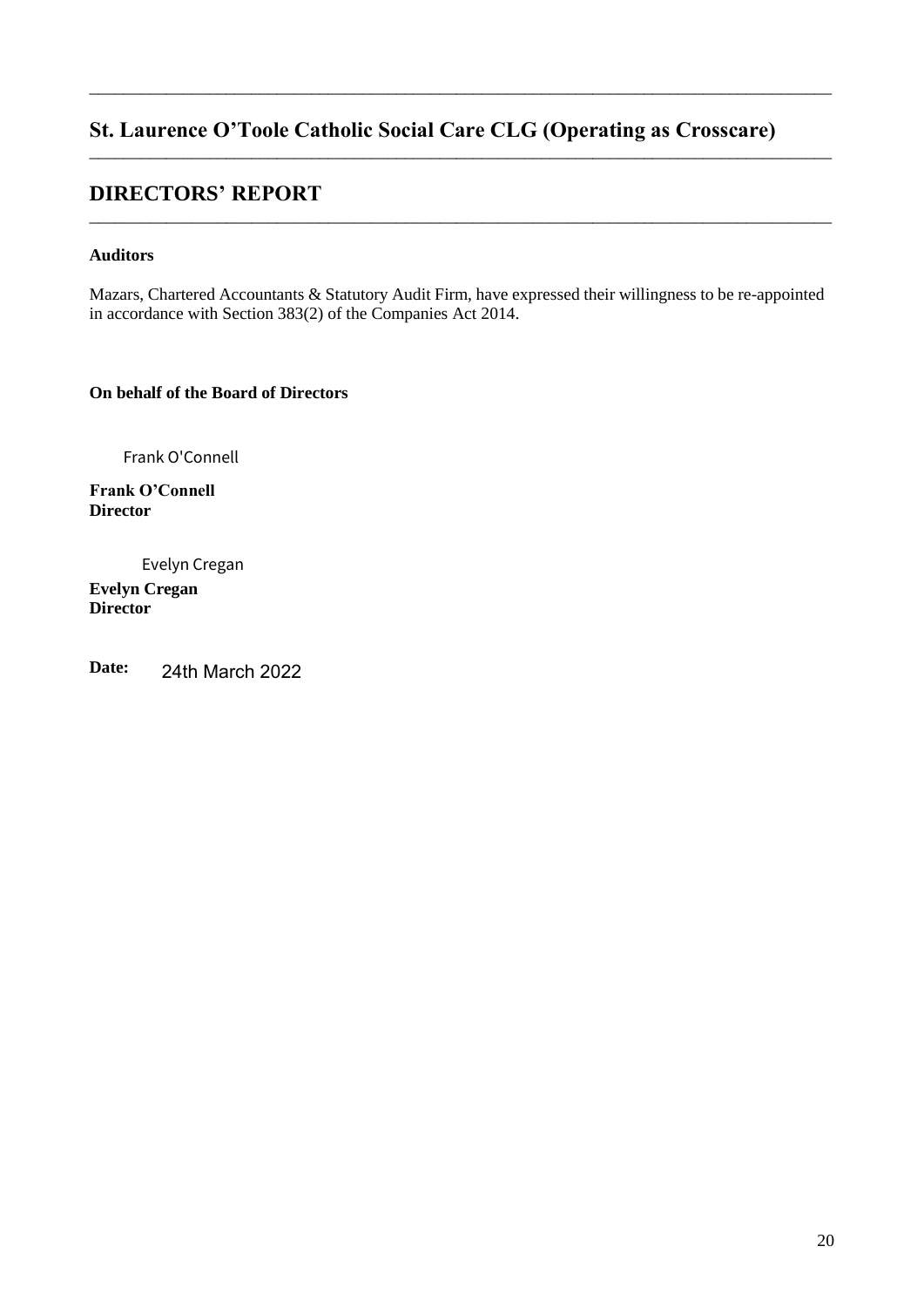## St. Laurence O'Toole Catholic Social Care CLG (Operating as Crosscare)

## DIRECTORS' REPORT

**Auditors**

Mazars, Chartered Accountants & Statutory Audit Firm, have expressed their willingness to be re-appointed in accordance with Section 383(2) of the Companies Act 2014.

**On behalf of the Board of Directors**

Frank O'Connell

**Frank O'Connell**
**Director**

Evelyn Cregan

**Evelyn Cregan**
**Director**

**Date:** 24th March 2022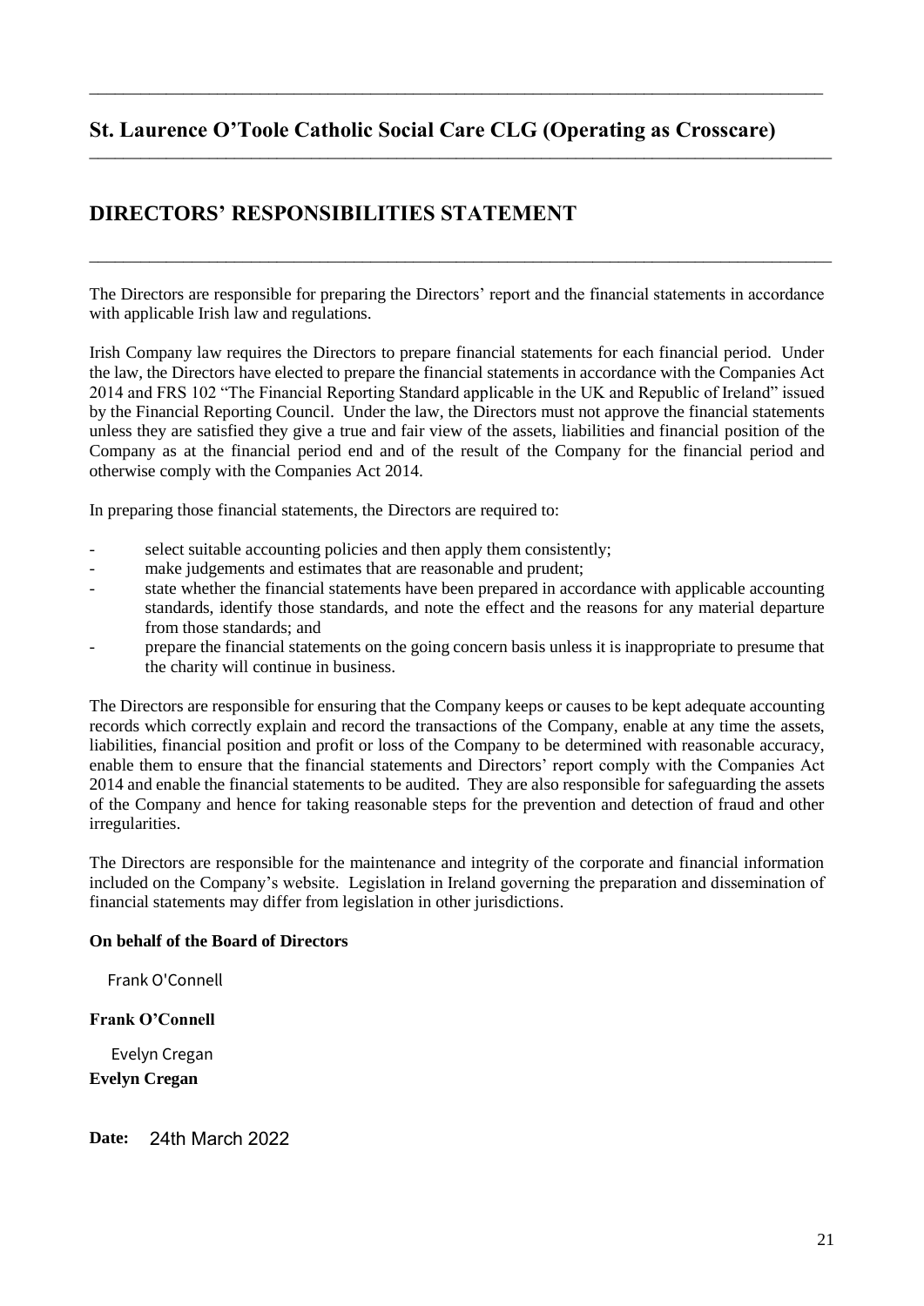# St. Laurence O'Toole Catholic Social Care CLG (Operating as Crosscare)

## DIRECTORS' RESPONSIBILITIES STATEMENT

The Directors are responsible for preparing the Directors' report and the financial statements in accordance with applicable Irish law and regulations.

Irish Company law requires the Directors to prepare financial statements for each financial period. Under the law, the Directors have elected to prepare the financial statements in accordance with the Companies Act 2014 and FRS 102 "The Financial Reporting Standard applicable in the UK and Republic of Ireland" issued by the Financial Reporting Council. Under the law, the Directors must not approve the financial statements unless they are satisfied they give a true and fair view of the assets, liabilities and financial position of the Company as at the financial period end and of the result of the Company for the financial period and otherwise comply with the Companies Act 2014.

In preparing those financial statements, the Directors are required to:

- select suitable accounting policies and then apply them consistently;
- make judgements and estimates that are reasonable and prudent;
- state whether the financial statements have been prepared in accordance with applicable accounting standards, identify those standards, and note the effect and the reasons for any material departure from those standards; and
- prepare the financial statements on the going concern basis unless it is inappropriate to presume that the charity will continue in business.

The Directors are responsible for ensuring that the Company keeps or causes to be kept adequate accounting records which correctly explain and record the transactions of the Company, enable at any time the assets, liabilities, financial position and profit or loss of the Company to be determined with reasonable accuracy, enable them to ensure that the financial statements and Directors' report comply with the Companies Act 2014 and enable the financial statements to be audited. They are also responsible for safeguarding the assets of the Company and hence for taking reasonable steps for the prevention and detection of fraud and other irregularities.

The Directors are responsible for the maintenance and integrity of the corporate and financial information included on the Company's website. Legislation in Ireland governing the preparation and dissemination of financial statements may differ from legislation in other jurisdictions.

**On behalf of the Board of Directors**

Frank O'Connell

**Frank O'Connell**

Evelyn Cregan

**Evelyn Cregan**

**Date:** 24th March 2022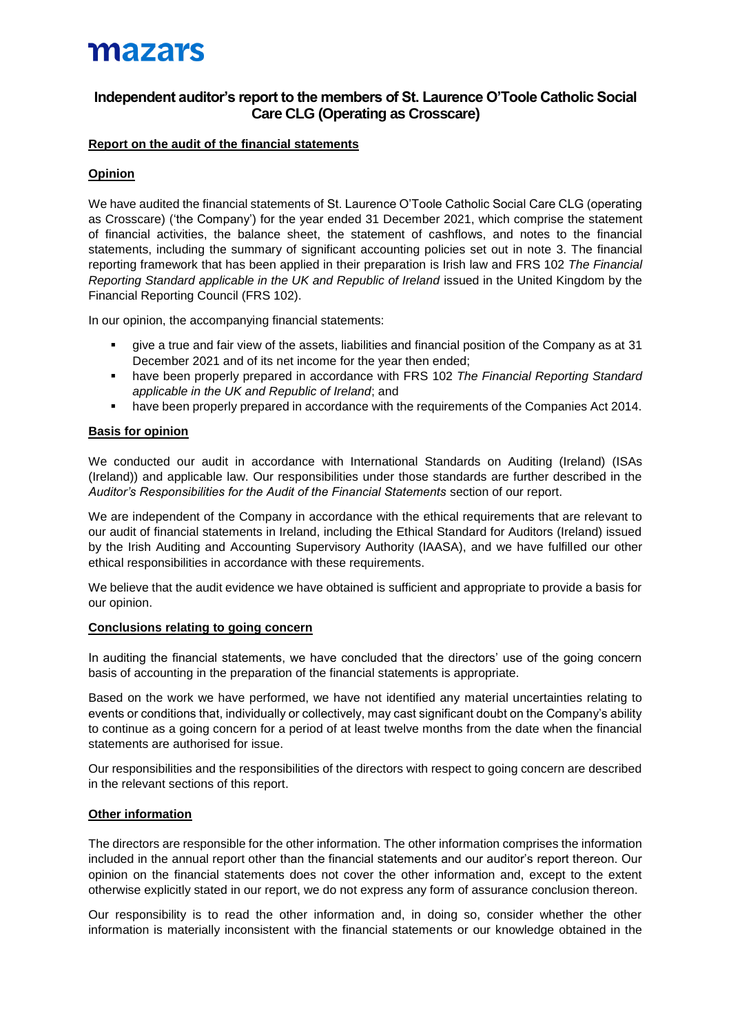mazars

# Independent auditor's report to the members of St. Laurence O'Toole Catholic Social Care CLG (Operating as Crosscare)

## Report on the audit of the financial statements

### Opinion

We have audited the financial statements of St. Laurence O'Toole Catholic Social Care CLG (operating as Crosscare) ('the Company') for the year ended 31 December 2021, which comprise the statement of financial activities, the balance sheet, the statement of cashflows, and notes to the financial statements, including the summary of significant accounting policies set out in note 3. The financial reporting framework that has been applied in their preparation is Irish law and FRS 102 *The Financial Reporting Standard applicable in the UK and Republic of Ireland* issued in the United Kingdom by the Financial Reporting Council (FRS 102).

In our opinion, the accompanying financial statements:

- give a true and fair view of the assets, liabilities and financial position of the Company as at 31 December 2021 and of its net income for the year then ended;
- have been properly prepared in accordance with FRS 102 *The Financial Reporting Standard applicable in the UK and Republic of Ireland*; and
- have been properly prepared in accordance with the requirements of the Companies Act 2014.

### Basis for opinion

We conducted our audit in accordance with International Standards on Auditing (Ireland) (ISAs (Ireland)) and applicable law. Our responsibilities under those standards are further described in the *Auditor's Responsibilities for the Audit of the Financial Statements* section of our report.

We are independent of the Company in accordance with the ethical requirements that are relevant to our audit of financial statements in Ireland, including the Ethical Standard for Auditors (Ireland) issued by the Irish Auditing and Accounting Supervisory Authority (IAASA), and we have fulfilled our other ethical responsibilities in accordance with these requirements.

We believe that the audit evidence we have obtained is sufficient and appropriate to provide a basis for our opinion.

### Conclusions relating to going concern

In auditing the financial statements, we have concluded that the directors' use of the going concern basis of accounting in the preparation of the financial statements is appropriate.

Based on the work we have performed, we have not identified any material uncertainties relating to events or conditions that, individually or collectively, may cast significant doubt on the Company's ability to continue as a going concern for a period of at least twelve months from the date when the financial statements are authorised for issue.

Our responsibilities and the responsibilities of the directors with respect to going concern are described in the relevant sections of this report.

### Other information

The directors are responsible for the other information. The other information comprises the information included in the annual report other than the financial statements and our auditor's report thereon. Our opinion on the financial statements does not cover the other information and, except to the extent otherwise explicitly stated in our report, we do not express any form of assurance conclusion thereon.

Our responsibility is to read the other information and, in doing so, consider whether the other information is materially inconsistent with the financial statements or our knowledge obtained in the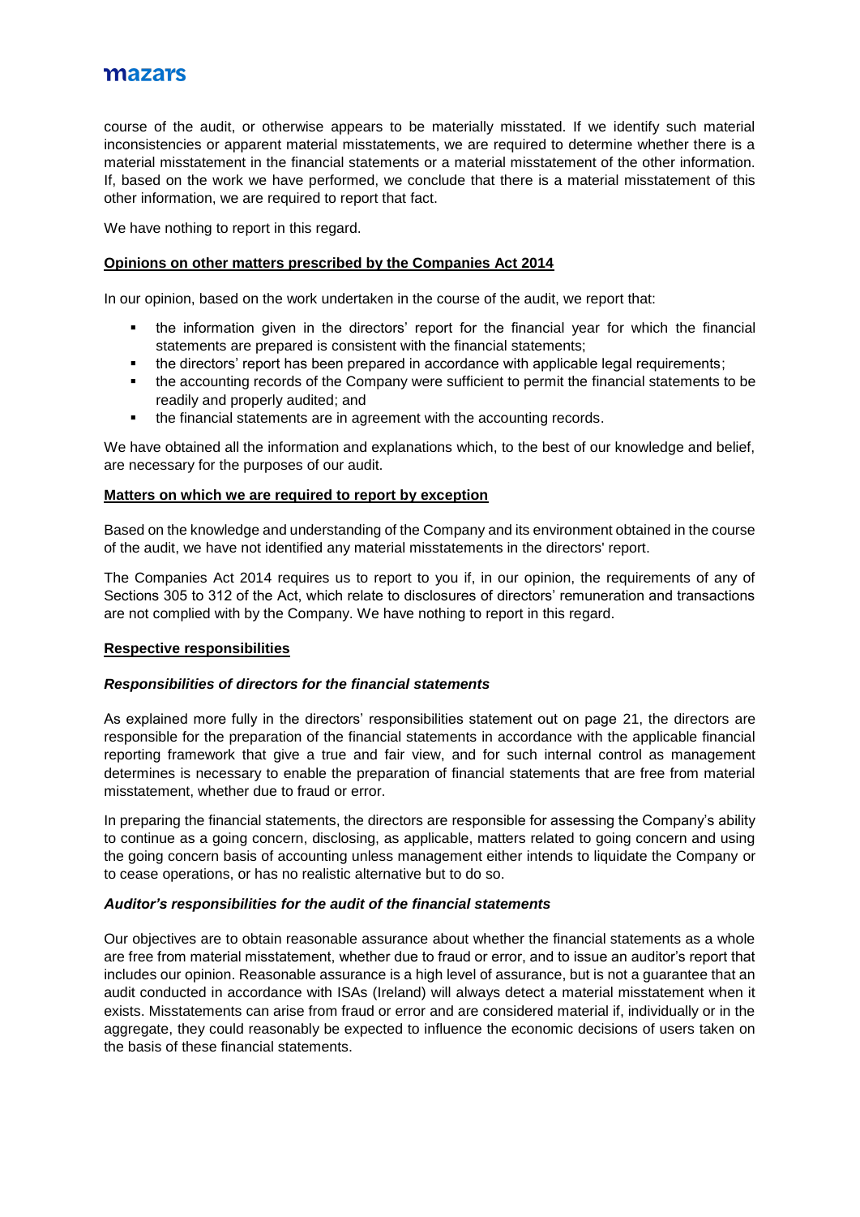course of the audit, or otherwise appears to be materially misstated. If we identify such material inconsistencies or apparent material misstatements, we are required to determine whether there is a material misstatement in the financial statements or a material misstatement of the other information. If, based on the work we have performed, we conclude that there is a material misstatement of this other information, we are required to report that fact.

We have nothing to report in this regard.

**Opinions on other matters prescribed by the Companies Act 2014**

In our opinion, based on the work undertaken in the course of the audit, we report that:

- the information given in the directors' report for the financial year for which the financial statements are prepared is consistent with the financial statements;
- the directors' report has been prepared in accordance with applicable legal requirements;
- the accounting records of the Company were sufficient to permit the financial statements to be readily and properly audited; and
- the financial statements are in agreement with the accounting records.

We have obtained all the information and explanations which, to the best of our knowledge and belief, are necessary for the purposes of our audit.

**Matters on which we are required to report by exception**

Based on the knowledge and understanding of the Company and its environment obtained in the course of the audit, we have not identified any material misstatements in the directors' report.

The Companies Act 2014 requires us to report to you if, in our opinion, the requirements of any of Sections 305 to 312 of the Act, which relate to disclosures of directors' remuneration and transactions are not complied with by the Company. We have nothing to report in this regard.

**Respective responsibilities**

***Responsibilities of directors for the financial statements***

As explained more fully in the directors' responsibilities statement out on page 21, the directors are responsible for the preparation of the financial statements in accordance with the applicable financial reporting framework that give a true and fair view, and for such internal control as management determines is necessary to enable the preparation of financial statements that are free from material misstatement, whether due to fraud or error.

In preparing the financial statements, the directors are responsible for assessing the Company's ability to continue as a going concern, disclosing, as applicable, matters related to going concern and using the going concern basis of accounting unless management either intends to liquidate the Company or to cease operations, or has no realistic alternative but to do so.

***Auditor's responsibilities for the audit of the financial statements***

Our objectives are to obtain reasonable assurance about whether the financial statements as a whole are free from material misstatement, whether due to fraud or error, and to issue an auditor's report that includes our opinion. Reasonable assurance is a high level of assurance, but is not a guarantee that an audit conducted in accordance with ISAs (Ireland) will always detect a material misstatement when it exists. Misstatements can arise from fraud or error and are considered material if, individually or in the aggregate, they could reasonably be expected to influence the economic decisions of users taken on the basis of these financial statements.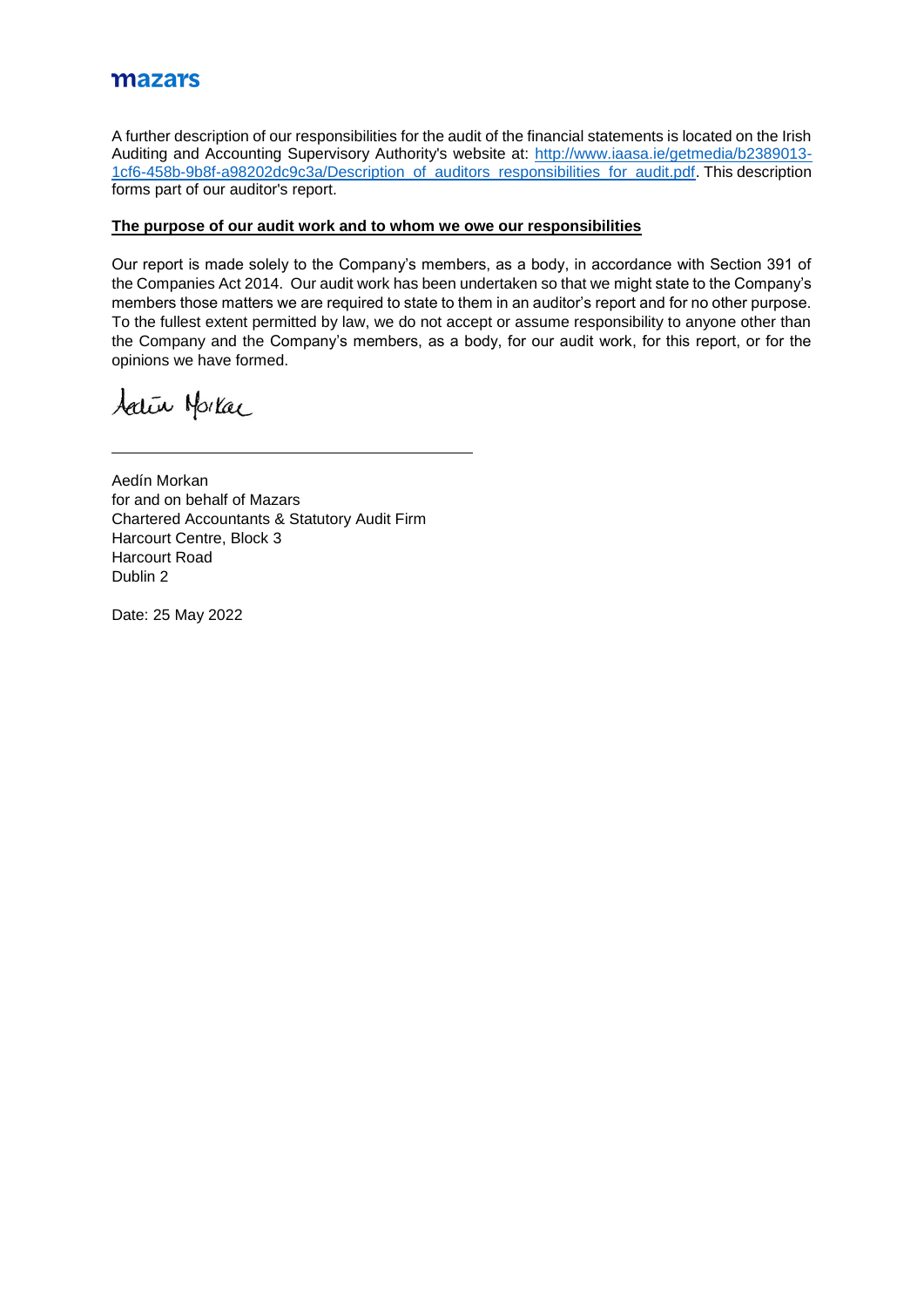A further description of our responsibilities for the audit of the financial statements is located on the Irish Auditing and Accounting Supervisory Authority's website at: [http://www.iaasa.ie/getmedia/b2389013-1cf6-458b-9b8f-a98202dc9c3a/Description_of_auditors_responsibilities_for_audit.pdf](http://www.iaasa.ie/getmedia/b2389013-1cf6-458b-9b8f-a98202dc9c3a/Description_of_auditors_responsibilities_for_audit.pdf). This description forms part of our auditor's report.

**The purpose of our audit work and to whom we owe our responsibilities**

Our report is made solely to the Company's members, as a body, in accordance with Section 391 of the Companies Act 2014. Our audit work has been undertaken so that we might state to the Company's members those matters we are required to state to them in an auditor's report and for no other purpose. To the fullest extent permitted by law, we do not accept or assume responsibility to anyone other than the Company and the Company's members, as a body, for our audit work, for this report, or for the opinions we have formed.

Aedín Morkan
for and on behalf of Mazars
Chartered Accountants & Statutory Audit Firm
Harcourt Centre, Block 3
Harcourt Road
Dublin 2

Date: 25 May 2022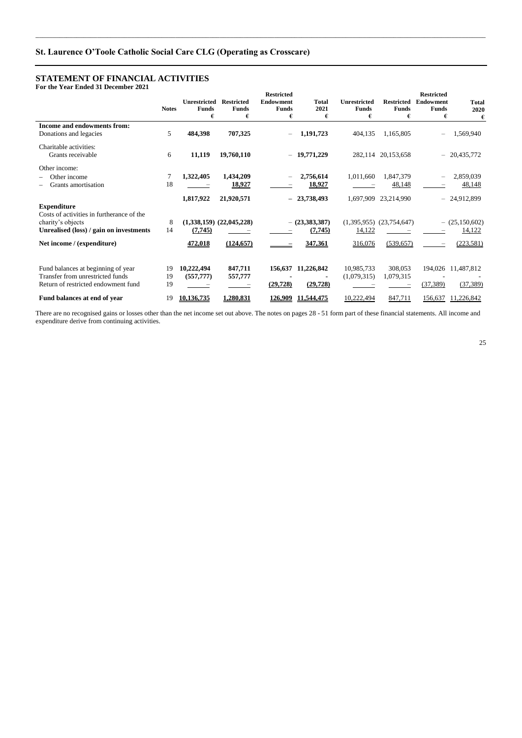## STATEMENT OF FINANCIAL ACTIVITIES

**For the Year Ended 31 December 2021**

| | Notes | Unrestricted Funds € | Restricted Funds € | Restricted Endowment Funds € | Total 2021 € | Unrestricted Funds € | Restricted Funds € | Restricted Endowment Funds € | Total 2020 € |
|---|---|---|---|---|---|---|---|---|---|
| **Income and endowments from:** | | | | | | | | | |
| Donations and legacies | 5 | **484,398** | **707,325** | – | **1,191,723** | 404,135 | 1,165,805 | – | 1,569,940 |
| Charitable activities: | | | | | | | | | |
| Grants receivable | 6 | **11,119** | **19,760,110** | – | **19,771,229** | 282,114 | 20,153,658 | – | 20,435,772 |
| Other income: | | | | | | | | | |
| – Other income | 7 | **1,322,405** | **1,434,209** | – | **2,756,614** | 1,011,660 | 1,847,379 | – | 2,859,039 |
| – Grants amortisation | 18 | – | **18,927** | – | **18,927** | – | 48,148 | – | 48,148 |
| | | **1,817,922** | **21,920,571** | – | **23,738,493** | 1,697,909 | 23,214,990 | – | 24,912,899 |
| **Expenditure** | | | | | | | | | |
| Costs of activities in furtherance of the charity's objects | 8 | **(1,338,159)** | **(22,045,228)** | – | **(23,383,387)** | (1,395,955) | (23,754,647) | – | (25,150,602) |
| **Unrealised (loss) / gain on investments** | 14 | **(7,745)** | – | – | **(7,745)** | 14,122 | – | – | 14,122 |
| **Net income / (expenditure)** | | **472,018** | **(124,657)** | – | **347,361** | 316,076 | (539,657) | – | (223,581) |
| Fund balances at beginning of year | 19 | **10,222,494** | **847,711** | **156,637** | **11,226,842** | 10,985,733 | 308,053 | 194,026 | 11,487,812 |
| Transfer from unrestricted funds | 19 | **(557,777)** | **557,777** | - | - | (1,079,315) | 1,079,315 | - | - |
| Return of restricted endowment fund | 19 | – | – | **(29,728)** | **(29,728)** | – | – | (37,389) | (37,389) |
| **Fund balances at end of year** | 19 | **10,136,735** | **1,280,831** | **126,909** | **11,544,475** | 10,222,494 | 847,711 | 156,637 | 11,226,842 |

There are no recognised gains or losses other than the net income set out above. The notes on pages 28 - 51 form part of these financial statements. All income and expenditure derive from continuing activities.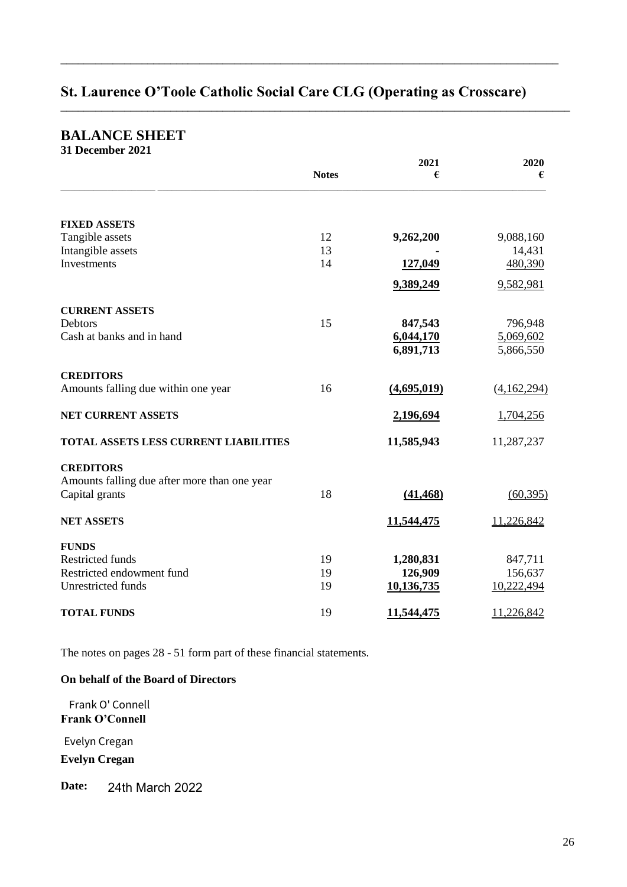# St. Laurence O'Toole Catholic Social Care CLG (Operating as Crosscare)

## BALANCE SHEET

**31 December 2021**

| | Notes | 2021 € | 2020 € |
|---|---|---|---|
| **FIXED ASSETS** | | | |
| Tangible assets | 12 | **9,262,200** | 9,088,160 |
| Intangible assets | 13 | **-** | 14,431 |
| Investments | 14 | **127,049** | 480,390 |
| | | **9,389,249** | 9,582,981 |
| **CURRENT ASSETS** | | | |
| Debtors | 15 | **847,543** | 796,948 |
| Cash at banks and in hand | | **6,044,170** | 5,069,602 |
| | | **6,891,713** | 5,866,550 |
| **CREDITORS** | | | |
| Amounts falling due within one year | 16 | **(4,695,019)** | (4,162,294) |
| **NET CURRENT ASSETS** | | **2,196,694** | 1,704,256 |
| **TOTAL ASSETS LESS CURRENT LIABILITIES** | | **11,585,943** | 11,287,237 |
| **CREDITORS** | | | |
| Amounts falling due after more than one year | | | |
| Capital grants | 18 | **(41,468)** | (60,395) |
| **NET ASSETS** | | **11,544,475** | 11,226,842 |
| **FUNDS** | | | |
| Restricted funds | 19 | **1,280,831** | 847,711 |
| Restricted endowment fund | 19 | **126,909** | 156,637 |
| Unrestricted funds | 19 | **10,136,735** | 10,222,494 |
| **TOTAL FUNDS** | 19 | **11,544,475** | 11,226,842 |

The notes on pages 28 - 51 form part of these financial statements.

**On behalf of the Board of Directors**

Frank O' Connell
**Frank O'Connell**

Evelyn Cregan
**Evelyn Cregan**

**Date:** 24th March 2022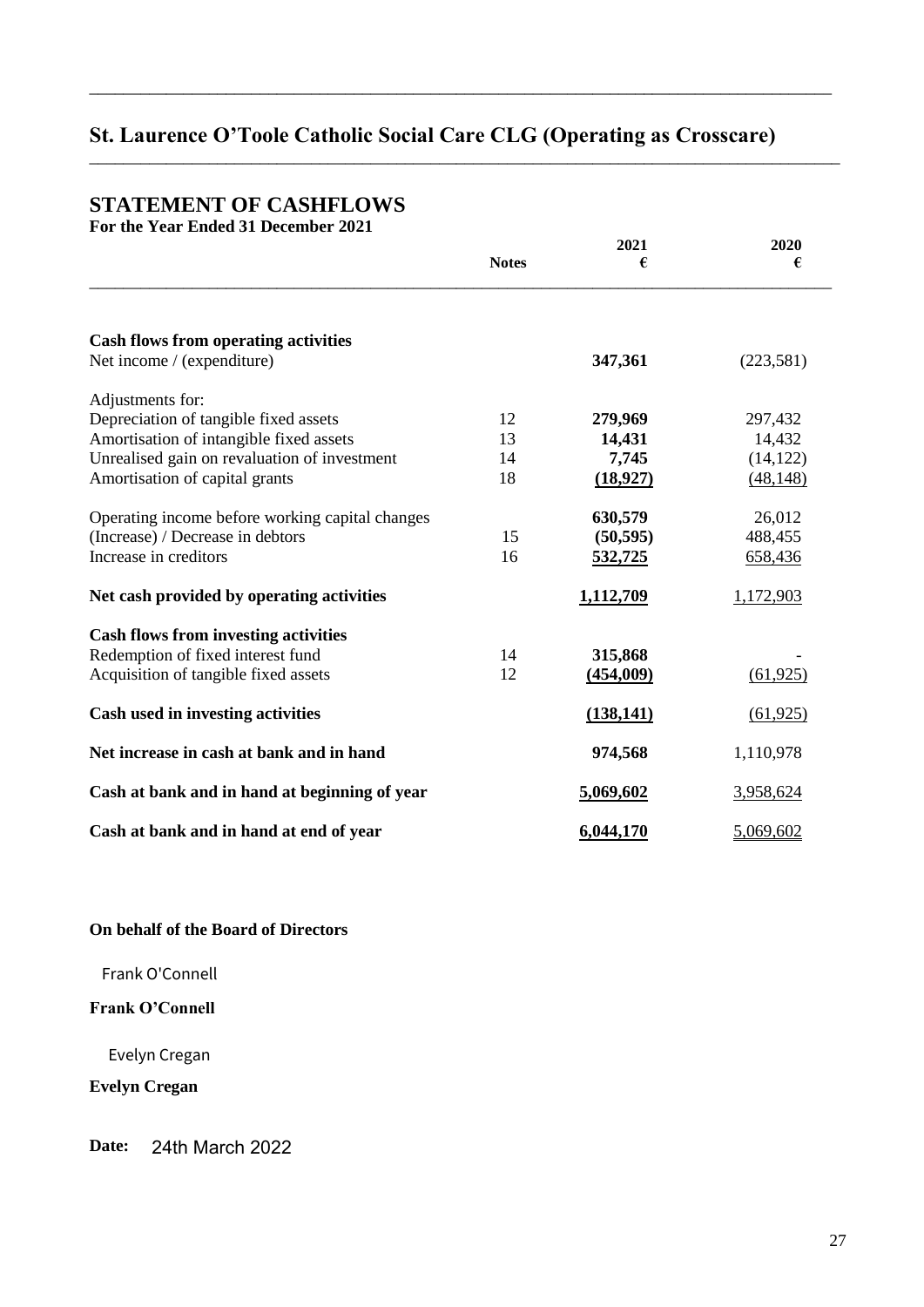# St. Laurence O'Toole Catholic Social Care CLG (Operating as Crosscare)

## STATEMENT OF CASHFLOWS

**For the Year Ended 31 December 2021**

| | Notes | 2021 € | 2020 € |
|---|---|---|---|
| **Cash flows from operating activities** | | | |
| Net income / (expenditure) | | **347,361** | (223,581) |
| Adjustments for: | | | |
| Depreciation of tangible fixed assets | 12 | **279,969** | 297,432 |
| Amortisation of intangible fixed assets | 13 | **14,431** | 14,432 |
| Unrealised gain on revaluation of investment | 14 | **7,745** | (14,122) |
| Amortisation of capital grants | 18 | **(18,927)** | (48,148) |
| Operating income before working capital changes | | **630,579** | 26,012 |
| (Increase) / Decrease in debtors | 15 | **(50,595)** | 488,455 |
| Increase in creditors | 16 | **532,725** | 658,436 |
| **Net cash provided by operating activities** | | **1,112,709** | 1,172,903 |
| **Cash flows from investing activities** | | | |
| Redemption of fixed interest fund | 14 | **315,868** | - |
| Acquisition of tangible fixed assets | 12 | **(454,009)** | (61,925) |
| **Cash used in investing activities** | | **(138,141)** | (61,925) |
| **Net increase in cash at bank and in hand** | | **974,568** | 1,110,978 |
| **Cash at bank and in hand at beginning of year** | | **5,069,602** | 3,958,624 |
| **Cash at bank and in hand at end of year** | | **6,044,170** | 5,069,602 |

**On behalf of the Board of Directors**

Frank O'Connell

**Frank O'Connell**

Evelyn Cregan

**Evelyn Cregan**

**Date:** 24th March 2022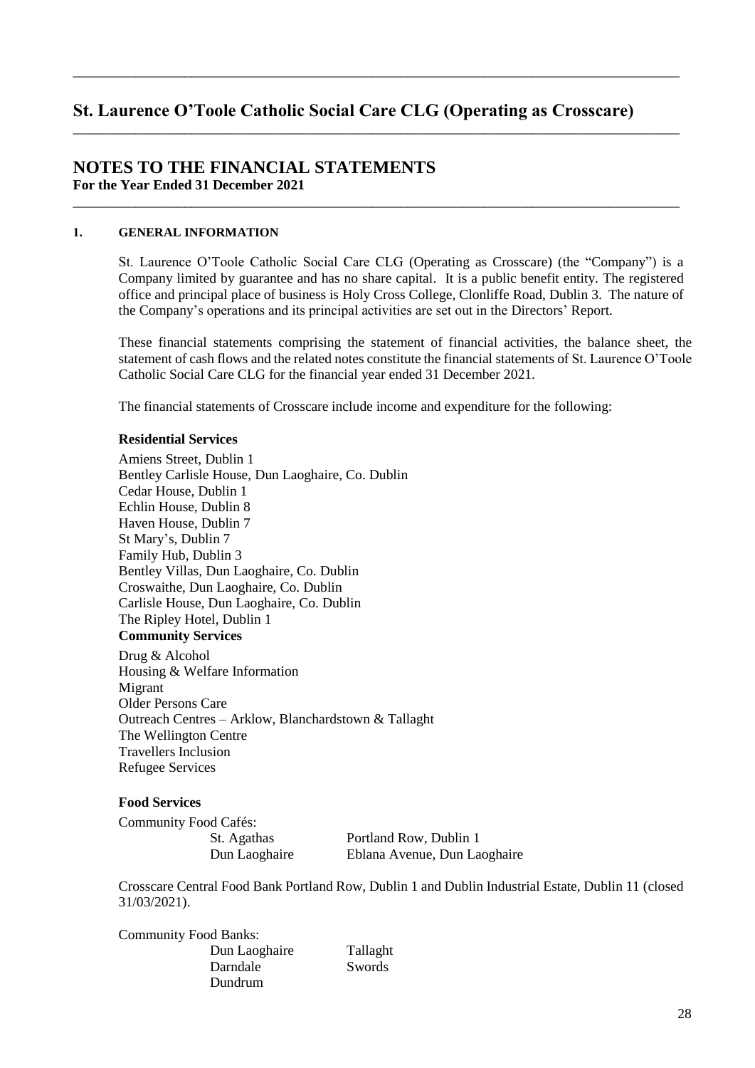# St. Laurence O'Toole Catholic Social Care CLG (Operating as Crosscare)

## NOTES TO THE FINANCIAL STATEMENTS
**For the Year Ended 31 December 2021**

### 1. GENERAL INFORMATION

St. Laurence O'Toole Catholic Social Care CLG (Operating as Crosscare) (the "Company") is a Company limited by guarantee and has no share capital. It is a public benefit entity. The registered office and principal place of business is Holy Cross College, Clonliffe Road, Dublin 3. The nature of the Company's operations and its principal activities are set out in the Directors' Report.

These financial statements comprising the statement of financial activities, the balance sheet, the statement of cash flows and the related notes constitute the financial statements of St. Laurence O'Toole Catholic Social Care CLG for the financial year ended 31 December 2021.

The financial statements of Crosscare include income and expenditure for the following:

**Residential Services**

Amiens Street, Dublin 1
Bentley Carlisle House, Dun Laoghaire, Co. Dublin
Cedar House, Dublin 1
Echlin House, Dublin 8
Haven House, Dublin 7
St Mary's, Dublin 7
Family Hub, Dublin 3
Bentley Villas, Dun Laoghaire, Co. Dublin
Croswaithe, Dun Laoghaire, Co. Dublin
Carlisle House, Dun Laoghaire, Co. Dublin
The Ripley Hotel, Dublin 1

**Community Services**

Drug & Alcohol
Housing & Welfare Information
Migrant
Older Persons Care
Outreach Centres – Arklow, Blanchardstown & Tallaght
The Wellington Centre
Travellers Inclusion
Refugee Services

**Food Services**

Community Food Cafés:

| | |
|---|---|
| St. Agathas | Portland Row, Dublin 1 |
| Dun Laoghaire | Eblana Avenue, Dun Laoghaire |

Crosscare Central Food Bank Portland Row, Dublin 1 and Dublin Industrial Estate, Dublin 11 (closed 31/03/2021).

Community Food Banks:

| | |
|---|---|
| Dun Laoghaire | Tallaght |
| Darndale | Swords |
| Dundrum | |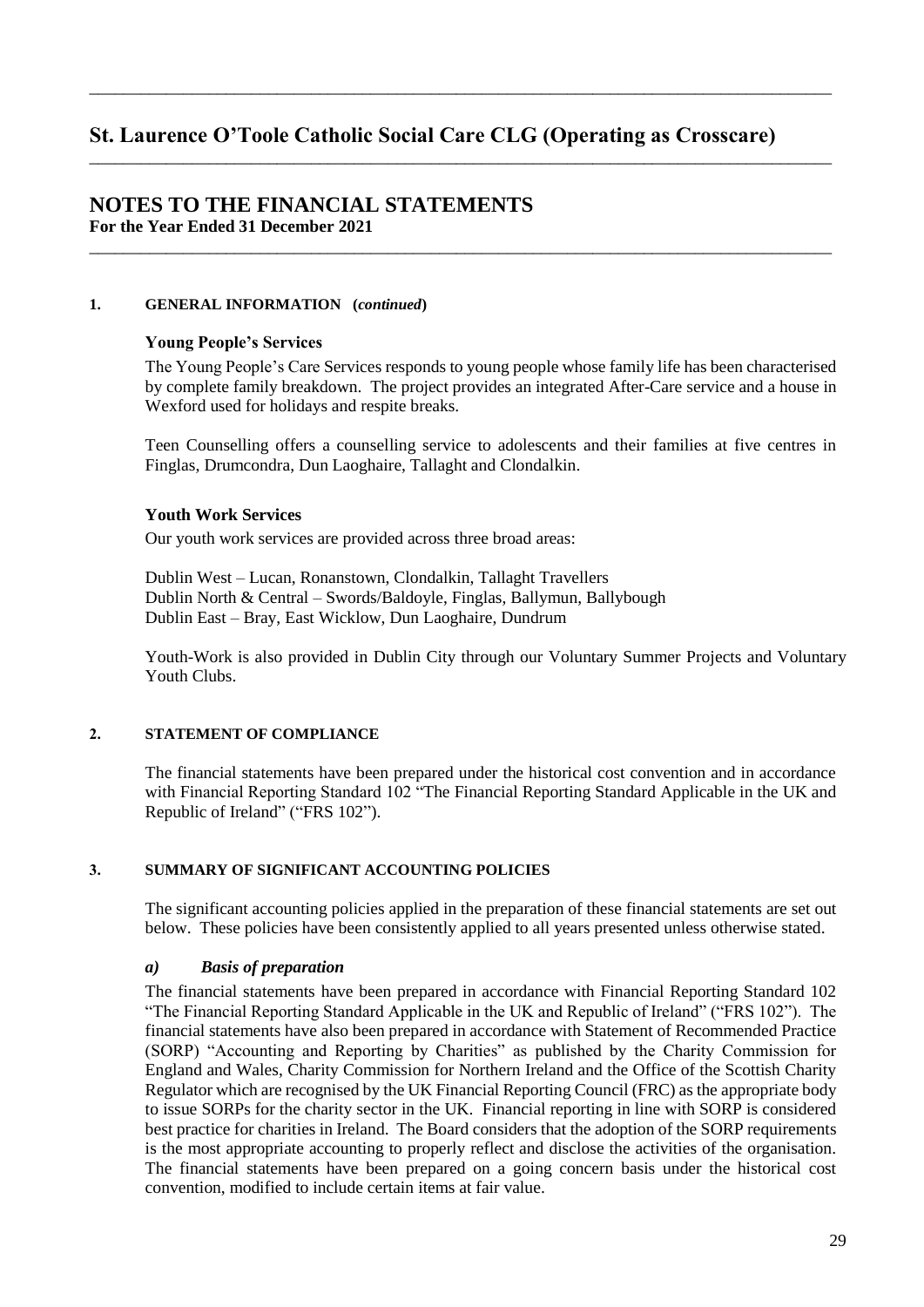# St. Laurence O'Toole Catholic Social Care CLG (Operating as Crosscare)

## NOTES TO THE FINANCIAL STATEMENTS

**For the Year Ended 31 December 2021**

### 1. GENERAL INFORMATION (*continued*)

**Young People's Services**

The Young People's Care Services responds to young people whose family life has been characterised by complete family breakdown. The project provides an integrated After-Care service and a house in Wexford used for holidays and respite breaks.

Teen Counselling offers a counselling service to adolescents and their families at five centres in Finglas, Drumcondra, Dun Laoghaire, Tallaght and Clondalkin.

**Youth Work Services**

Our youth work services are provided across three broad areas:

Dublin West – Lucan, Ronanstown, Clondalkin, Tallaght Travellers
Dublin North & Central – Swords/Baldoyle, Finglas, Ballymun, Ballybough
Dublin East – Bray, East Wicklow, Dun Laoghaire, Dundrum

Youth-Work is also provided in Dublin City through our Voluntary Summer Projects and Voluntary Youth Clubs.

### 2. STATEMENT OF COMPLIANCE

The financial statements have been prepared under the historical cost convention and in accordance with Financial Reporting Standard 102 "The Financial Reporting Standard Applicable in the UK and Republic of Ireland" ("FRS 102").

### 3. SUMMARY OF SIGNIFICANT ACCOUNTING POLICIES

The significant accounting policies applied in the preparation of these financial statements are set out below. These policies have been consistently applied to all years presented unless otherwise stated.

#### *a) Basis of preparation*

The financial statements have been prepared in accordance with Financial Reporting Standard 102 "The Financial Reporting Standard Applicable in the UK and Republic of Ireland" ("FRS 102"). The financial statements have also been prepared in accordance with Statement of Recommended Practice (SORP) "Accounting and Reporting by Charities" as published by the Charity Commission for England and Wales, Charity Commission for Northern Ireland and the Office of the Scottish Charity Regulator which are recognised by the UK Financial Reporting Council (FRC) as the appropriate body to issue SORPs for the charity sector in the UK. Financial reporting in line with SORP is considered best practice for charities in Ireland. The Board considers that the adoption of the SORP requirements is the most appropriate accounting to properly reflect and disclose the activities of the organisation. The financial statements have been prepared on a going concern basis under the historical cost convention, modified to include certain items at fair value.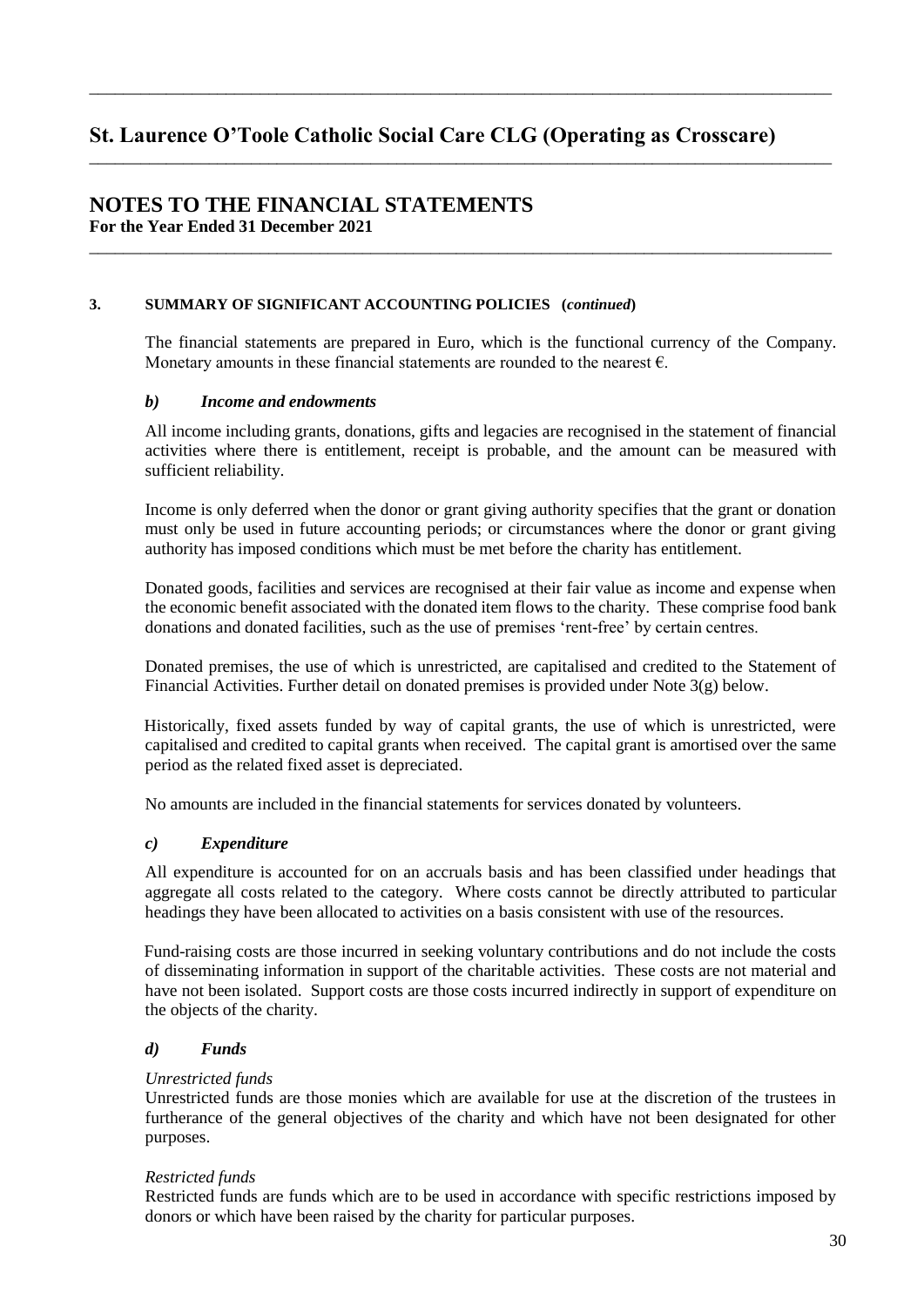## 3. SUMMARY OF SIGNIFICANT ACCOUNTING POLICIES (*continued*)

The financial statements are prepared in Euro, which is the functional currency of the Company. Monetary amounts in these financial statements are rounded to the nearest €.

### *b) Income and endowments*

All income including grants, donations, gifts and legacies are recognised in the statement of financial activities where there is entitlement, receipt is probable, and the amount can be measured with sufficient reliability.

Income is only deferred when the donor or grant giving authority specifies that the grant or donation must only be used in future accounting periods; or circumstances where the donor or grant giving authority has imposed conditions which must be met before the charity has entitlement.

Donated goods, facilities and services are recognised at their fair value as income and expense when the economic benefit associated with the donated item flows to the charity. These comprise food bank donations and donated facilities, such as the use of premises 'rent-free' by certain centres.

Donated premises, the use of which is unrestricted, are capitalised and credited to the Statement of Financial Activities. Further detail on donated premises is provided under Note 3(g) below.

Historically, fixed assets funded by way of capital grants, the use of which is unrestricted, were capitalised and credited to capital grants when received. The capital grant is amortised over the same period as the related fixed asset is depreciated.

No amounts are included in the financial statements for services donated by volunteers.

### *c) Expenditure*

All expenditure is accounted for on an accruals basis and has been classified under headings that aggregate all costs related to the category. Where costs cannot be directly attributed to particular headings they have been allocated to activities on a basis consistent with use of the resources.

Fund-raising costs are those incurred in seeking voluntary contributions and do not include the costs of disseminating information in support of the charitable activities. These costs are not material and have not been isolated. Support costs are those costs incurred indirectly in support of expenditure on the objects of the charity.

### *d) Funds*

*Unrestricted funds*
Unrestricted funds are those monies which are available for use at the discretion of the trustees in furtherance of the general objectives of the charity and which have not been designated for other purposes.

*Restricted funds*
Restricted funds are funds which are to be used in accordance with specific restrictions imposed by donors or which have been raised by the charity for particular purposes.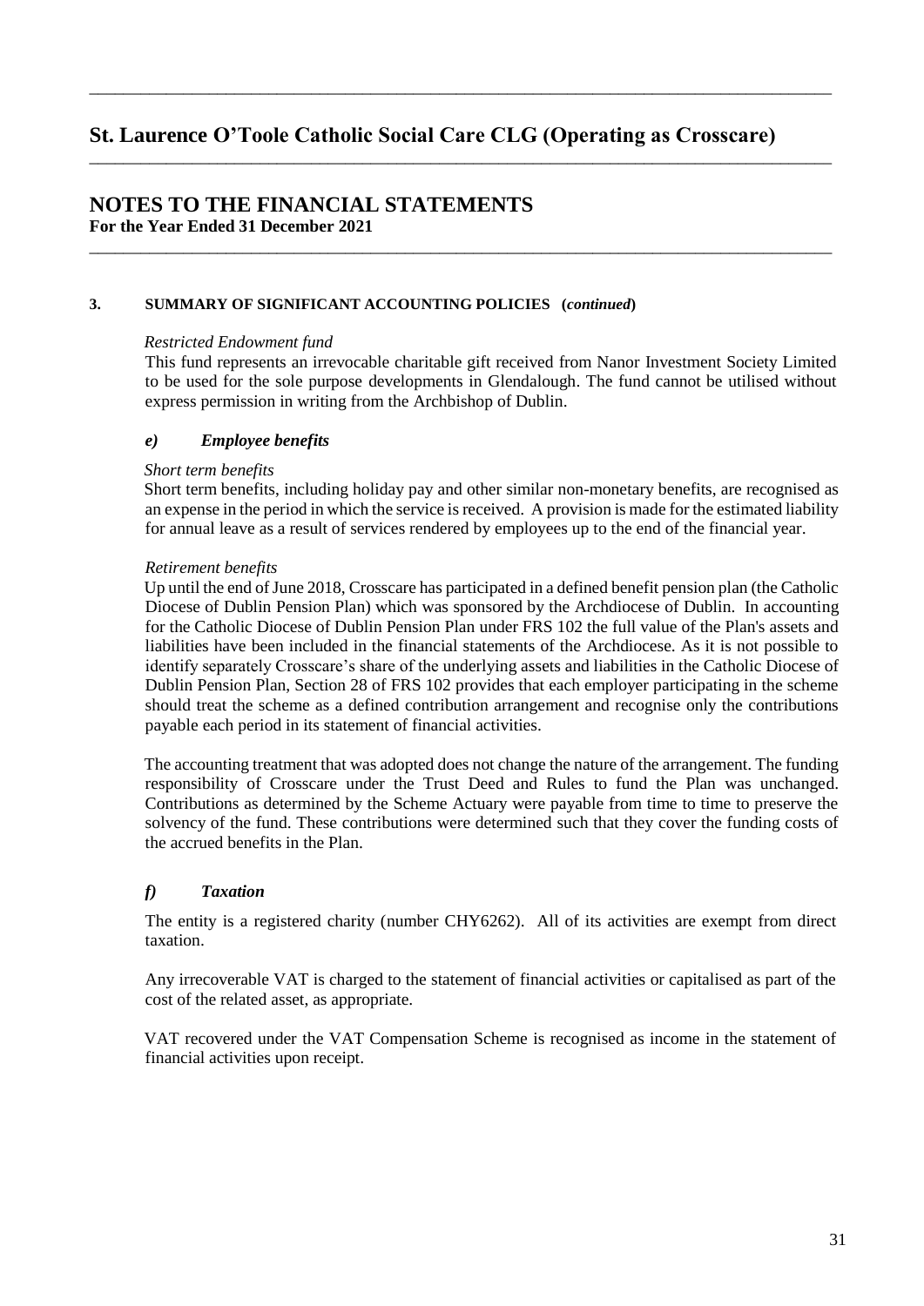# St. Laurence O'Toole Catholic Social Care CLG (Operating as Crosscare)

## NOTES TO THE FINANCIAL STATEMENTS

**For the Year Ended 31 December 2021**

**3. SUMMARY OF SIGNIFICANT ACCOUNTING POLICIES (*continued*)**

*Restricted Endowment fund*

This fund represents an irrevocable charitable gift received from Nanor Investment Society Limited to be used for the sole purpose developments in Glendalough. The fund cannot be utilised without express permission in writing from the Archbishop of Dublin.

### *e) Employee benefits*

*Short term benefits*

Short term benefits, including holiday pay and other similar non-monetary benefits, are recognised as an expense in the period in which the service is received. A provision is made for the estimated liability for annual leave as a result of services rendered by employees up to the end of the financial year.

*Retirement benefits*

Up until the end of June 2018, Crosscare has participated in a defined benefit pension plan (the Catholic Diocese of Dublin Pension Plan) which was sponsored by the Archdiocese of Dublin. In accounting for the Catholic Diocese of Dublin Pension Plan under FRS 102 the full value of the Plan's assets and liabilities have been included in the financial statements of the Archdiocese. As it is not possible to identify separately Crosscare's share of the underlying assets and liabilities in the Catholic Diocese of Dublin Pension Plan, Section 28 of FRS 102 provides that each employer participating in the scheme should treat the scheme as a defined contribution arrangement and recognise only the contributions payable each period in its statement of financial activities.

The accounting treatment that was adopted does not change the nature of the arrangement. The funding responsibility of Crosscare under the Trust Deed and Rules to fund the Plan was unchanged. Contributions as determined by the Scheme Actuary were payable from time to time to preserve the solvency of the fund. These contributions were determined such that they cover the funding costs of the accrued benefits in the Plan.

### *f) Taxation*

The entity is a registered charity (number CHY6262). All of its activities are exempt from direct taxation.

Any irrecoverable VAT is charged to the statement of financial activities or capitalised as part of the cost of the related asset, as appropriate.

VAT recovered under the VAT Compensation Scheme is recognised as income in the statement of financial activities upon receipt.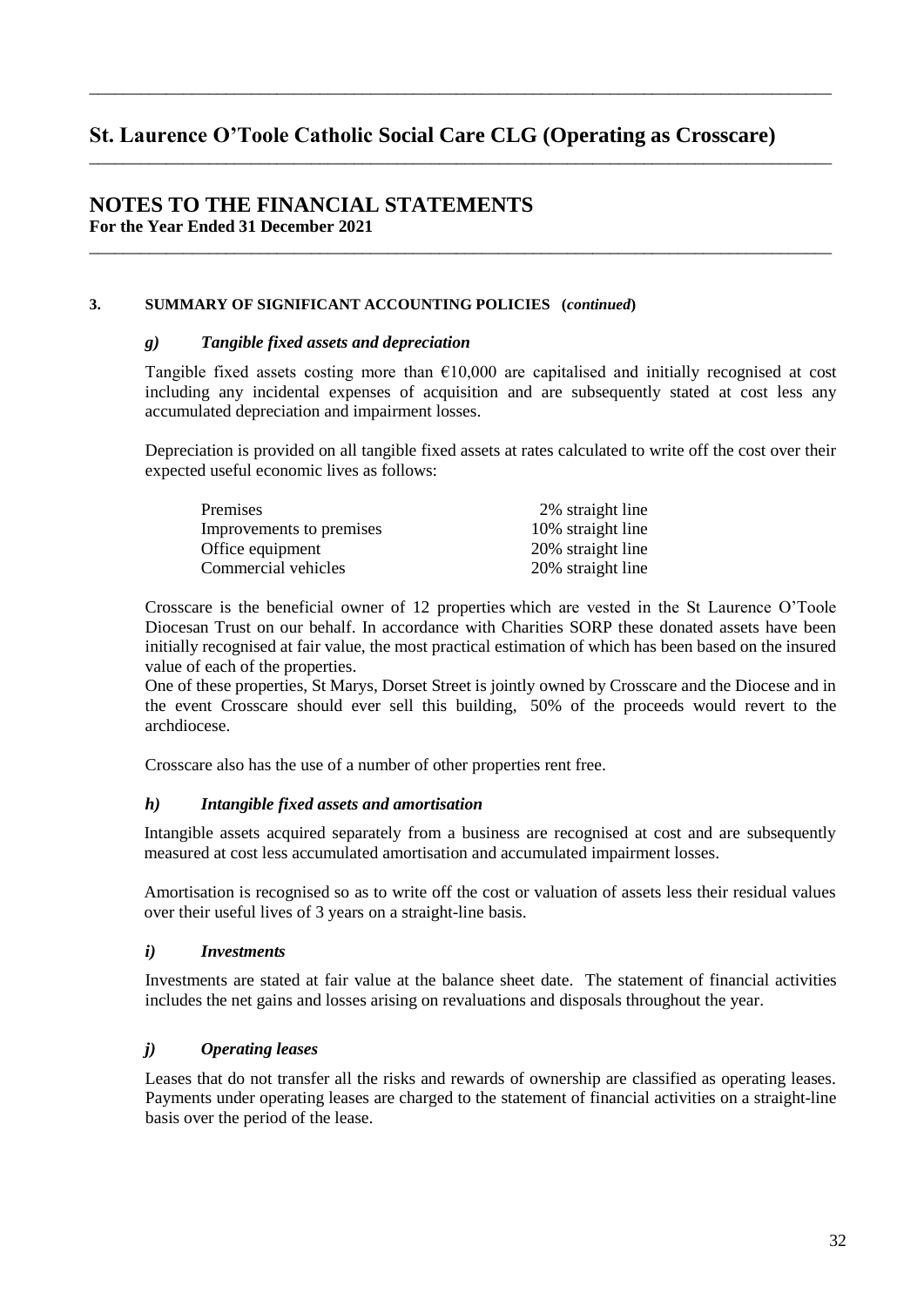# NOTES TO THE FINANCIAL STATEMENTS

**For the Year Ended 31 December 2021**

## 3. SUMMARY OF SIGNIFICANT ACCOUNTING POLICIES (*continued*)

### *g) Tangible fixed assets and depreciation*

Tangible fixed assets costing more than €10,000 are capitalised and initially recognised at cost including any incidental expenses of acquisition and are subsequently stated at cost less any accumulated depreciation and impairment losses.

Depreciation is provided on all tangible fixed assets at rates calculated to write off the cost over their expected useful economic lives as follows:

| | |
|---|---|
| Premises | 2% straight line |
| Improvements to premises | 10% straight line |
| Office equipment | 20% straight line |
| Commercial vehicles | 20% straight line |

Crosscare is the beneficial owner of 12 properties which are vested in the St Laurence O'Toole Diocesan Trust on our behalf. In accordance with Charities SORP these donated assets have been initially recognised at fair value, the most practical estimation of which has been based on the insured value of each of the properties.
One of these properties, St Marys, Dorset Street is jointly owned by Crosscare and the Diocese and in the event Crosscare should ever sell this building, 50% of the proceeds would revert to the archdiocese.

Crosscare also has the use of a number of other properties rent free.

### *h) Intangible fixed assets and amortisation*

Intangible assets acquired separately from a business are recognised at cost and are subsequently measured at cost less accumulated amortisation and accumulated impairment losses.

Amortisation is recognised so as to write off the cost or valuation of assets less their residual values over their useful lives of 3 years on a straight-line basis.

### *i) Investments*

Investments are stated at fair value at the balance sheet date. The statement of financial activities includes the net gains and losses arising on revaluations and disposals throughout the year.

### *j) Operating leases*

Leases that do not transfer all the risks and rewards of ownership are classified as operating leases. Payments under operating leases are charged to the statement of financial activities on a straight-line basis over the period of the lease.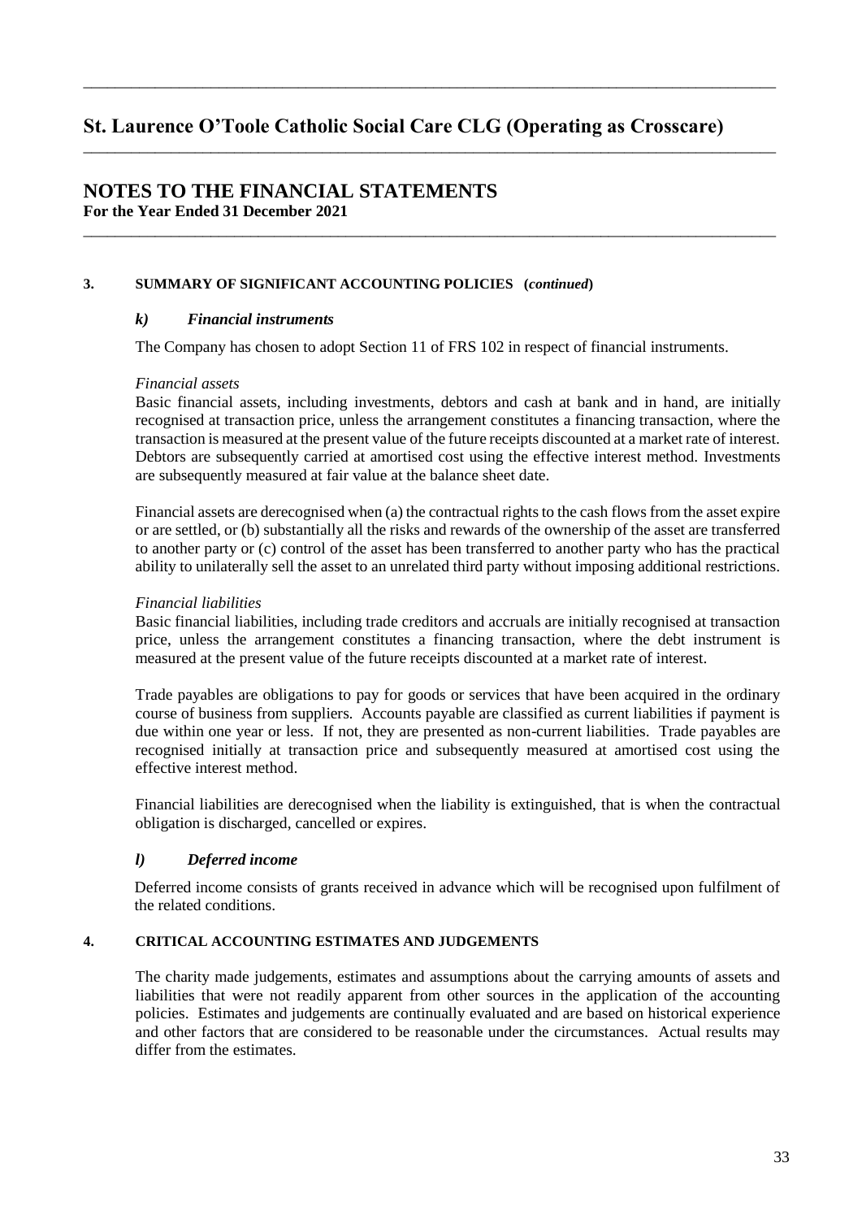# St. Laurence O'Toole Catholic Social Care CLG (Operating as Crosscare)

## NOTES TO THE FINANCIAL STATEMENTS

**For the Year Ended 31 December 2021**

### 3. SUMMARY OF SIGNIFICANT ACCOUNTING POLICIES (*continued*)

#### *k) Financial instruments*

The Company has chosen to adopt Section 11 of FRS 102 in respect of financial instruments.

*Financial assets*

Basic financial assets, including investments, debtors and cash at bank and in hand, are initially recognised at transaction price, unless the arrangement constitutes a financing transaction, where the transaction is measured at the present value of the future receipts discounted at a market rate of interest. Debtors are subsequently carried at amortised cost using the effective interest method. Investments are subsequently measured at fair value at the balance sheet date.

Financial assets are derecognised when (a) the contractual rights to the cash flows from the asset expire or are settled, or (b) substantially all the risks and rewards of the ownership of the asset are transferred to another party or (c) control of the asset has been transferred to another party who has the practical ability to unilaterally sell the asset to an unrelated third party without imposing additional restrictions.

*Financial liabilities*

Basic financial liabilities, including trade creditors and accruals are initially recognised at transaction price, unless the arrangement constitutes a financing transaction, where the debt instrument is measured at the present value of the future receipts discounted at a market rate of interest.

Trade payables are obligations to pay for goods or services that have been acquired in the ordinary course of business from suppliers. Accounts payable are classified as current liabilities if payment is due within one year or less. If not, they are presented as non-current liabilities. Trade payables are recognised initially at transaction price and subsequently measured at amortised cost using the effective interest method.

Financial liabilities are derecognised when the liability is extinguished, that is when the contractual obligation is discharged, cancelled or expires.

#### *l) Deferred income*

Deferred income consists of grants received in advance which will be recognised upon fulfilment of the related conditions.

### 4. CRITICAL ACCOUNTING ESTIMATES AND JUDGEMENTS

The charity made judgements, estimates and assumptions about the carrying amounts of assets and liabilities that were not readily apparent from other sources in the application of the accounting policies. Estimates and judgements are continually evaluated and are based on historical experience and other factors that are considered to be reasonable under the circumstances. Actual results may differ from the estimates.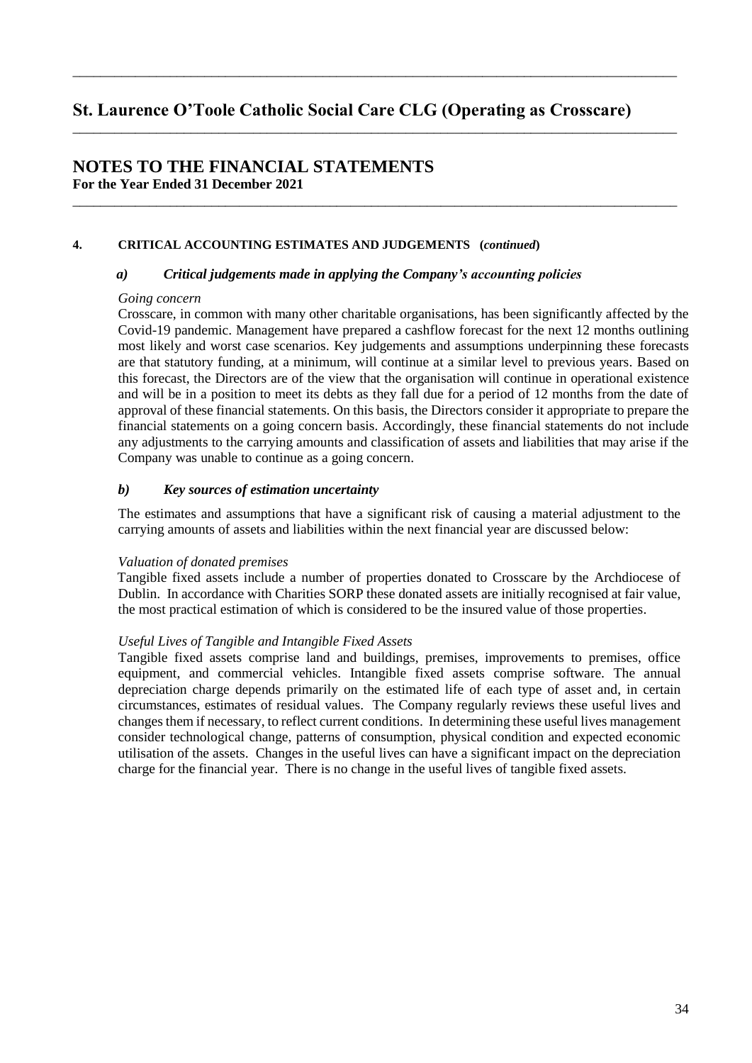### 4. CRITICAL ACCOUNTING ESTIMATES AND JUDGEMENTS (*continued*)

#### *a) Critical judgements made in applying the Company's accounting policies*

*Going concern*

Crosscare, in common with many other charitable organisations, has been significantly affected by the Covid-19 pandemic. Management have prepared a cashflow forecast for the next 12 months outlining most likely and worst case scenarios. Key judgements and assumptions underpinning these forecasts are that statutory funding, at a minimum, will continue at a similar level to previous years. Based on this forecast, the Directors are of the view that the organisation will continue in operational existence and will be in a position to meet its debts as they fall due for a period of 12 months from the date of approval of these financial statements. On this basis, the Directors consider it appropriate to prepare the financial statements on a going concern basis. Accordingly, these financial statements do not include any adjustments to the carrying amounts and classification of assets and liabilities that may arise if the Company was unable to continue as a going concern.

#### *b) Key sources of estimation uncertainty*

The estimates and assumptions that have a significant risk of causing a material adjustment to the carrying amounts of assets and liabilities within the next financial year are discussed below:

*Valuation of donated premises*

Tangible fixed assets include a number of properties donated to Crosscare by the Archdiocese of Dublin. In accordance with Charities SORP these donated assets are initially recognised at fair value, the most practical estimation of which is considered to be the insured value of those properties.

*Useful Lives of Tangible and Intangible Fixed Assets*

Tangible fixed assets comprise land and buildings, premises, improvements to premises, office equipment, and commercial vehicles. Intangible fixed assets comprise software. The annual depreciation charge depends primarily on the estimated life of each type of asset and, in certain circumstances, estimates of residual values. The Company regularly reviews these useful lives and changes them if necessary, to reflect current conditions. In determining these useful lives management consider technological change, patterns of consumption, physical condition and expected economic utilisation of the assets. Changes in the useful lives can have a significant impact on the depreciation charge for the financial year. There is no change in the useful lives of tangible fixed assets.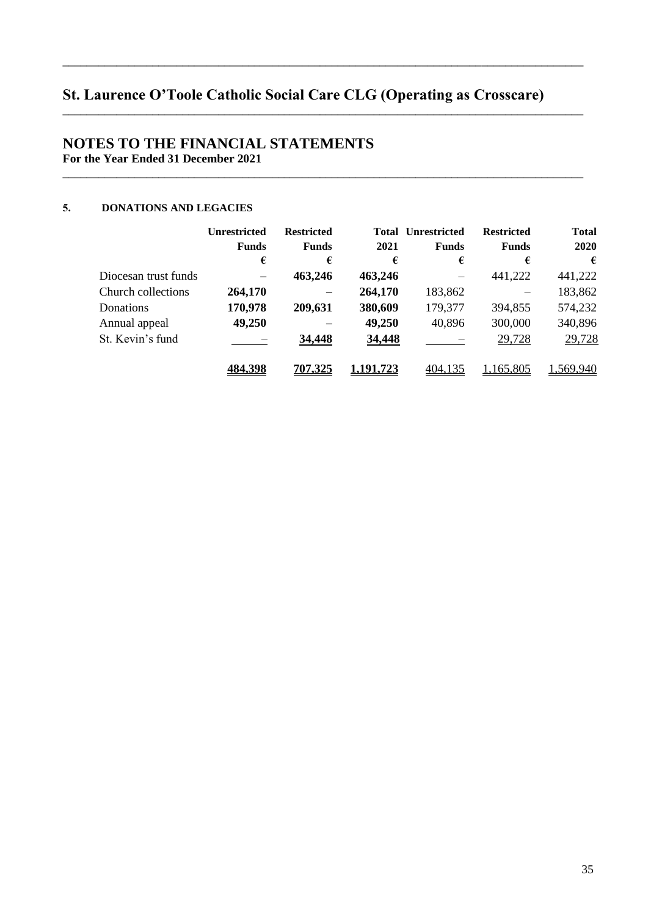# St. Laurence O'Toole Catholic Social Care CLG (Operating as Crosscare)

## NOTES TO THE FINANCIAL STATEMENTS

**For the Year Ended 31 December 2021**

### 5. DONATIONS AND LEGACIES

| | Unrestricted Funds | Restricted Funds | Total 2021 | Unrestricted Funds | Restricted Funds | Total 2020 |
|---|---|---|---|---|---|---|
| | € | € | € | € | € | € |
| Diocesan trust funds | **–** | **463,246** | **463,246** | – | 441,222 | 441,222 |
| Church collections | **264,170** | **–** | **264,170** | 183,862 | – | 183,862 |
| Donations | **170,978** | **209,631** | **380,609** | 179,377 | 394,855 | 574,232 |
| Annual appeal | **49,250** | **–** | **49,250** | 40,896 | 300,000 | 340,896 |
| St. Kevin's fund | **–** | **34,448** | **34,448** | – | 29,728 | 29,728 |
| | **484,398** | **707,325** | **1,191,723** | 404,135 | 1,165,805 | 1,569,940 |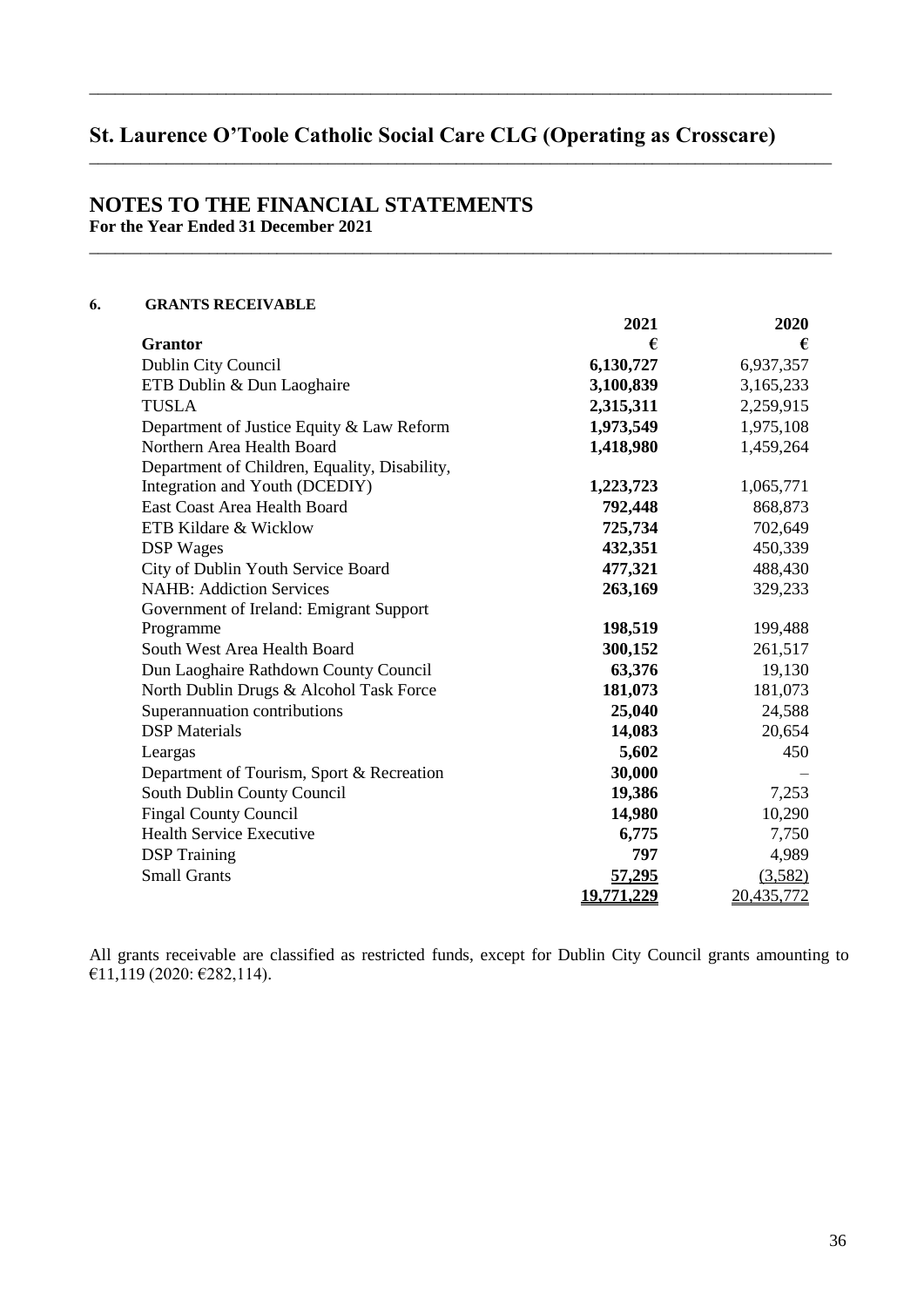# St. Laurence O'Toole Catholic Social Care CLG (Operating as Crosscare)

## NOTES TO THE FINANCIAL STATEMENTS

**For the Year Ended 31 December 2021**

### 6. GRANTS RECEIVABLE

| Grantor | 2021 € | 2020 € |
|---|---|---|
| Dublin City Council | **6,130,727** | 6,937,357 |
| ETB Dublin & Dun Laoghaire | **3,100,839** | 3,165,233 |
| TUSLA | **2,315,311** | 2,259,915 |
| Department of Justice Equity & Law Reform | **1,973,549** | 1,975,108 |
| Northern Area Health Board | **1,418,980** | 1,459,264 |
| Department of Children, Equality, Disability, Integration and Youth (DCEDIY) | **1,223,723** | 1,065,771 |
| East Coast Area Health Board | **792,448** | 868,873 |
| ETB Kildare & Wicklow | **725,734** | 702,649 |
| DSP Wages | **432,351** | 450,339 |
| City of Dublin Youth Service Board | **477,321** | 488,430 |
| NAHB: Addiction Services | **263,169** | 329,233 |
| Government of Ireland: Emigrant Support Programme | **198,519** | 199,488 |
| South West Area Health Board | **300,152** | 261,517 |
| Dun Laoghaire Rathdown County Council | **63,376** | 19,130 |
| North Dublin Drugs & Alcohol Task Force | **181,073** | 181,073 |
| Superannuation contributions | **25,040** | 24,588 |
| DSP Materials | **14,083** | 20,654 |
| Leargas | **5,602** | 450 |
| Department of Tourism, Sport & Recreation | **30,000** | – |
| South Dublin County Council | **19,386** | 7,253 |
| Fingal County Council | **14,980** | 10,290 |
| Health Service Executive | **6,775** | 7,750 |
| DSP Training | **797** | 4,989 |
| Small Grants | **57,295** | (3,582) |
| | **19,771,229** | 20,435,772 |

All grants receivable are classified as restricted funds, except for Dublin City Council grants amounting to €11,119 (2020: €282,114).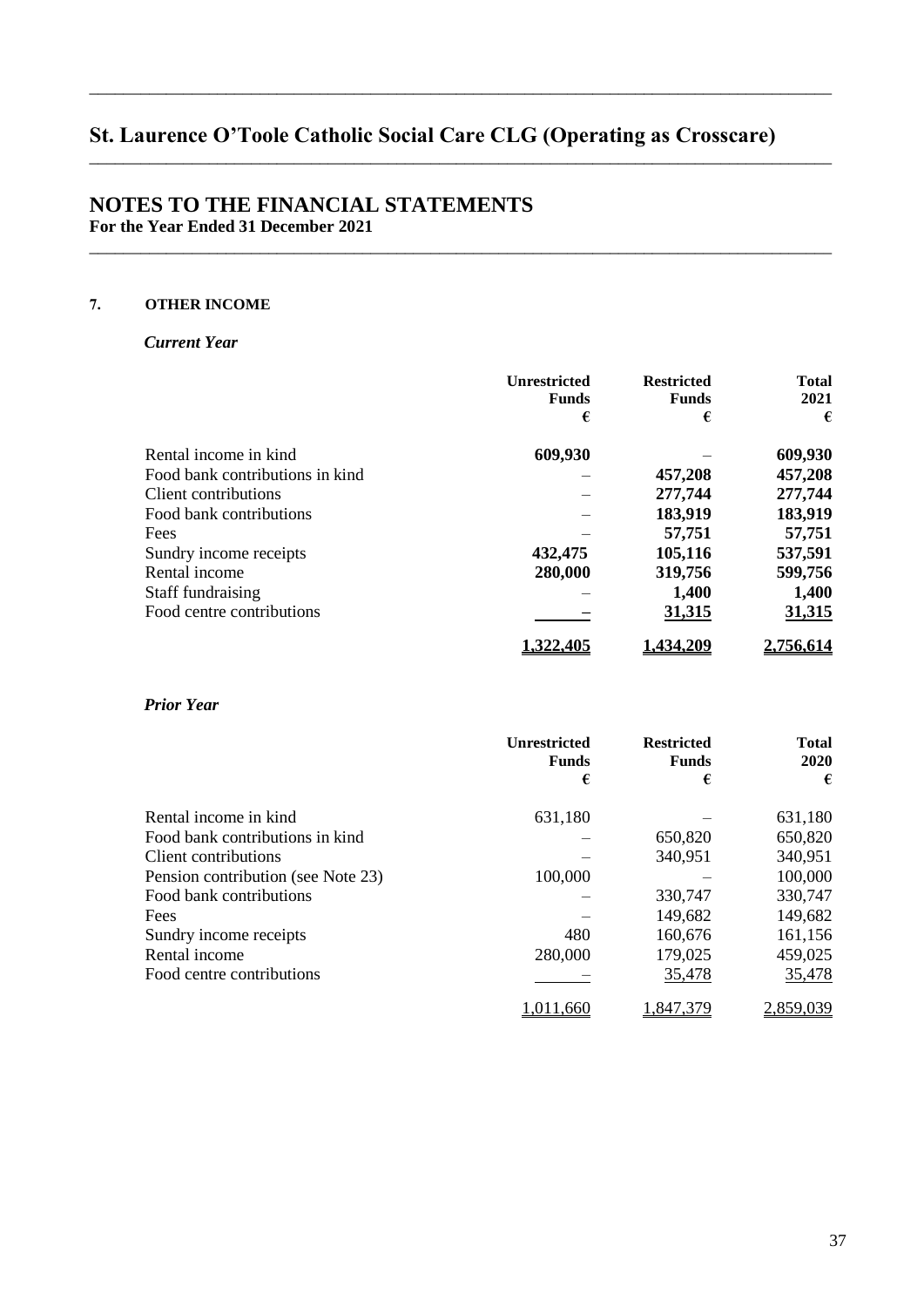# St. Laurence O'Toole Catholic Social Care CLG (Operating as Crosscare)

## NOTES TO THE FINANCIAL STATEMENTS

**For the Year Ended 31 December 2021**

### 7. OTHER INCOME

***Current Year***

| | Unrestricted Funds € | Restricted Funds € | Total 2021 € |
|---|---|---|---|
| Rental income in kind | **609,930** | – | **609,930** |
| Food bank contributions in kind | – | **457,208** | **457,208** |
| Client contributions | – | **277,744** | **277,744** |
| Food bank contributions | – | **183,919** | **183,919** |
| Fees | – | **57,751** | **57,751** |
| Sundry income receipts | **432,475** | **105,116** | **537,591** |
| Rental income | **280,000** | **319,756** | **599,756** |
| Staff fundraising | – | **1,400** | **1,400** |
| Food centre contributions | – | **31,315** | **31,315** |
| | **1,322,405** | **1,434,209** | **2,756,614** |

***Prior Year***

| | Unrestricted Funds € | Restricted Funds € | Total 2020 € |
|---|---|---|---|
| Rental income in kind | 631,180 | – | 631,180 |
| Food bank contributions in kind | – | 650,820 | 650,820 |
| Client contributions | – | 340,951 | 340,951 |
| Pension contribution (see Note 23) | 100,000 | – | 100,000 |
| Food bank contributions | – | 330,747 | 330,747 |
| Fees | – | 149,682 | 149,682 |
| Sundry income receipts | 480 | 160,676 | 161,156 |
| Rental income | 280,000 | 179,025 | 459,025 |
| Food centre contributions | – | 35,478 | 35,478 |
| | 1,011,660 | 1,847,379 | 2,859,039 |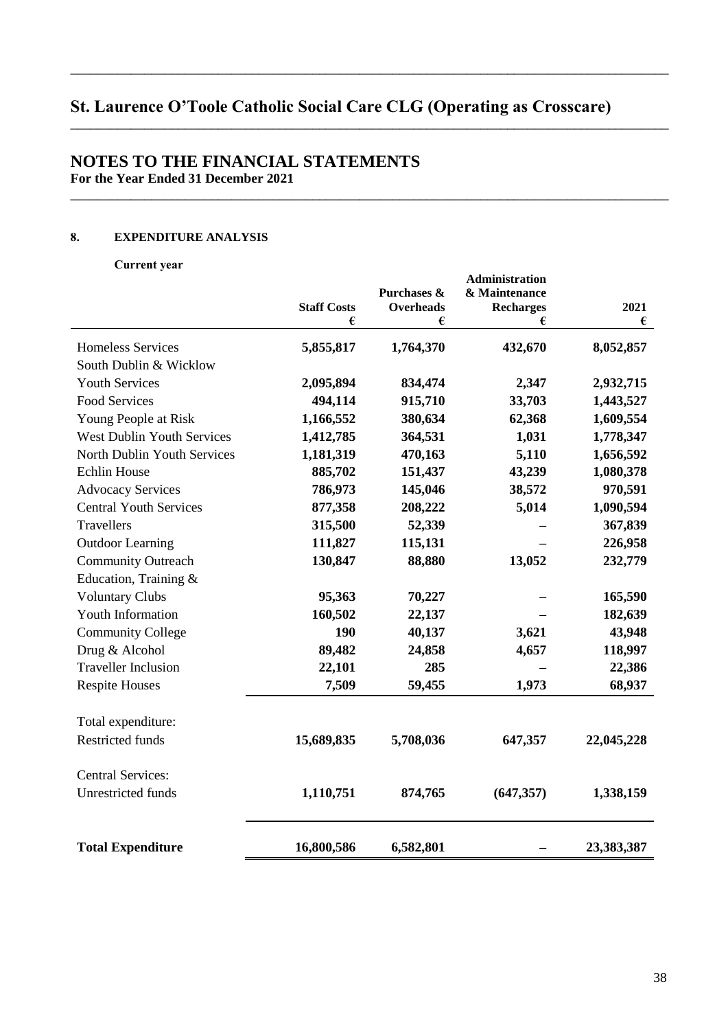# St. Laurence O'Toole Catholic Social Care CLG (Operating as Crosscare)

## NOTES TO THE FINANCIAL STATEMENTS

**For the Year Ended 31 December 2021**

### 8. EXPENDITURE ANALYSIS

**Current year**

| | Staff Costs € | Purchases & Overheads € | Administration & Maintenance Recharges € | 2021 € |
|---|---|---|---|---|
| Homeless Services | **5,855,817** | **1,764,370** | **432,670** | **8,052,857** |
| South Dublin & Wicklow Youth Services | **2,095,894** | **834,474** | **2,347** | **2,932,715** |
| Food Services | **494,114** | **915,710** | **33,703** | **1,443,527** |
| Young People at Risk | **1,166,552** | **380,634** | **62,368** | **1,609,554** |
| West Dublin Youth Services | **1,412,785** | **364,531** | **1,031** | **1,778,347** |
| North Dublin Youth Services | **1,181,319** | **470,163** | **5,110** | **1,656,592** |
| Echlin House | **885,702** | **151,437** | **43,239** | **1,080,378** |
| Advocacy Services | **786,973** | **145,046** | **38,572** | **970,591** |
| Central Youth Services | **877,358** | **208,222** | **5,014** | **1,090,594** |
| Travellers | **315,500** | **52,339** | **–** | **367,839** |
| Outdoor Learning | **111,827** | **115,131** | **–** | **226,958** |
| Community Outreach | **130,847** | **88,880** | **13,052** | **232,779** |
| Education, Training & Voluntary Clubs | **95,363** | **70,227** | **–** | **165,590** |
| Youth Information | **160,502** | **22,137** | **–** | **182,639** |
| Community College | **190** | **40,137** | **3,621** | **43,948** |
| Drug & Alcohol | **89,482** | **24,858** | **4,657** | **118,997** |
| Traveller Inclusion | **22,101** | **285** | **–** | **22,386** |
| Respite Houses | **7,509** | **59,455** | **1,973** | **68,937** |
| Total expenditure: Restricted funds | **15,689,835** | **5,708,036** | **647,357** | **22,045,228** |
| Central Services: Unrestricted funds | **1,110,751** | **874,765** | **(647,357)** | **1,338,159** |
| **Total Expenditure** | **16,800,586** | **6,582,801** | **–** | **23,383,387** |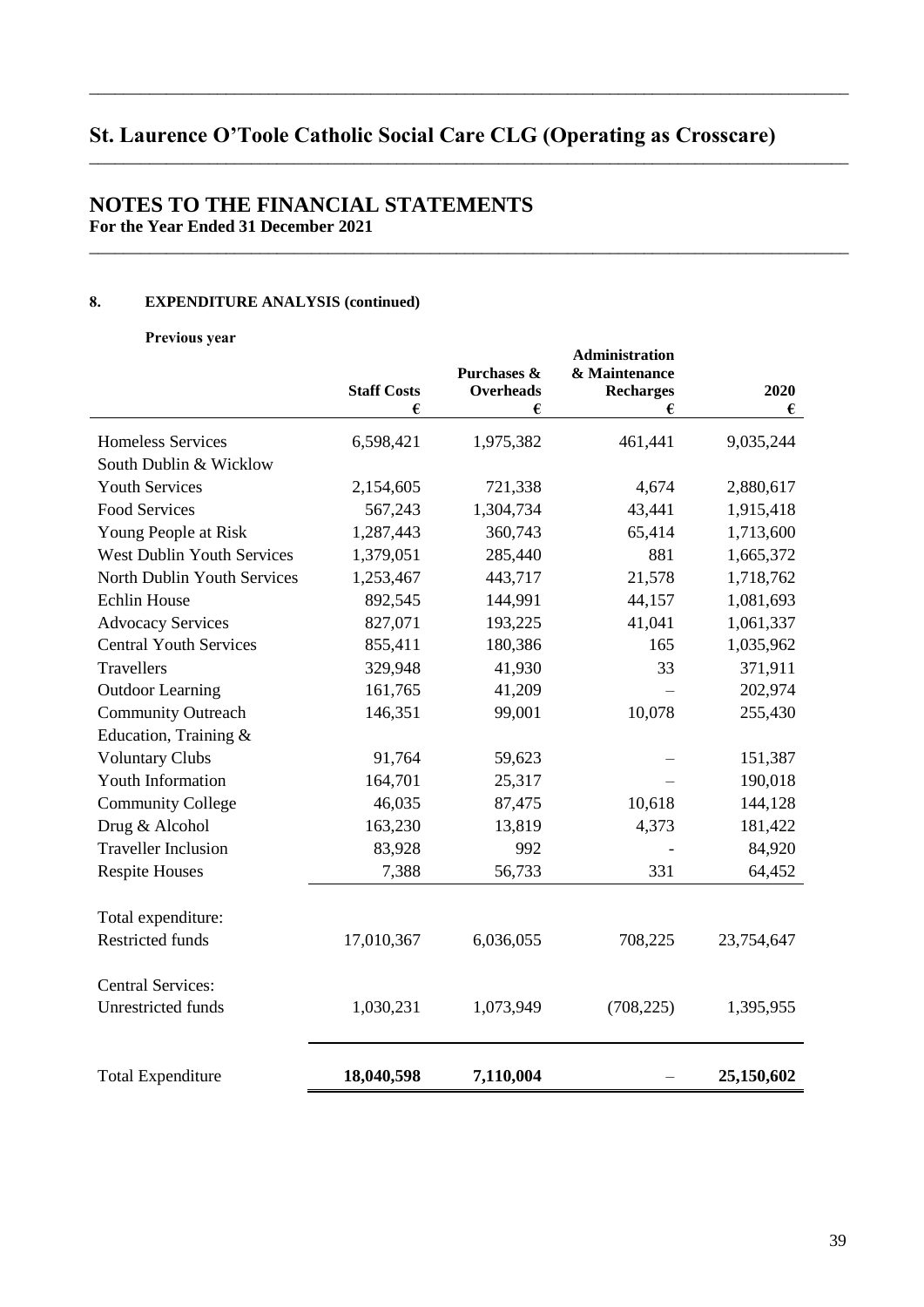# St. Laurence O'Toole Catholic Social Care CLG (Operating as Crosscare)

## NOTES TO THE FINANCIAL STATEMENTS

**For the Year Ended 31 December 2021**

### 8. EXPENDITURE ANALYSIS (continued)

**Previous year**

| | Staff Costs<br>€ | Purchases & Overheads<br>€ | Administration & Maintenance Recharges<br>€ | 2020<br>€ |
|---|---|---|---|---|
| Homeless Services | 6,598,421 | 1,975,382 | 461,441 | 9,035,244 |
| South Dublin & Wicklow Youth Services | 2,154,605 | 721,338 | 4,674 | 2,880,617 |
| Food Services | 567,243 | 1,304,734 | 43,441 | 1,915,418 |
| Young People at Risk | 1,287,443 | 360,743 | 65,414 | 1,713,600 |
| West Dublin Youth Services | 1,379,051 | 285,440 | 881 | 1,665,372 |
| North Dublin Youth Services | 1,253,467 | 443,717 | 21,578 | 1,718,762 |
| Echlin House | 892,545 | 144,991 | 44,157 | 1,081,693 |
| Advocacy Services | 827,071 | 193,225 | 41,041 | 1,061,337 |
| Central Youth Services | 855,411 | 180,386 | 165 | 1,035,962 |
| Travellers | 329,948 | 41,930 | 33 | 371,911 |
| Outdoor Learning | 161,765 | 41,209 | – | 202,974 |
| Community Outreach | 146,351 | 99,001 | 10,078 | 255,430 |
| Education, Training & Voluntary Clubs | 91,764 | 59,623 | – | 151,387 |
| Youth Information | 164,701 | 25,317 | – | 190,018 |
| Community College | 46,035 | 87,475 | 10,618 | 144,128 |
| Drug & Alcohol | 163,230 | 13,819 | 4,373 | 181,422 |
| Traveller Inclusion | 83,928 | 992 | - | 84,920 |
| Respite Houses | 7,388 | 56,733 | 331 | 64,452 |
| Total expenditure:<br>Restricted funds | 17,010,367 | 6,036,055 | 708,225 | 23,754,647 |
| Central Services:<br>Unrestricted funds | 1,030,231 | 1,073,949 | (708,225) | 1,395,955 |
| Total Expenditure | **18,040,598** | **7,110,004** | – | **25,150,602** |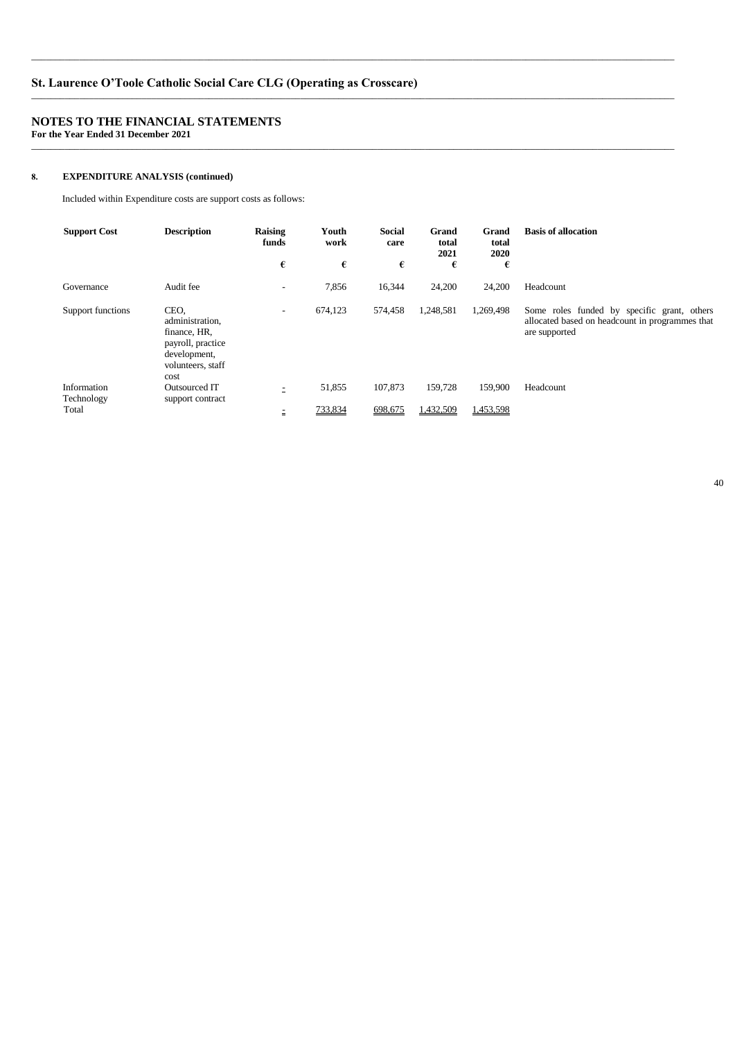## St. Laurence O'Toole Catholic Social Care CLG (Operating as Crosscare)

## NOTES TO THE FINANCIAL STATEMENTS
**For the Year Ended 31 December 2021**

### 8. EXPENDITURE ANALYSIS (continued)

Included within Expenditure costs are support costs as follows:

| Support Cost | Description | Raising funds | Youth work | Social care | Grand total 2021 | Grand total 2020 | Basis of allocation |
|---|---|---|---|---|---|---|---|
| | | € | € | € | € | € | |
| Governance | Audit fee | - | 7,856 | 16,344 | 24,200 | 24,200 | Headcount |
| Support functions | CEO, administration, finance, HR, payroll, practice development, volunteers, staff cost | - | 674,123 | 574,458 | 1,248,581 | 1,269,498 | Some roles funded by specific grant, others allocated based on headcount in programmes that are supported |
| Information Technology | Outsourced IT support contract | - | 51,855 | 107,873 | 159,728 | 159,900 | Headcount |
| Total | | - | 733,834 | 698,675 | 1,432,509 | 1,453,598 | |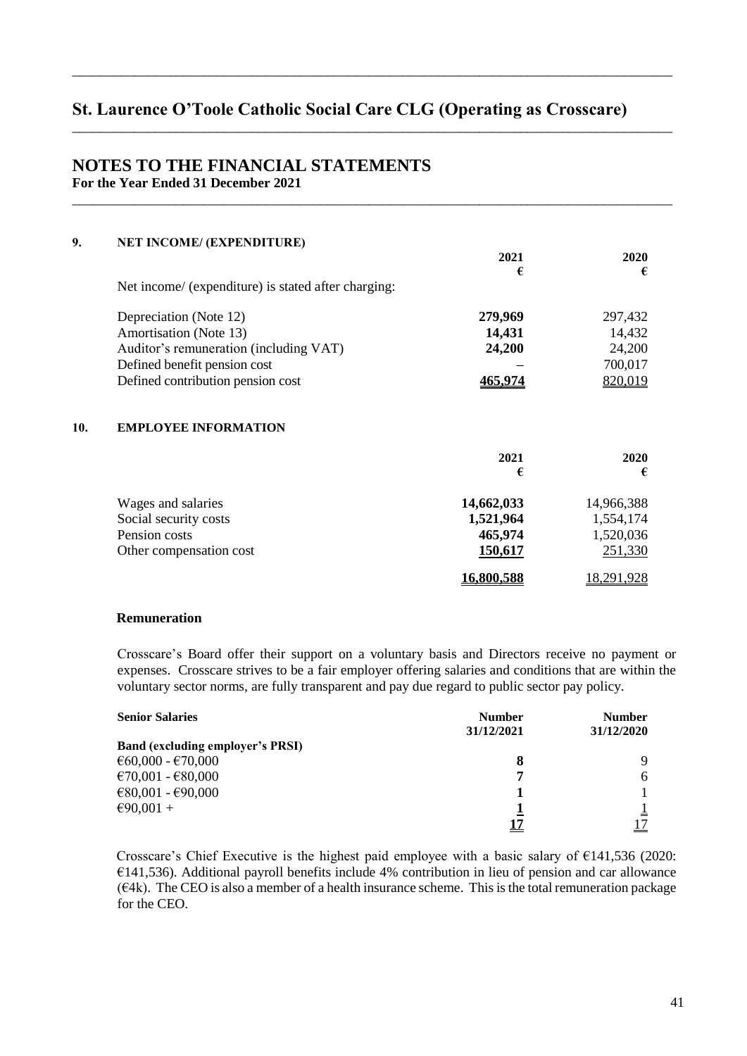# St. Laurence O'Toole Catholic Social Care CLG (Operating as Crosscare)

## NOTES TO THE FINANCIAL STATEMENTS

**For the Year Ended 31 December 2021**

### 9. NET INCOME/ (EXPENDITURE)

| | 2021 € | 2020 € |
|---|---|---|
| Net income/ (expenditure) is stated after charging: | | |
| Depreciation (Note 12) | **279,969** | 297,432 |
| Amortisation (Note 13) | **14,431** | 14,432 |
| Auditor's remuneration (including VAT) | **24,200** | 24,200 |
| Defined benefit pension cost | **–** | 700,017 |
| Defined contribution pension cost | **465,974** | 820,019 |

### 10. EMPLOYEE INFORMATION

| | 2021 € | 2020 € |
|---|---|---|
| Wages and salaries | **14,662,033** | 14,966,388 |
| Social security costs | **1,521,964** | 1,554,174 |
| Pension costs | **465,974** | 1,520,036 |
| Other compensation cost | **150,617** | 251,330 |
| | **16,800,588** | 18,291,928 |

**Remuneration**

Crosscare's Board offer their support on a voluntary basis and Directors receive no payment or expenses. Crosscare strives to be a fair employer offering salaries and conditions that are within the voluntary sector norms, are fully transparent and pay due regard to public sector pay policy.

| Senior Salaries | Number 31/12/2021 | Number 31/12/2020 |
|---|---|---|
| **Band (excluding employer's PRSI)** | | |
| €60,000 - €70,000 | **8** | 9 |
| €70,001 - €80,000 | **7** | 6 |
| €80,001 - €90,000 | **1** | 1 |
| €90,001 + | **1** | 1 |
| | **17** | 17 |

Crosscare's Chief Executive is the highest paid employee with a basic salary of €141,536 (2020: €141,536). Additional payroll benefits include 4% contribution in lieu of pension and car allowance (€4k). The CEO is also a member of a health insurance scheme. This is the total remuneration package for the CEO.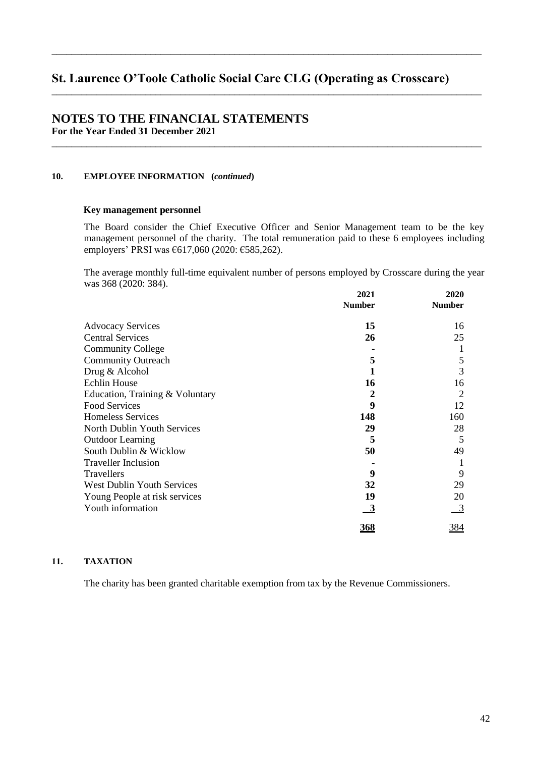# St. Laurence O'Toole Catholic Social Care CLG (Operating as Crosscare)

## NOTES TO THE FINANCIAL STATEMENTS
**For the Year Ended 31 December 2021**

### 10. EMPLOYEE INFORMATION (*continued*)

**Key management personnel**

The Board consider the Chief Executive Officer and Senior Management team to be the key management personnel of the charity. The total remuneration paid to these 6 employees including employers' PRSI was €617,060 (2020: €585,262).

The average monthly full-time equivalent number of persons employed by Crosscare during the year was 368 (2020: 384).

| | 2021 Number | 2020 Number |
|---|---|---|
| Advocacy Services | **15** | 16 |
| Central Services | **26** | 25 |
| Community College | **-** | 1 |
| Community Outreach | **5** | 5 |
| Drug & Alcohol | **1** | 3 |
| Echlin House | **16** | 16 |
| Education, Training & Voluntary | **2** | 2 |
| Food Services | **9** | 12 |
| Homeless Services | **148** | 160 |
| North Dublin Youth Services | **29** | 28 |
| Outdoor Learning | **5** | 5 |
| South Dublin & Wicklow | **50** | 49 |
| Traveller Inclusion | **-** | 1 |
| Travellers | **9** | 9 |
| West Dublin Youth Services | **32** | 29 |
| Young People at risk services | **19** | 20 |
| Youth information | **3** | 3 |
| | **368** | 384 |

### 11. TAXATION

The charity has been granted charitable exemption from tax by the Revenue Commissioners.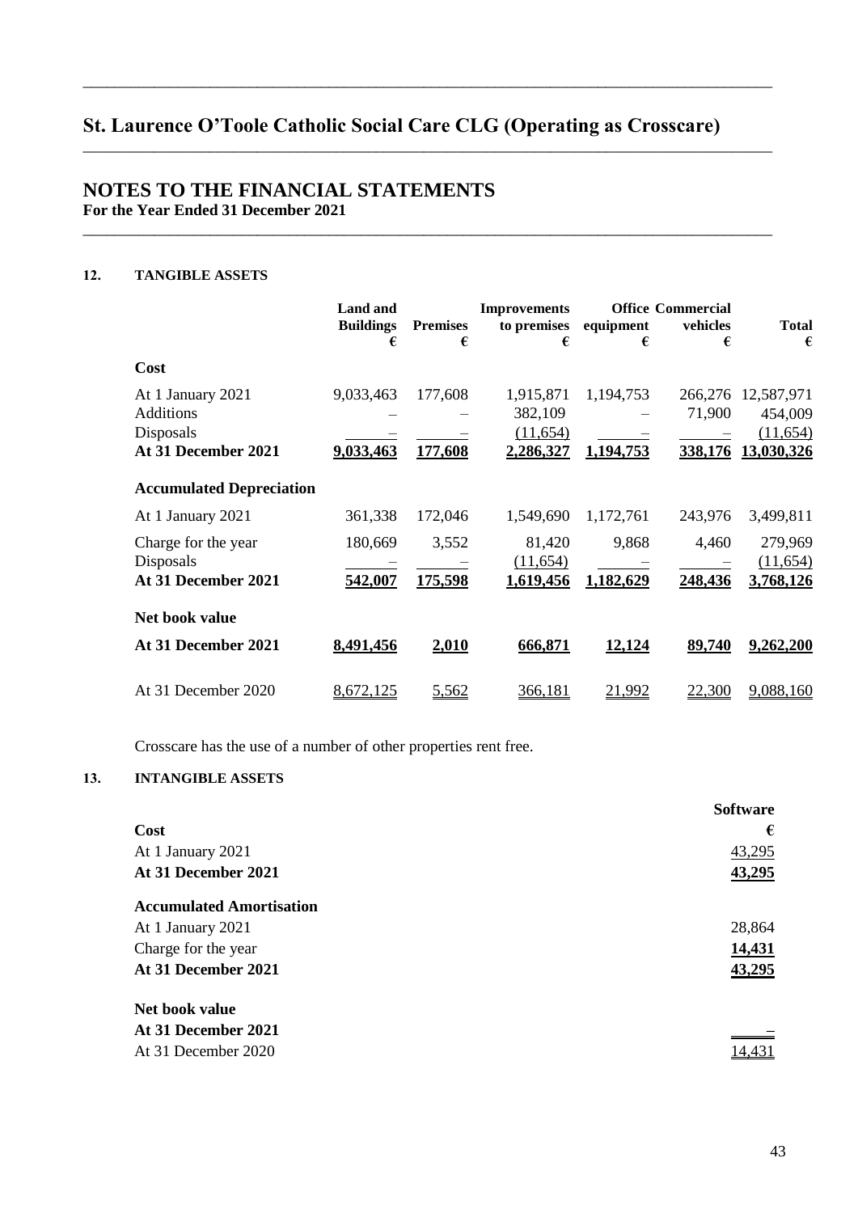# St. Laurence O'Toole Catholic Social Care CLG (Operating as Crosscare)

## NOTES TO THE FINANCIAL STATEMENTS

**For the Year Ended 31 December 2021**

### 12. TANGIBLE ASSETS

| | Land and Buildings € | Premises € | Improvements to premises € | Office equipment € | Commercial vehicles € | Total € |
|---|---|---|---|---|---|---|
| **Cost** | | | | | | |
| At 1 January 2021 | 9,033,463 | 177,608 | 1,915,871 | 1,194,753 | 266,276 | 12,587,971 |
| Additions | – | – | 382,109 | – | 71,900 | 454,009 |
| Disposals | – | – | (11,654) | – | – | (11,654) |
| **At 31 December 2021** | **9,033,463** | **177,608** | **2,286,327** | **1,194,753** | **338,176** | **13,030,326** |
| **Accumulated Depreciation** | | | | | | |
| At 1 January 2021 | 361,338 | 172,046 | 1,549,690 | 1,172,761 | 243,976 | 3,499,811 |
| Charge for the year | 180,669 | 3,552 | 81,420 | 9,868 | 4,460 | 279,969 |
| Disposals | – | – | (11,654) | – | – | (11,654) |
| **At 31 December 2021** | **542,007** | **175,598** | **1,619,456** | **1,182,629** | **248,436** | **3,768,126** |
| **Net book value** | | | | | | |
| **At 31 December 2021** | **8,491,456** | **2,010** | **666,871** | **12,124** | **89,740** | **9,262,200** |
| At 31 December 2020 | 8,672,125 | 5,562 | 366,181 | 21,992 | 22,300 | 9,088,160 |

Crosscare has the use of a number of other properties rent free.

### 13. INTANGIBLE ASSETS

| | Software |
|---|---|
| **Cost** | **€** |
| At 1 January 2021 | 43,295 |
| **At 31 December 2021** | **43,295** |
| **Accumulated Amortisation** | |
| At 1 January 2021 | 28,864 |
| Charge for the year | **14,431** |
| **At 31 December 2021** | **43,295** |
| **Net book value** | |
| **At 31 December 2021** | – |
| At 31 December 2020 | 14,431 |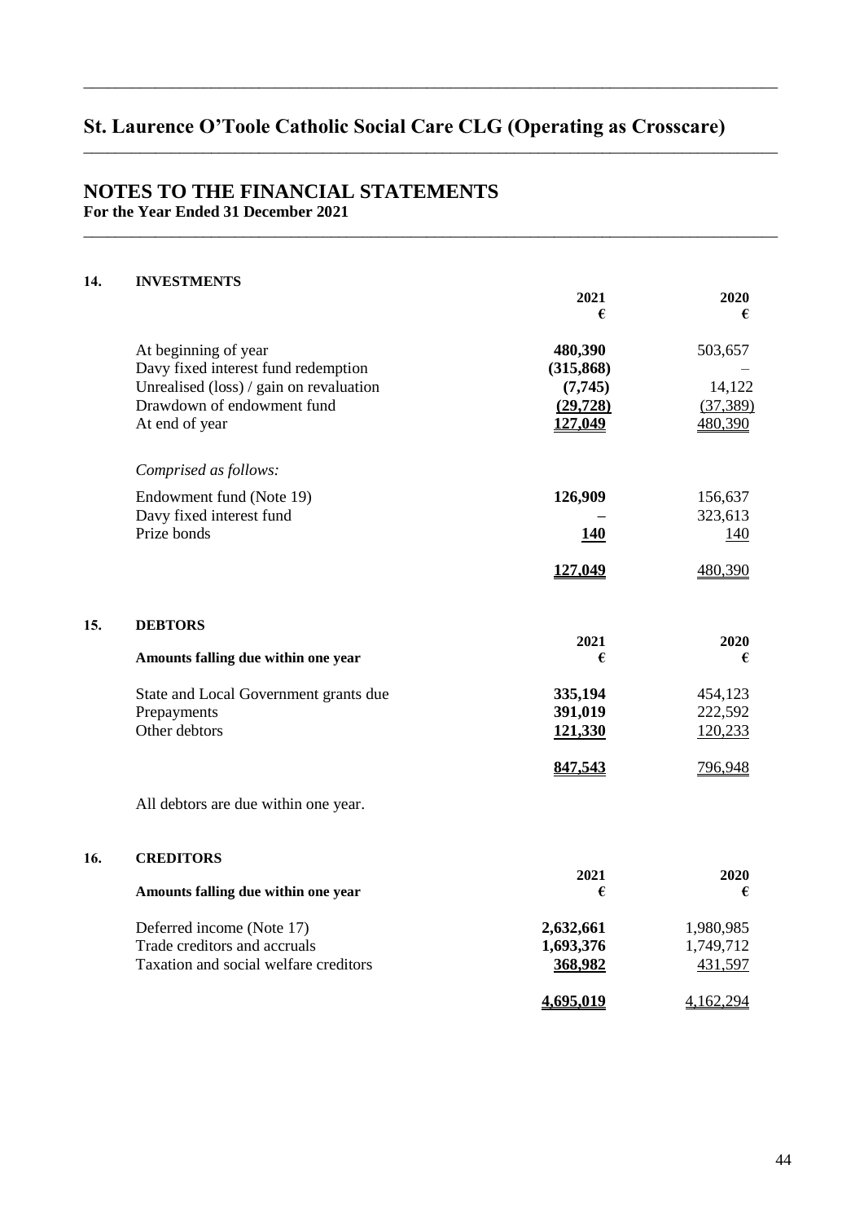# St. Laurence O'Toole Catholic Social Care CLG (Operating as Crosscare)

## NOTES TO THE FINANCIAL STATEMENTS

**For the Year Ended 31 December 2021**

### 14. INVESTMENTS

| | 2021 € | 2020 € |
|---|---|---|
| At beginning of year | **480,390** | 503,657 |
| Davy fixed interest fund redemption | **(315,868)** | – |
| Unrealised (loss) / gain on revaluation | **(7,745)** | 14,122 |
| Drawdown of endowment fund | **(29,728)** | (37,389) |
| At end of year | **127,049** | 480,390 |
| *Comprised as follows:* | | |
| Endowment fund (Note 19) | **126,909** | 156,637 |
| Davy fixed interest fund | **–** | 323,613 |
| Prize bonds | **140** | 140 |
| | **127,049** | 480,390 |

### 15. DEBTORS

| Amounts falling due within one year | 2021 € | 2020 € |
|---|---|---|
| State and Local Government grants due | **335,194** | 454,123 |
| Prepayments | **391,019** | 222,592 |
| Other debtors | **121,330** | 120,233 |
| | **847,543** | 796,948 |

All debtors are due within one year.

### 16. CREDITORS

| Amounts falling due within one year | 2021 € | 2020 € |
|---|---|---|
| Deferred income (Note 17) | **2,632,661** | 1,980,985 |
| Trade creditors and accruals | **1,693,376** | 1,749,712 |
| Taxation and social welfare creditors | **368,982** | 431,597 |
| | **4,695,019** | 4,162,294 |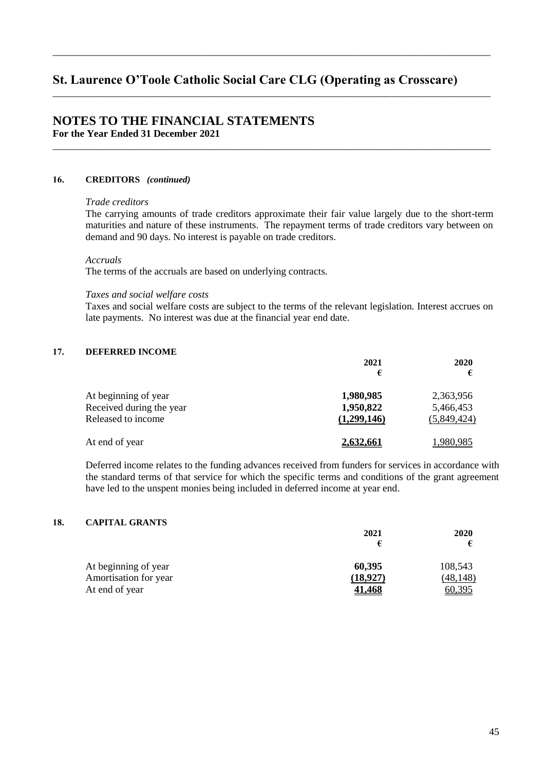# St. Laurence O'Toole Catholic Social Care CLG (Operating as Crosscare)

## NOTES TO THE FINANCIAL STATEMENTS

**For the Year Ended 31 December 2021**

### 16. CREDITORS *(continued)*

*Trade creditors*

The carrying amounts of trade creditors approximate their fair value largely due to the short-term maturities and nature of these instruments. The repayment terms of trade creditors vary between on demand and 90 days. No interest is payable on trade creditors.

*Accruals*

The terms of the accruals are based on underlying contracts.

*Taxes and social welfare costs*

Taxes and social welfare costs are subject to the terms of the relevant legislation. Interest accrues on late payments. No interest was due at the financial year end date.

### 17. DEFERRED INCOME

| | 2021<br>€ | 2020<br>€ |
|---|---|---|
| At beginning of year | **1,980,985** | 2,363,956 |
| Received during the year | **1,950,822** | 5,466,453 |
| Released to income | **(1,299,146)** | (5,849,424) |
| At end of year | **2,632,661** | 1,980,985 |

Deferred income relates to the funding advances received from funders for services in accordance with the standard terms of that service for which the specific terms and conditions of the grant agreement have led to the unspent monies being included in deferred income at year end.

### 18. CAPITAL GRANTS

| | 2021<br>€ | 2020<br>€ |
|---|---|---|
| At beginning of year | **60,395** | 108,543 |
| Amortisation for year | **(18,927)** | (48,148) |
| At end of year | **41,468** | 60,395 |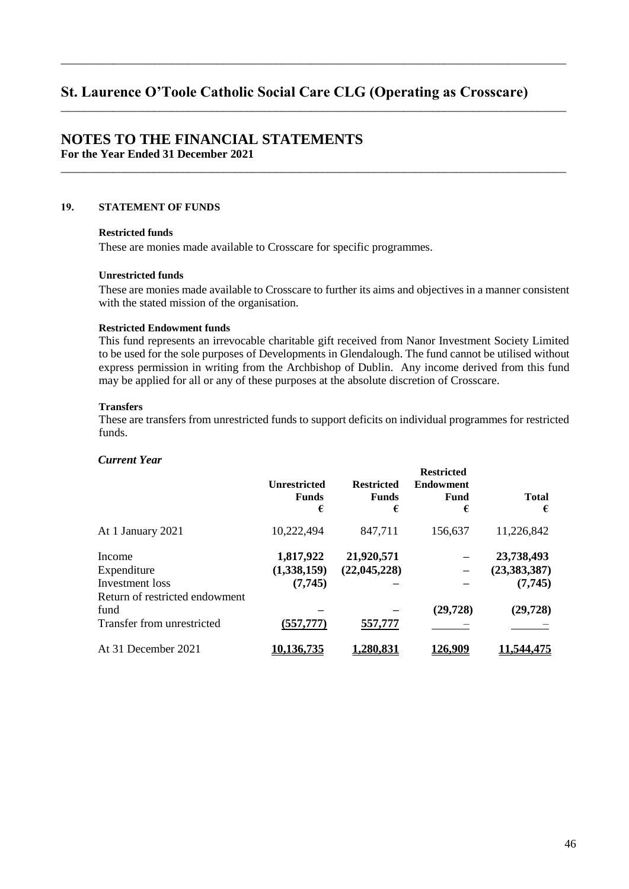# St. Laurence O'Toole Catholic Social Care CLG (Operating as Crosscare)

## NOTES TO THE FINANCIAL STATEMENTS

**For the Year Ended 31 December 2021**

### 19. STATEMENT OF FUNDS

**Restricted funds**

These are monies made available to Crosscare for specific programmes.

**Unrestricted funds**

These are monies made available to Crosscare to further its aims and objectives in a manner consistent with the stated mission of the organisation.

**Restricted Endowment funds**

This fund represents an irrevocable charitable gift received from Nanor Investment Society Limited to be used for the sole purposes of Developments in Glendalough. The fund cannot be utilised without express permission in writing from the Archbishop of Dublin. Any income derived from this fund may be applied for all or any of these purposes at the absolute discretion of Crosscare.

**Transfers**

These are transfers from unrestricted funds to support deficits on individual programmes for restricted funds.

***Current Year***

| | Unrestricted Funds € | Restricted Funds € | Restricted Endowment Fund € | Total € |
|---|---|---|---|---|
| At 1 January 2021 | 10,222,494 | 847,711 | 156,637 | 11,226,842 |
| Income | **1,817,922** | **21,920,571** | – | **23,738,493** |
| Expenditure | **(1,338,159)** | **(22,045,228)** | – | **(23,383,387)** |
| Investment loss | **(7,745)** | – | – | **(7,745)** |
| Return of restricted endowment fund | – | – | **(29,728)** | **(29,728)** |
| Transfer from unrestricted | **(557,777)** | **557,777** | – | – |
| At 31 December 2021 | **10,136,735** | **1,280,831** | **126,909** | **11,544,475** |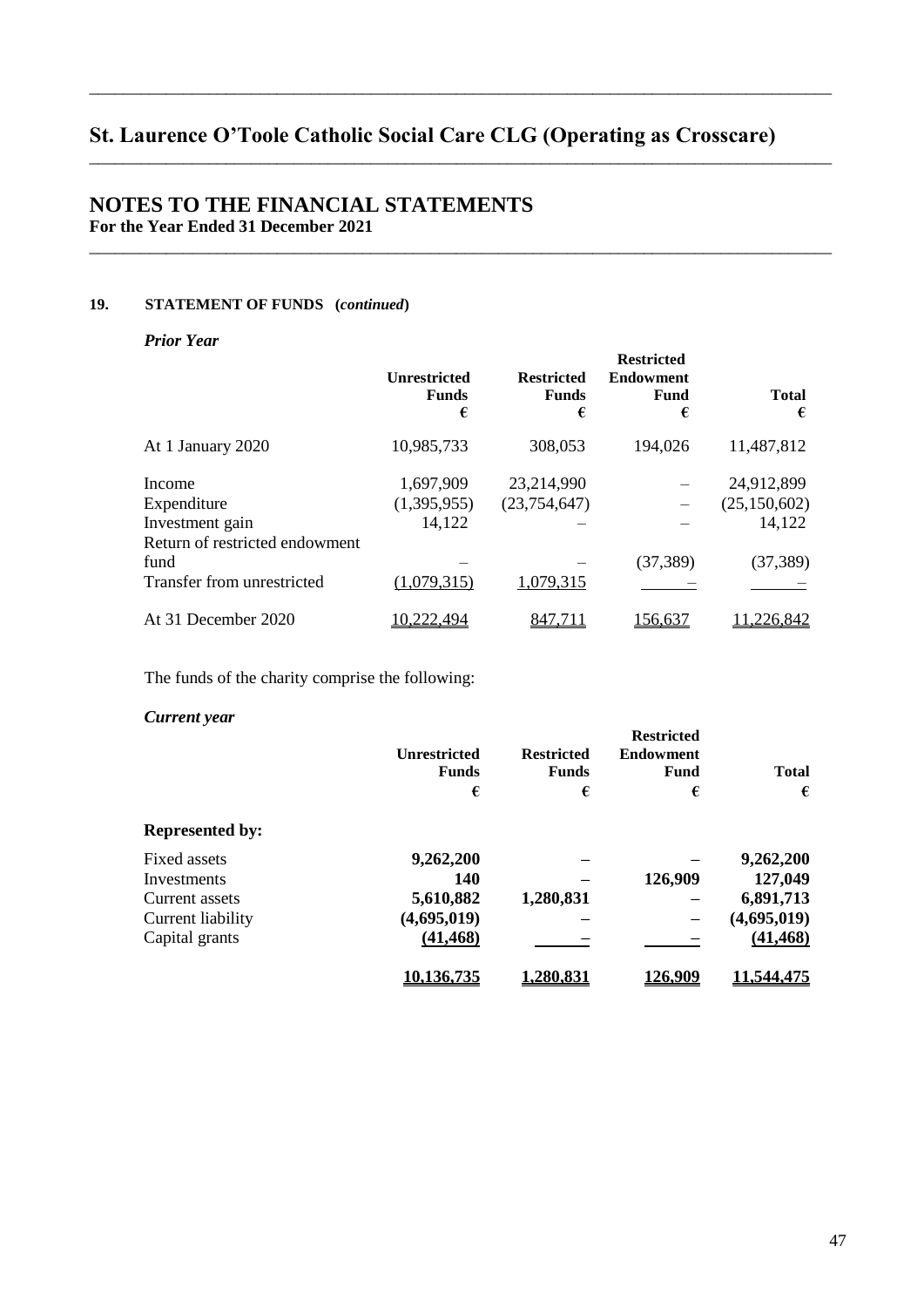# St. Laurence O'Toole Catholic Social Care CLG (Operating as Crosscare)

## NOTES TO THE FINANCIAL STATEMENTS

**For the Year Ended 31 December 2021**

### 19. STATEMENT OF FUNDS (*continued*)

***Prior Year***

| | Unrestricted Funds € | Restricted Funds € | Restricted Endowment Fund € | Total € |
|---|---|---|---|---|
| At 1 January 2020 | 10,985,733 | 308,053 | 194,026 | 11,487,812 |
| Income | 1,697,909 | 23,214,990 | – | 24,912,899 |
| Expenditure | (1,395,955) | (23,754,647) | – | (25,150,602) |
| Investment gain | 14,122 | – | – | 14,122 |
| Return of restricted endowment fund | – | – | (37,389) | (37,389) |
| Transfer from unrestricted | (1,079,315) | 1,079,315 | – | – |
| At 31 December 2020 | 10,222,494 | 847,711 | 156,637 | 11,226,842 |

The funds of the charity comprise the following:

***Current year***

| | Unrestricted Funds € | Restricted Funds € | Restricted Endowment Fund € | Total € |
|---|---|---|---|---|
| **Represented by:** | | | | |
| Fixed assets | **9,262,200** | **–** | **–** | **9,262,200** |
| Investments | **140** | **–** | **126,909** | **127,049** |
| Current assets | **5,610,882** | **1,280,831** | **–** | **6,891,713** |
| Current liability | **(4,695,019)** | **–** | **–** | **(4,695,019)** |
| Capital grants | **(41,468)** | **–** | **–** | **(41,468)** |
| | **10,136,735** | **1,280,831** | **126,909** | **11,544,475** |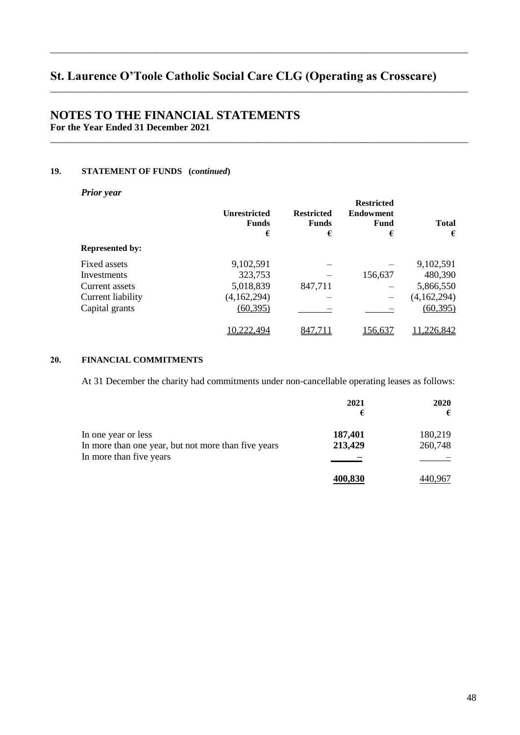# St. Laurence O'Toole Catholic Social Care CLG (Operating as Crosscare)

## NOTES TO THE FINANCIAL STATEMENTS

**For the Year Ended 31 December 2021**

### 19. STATEMENT OF FUNDS (*continued*)

***Prior year***

| | Unrestricted Funds € | Restricted Funds € | Restricted Endowment Fund € | Total € |
|---|---|---|---|---|
| **Represented by:** | | | | |
| Fixed assets | 9,102,591 | – | – | 9,102,591 |
| Investments | 323,753 | – | 156,637 | 480,390 |
| Current assets | 5,018,839 | 847,711 | – | 5,866,550 |
| Current liability | (4,162,294) | – | – | (4,162,294) |
| Capital grants | (60,395) | – | – | (60,395) |
| | 10,222,494 | 847,711 | 156,637 | 11,226,842 |

### 20. FINANCIAL COMMITMENTS

At 31 December the charity had commitments under non-cancellable operating leases as follows:

| | 2021 € | 2020 € |
|---|---|---|
| In one year or less | **187,401** | 180,219 |
| In more than one year, but not more than five years | **213,429** | 260,748 |
| In more than five years | **–** | – |
| | **400,830** | 440,967 |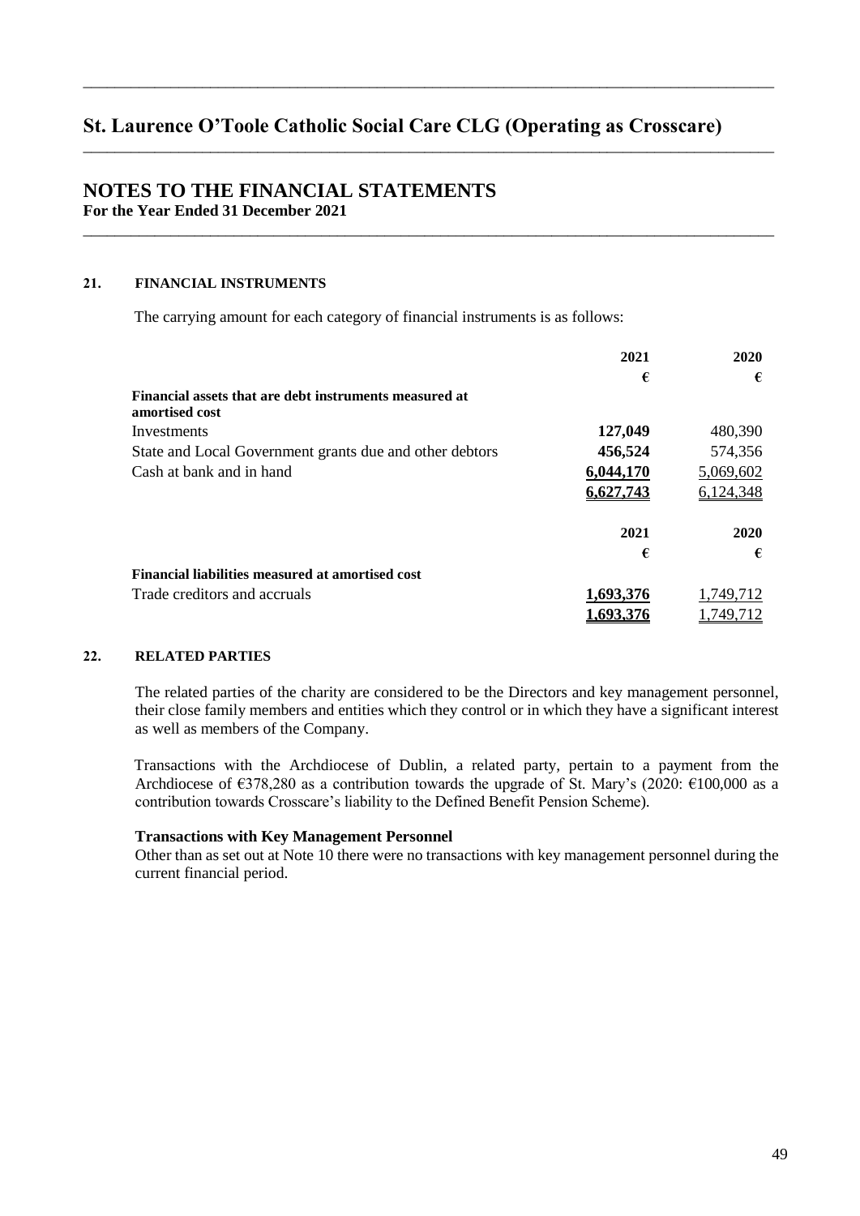## 21. FINANCIAL INSTRUMENTS

The carrying amount for each category of financial instruments is as follows:

| | 2021 | 2020 |
|---|---|---|
| | € | € |
| **Financial assets that are debt instruments measured at amortised cost** | | |
| Investments | **127,049** | 480,390 |
| State and Local Government grants due and other debtors | **456,524** | 574,356 |
| Cash at bank and in hand | **6,044,170** | 5,069,602 |
| | **6,627,743** | 6,124,348 |

| | 2021 | 2020 |
|---|---|---|
| | € | € |
| **Financial liabilities measured at amortised cost** | | |
| Trade creditors and accruals | **1,693,376** | 1,749,712 |
| | **1,693,376** | 1,749,712 |

## 22. RELATED PARTIES

The related parties of the charity are considered to be the Directors and key management personnel, their close family members and entities which they control or in which they have a significant interest as well as members of the Company.

Transactions with the Archdiocese of Dublin, a related party, pertain to a payment from the Archdiocese of €378,280 as a contribution towards the upgrade of St. Mary's (2020: €100,000 as a contribution towards Crosscare's liability to the Defined Benefit Pension Scheme).

**Transactions with Key Management Personnel**

Other than as set out at Note 10 there were no transactions with key management personnel during the current financial period.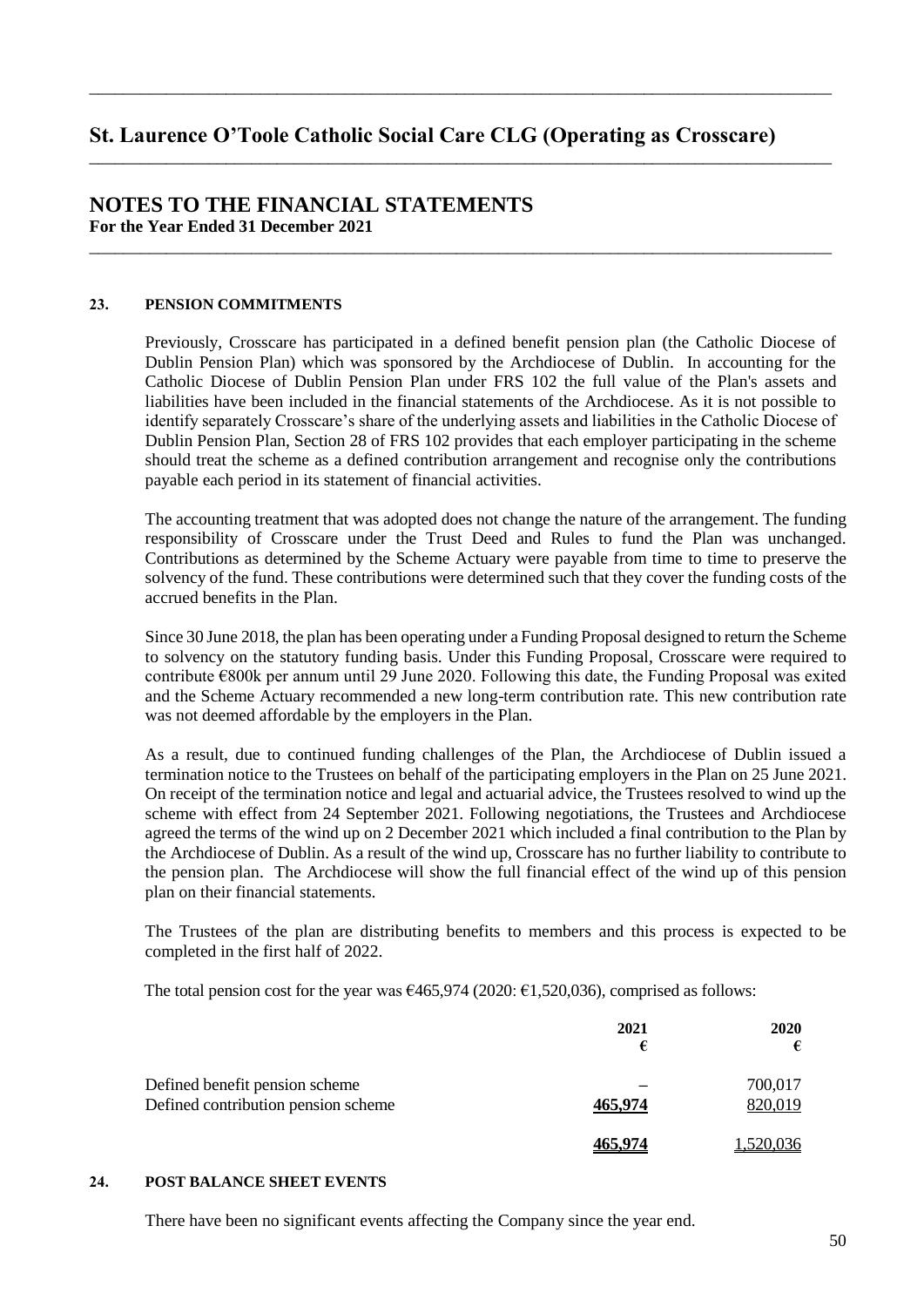# St. Laurence O'Toole Catholic Social Care CLG (Operating as Crosscare)

## NOTES TO THE FINANCIAL STATEMENTS

**For the Year Ended 31 December 2021**

### 23. PENSION COMMITMENTS

Previously, Crosscare has participated in a defined benefit pension plan (the Catholic Diocese of Dublin Pension Plan) which was sponsored by the Archdiocese of Dublin. In accounting for the Catholic Diocese of Dublin Pension Plan under FRS 102 the full value of the Plan's assets and liabilities have been included in the financial statements of the Archdiocese. As it is not possible to identify separately Crosscare's share of the underlying assets and liabilities in the Catholic Diocese of Dublin Pension Plan, Section 28 of FRS 102 provides that each employer participating in the scheme should treat the scheme as a defined contribution arrangement and recognise only the contributions payable each period in its statement of financial activities.

The accounting treatment that was adopted does not change the nature of the arrangement. The funding responsibility of Crosscare under the Trust Deed and Rules to fund the Plan was unchanged. Contributions as determined by the Scheme Actuary were payable from time to time to preserve the solvency of the fund. These contributions were determined such that they cover the funding costs of the accrued benefits in the Plan.

Since 30 June 2018, the plan has been operating under a Funding Proposal designed to return the Scheme to solvency on the statutory funding basis. Under this Funding Proposal, Crosscare were required to contribute €800k per annum until 29 June 2020. Following this date, the Funding Proposal was exited and the Scheme Actuary recommended a new long-term contribution rate. This new contribution rate was not deemed affordable by the employers in the Plan.

As a result, due to continued funding challenges of the Plan, the Archdiocese of Dublin issued a termination notice to the Trustees on behalf of the participating employers in the Plan on 25 June 2021. On receipt of the termination notice and legal and actuarial advice, the Trustees resolved to wind up the scheme with effect from 24 September 2021. Following negotiations, the Trustees and Archdiocese agreed the terms of the wind up on 2 December 2021 which included a final contribution to the Plan by the Archdiocese of Dublin. As a result of the wind up, Crosscare has no further liability to contribute to the pension plan. The Archdiocese will show the full financial effect of the wind up of this pension plan on their financial statements.

The Trustees of the plan are distributing benefits to members and this process is expected to be completed in the first half of 2022.

The total pension cost for the year was €465,974 (2020: €1,520,036), comprised as follows:

| | 2021 € | 2020 € |
|---|---|---|
| Defined benefit pension scheme | – | 700,017 |
| Defined contribution pension scheme | 465,974 | 820,019 |
| | **465,974** | 1,520,036 |

### 24. POST BALANCE SHEET EVENTS

There have been no significant events affecting the Company since the year end.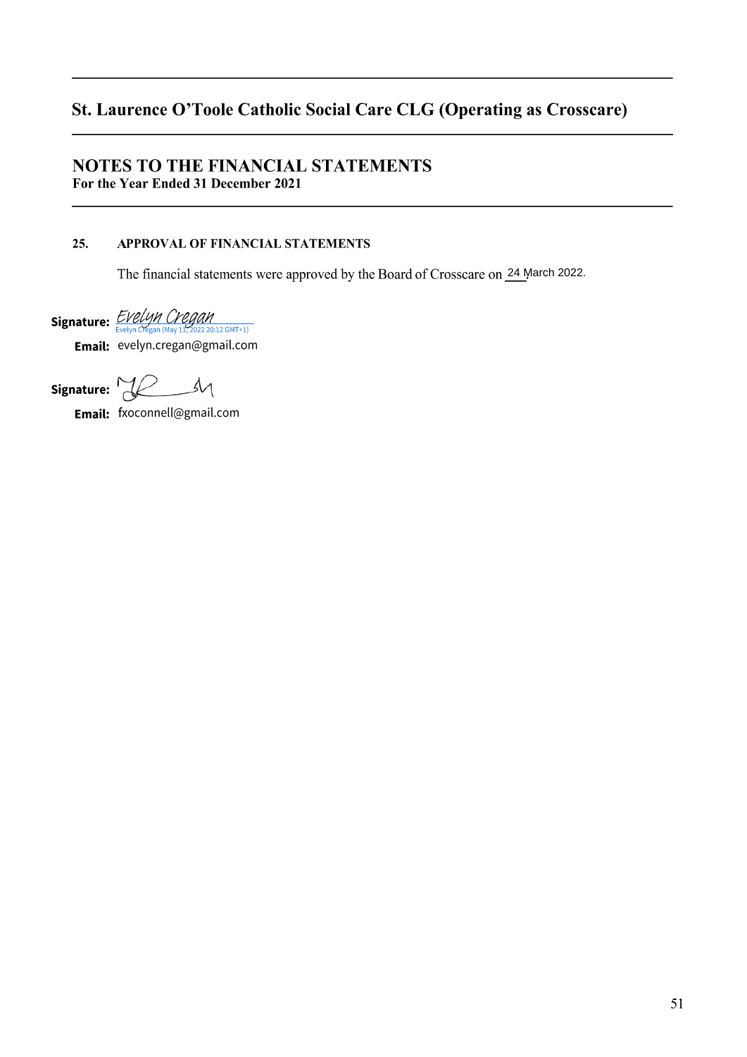# St. Laurence O'Toole Catholic Social Care CLG (Operating as Crosscare)

## NOTES TO THE FINANCIAL STATEMENTS

**For the Year Ended 31 December 2021**

### 25. APPROVAL OF FINANCIAL STATEMENTS

The financial statements were approved by the Board of Crosscare on 24 March 2022.

**Signature:** Evelyn Cregan
Evelyn Cregan (May 11, 2022 20:12 GMT+1)

**Email:** evelyn.cregan@gmail.com

**Signature:**

**Email:** fxoconnell@gmail.com